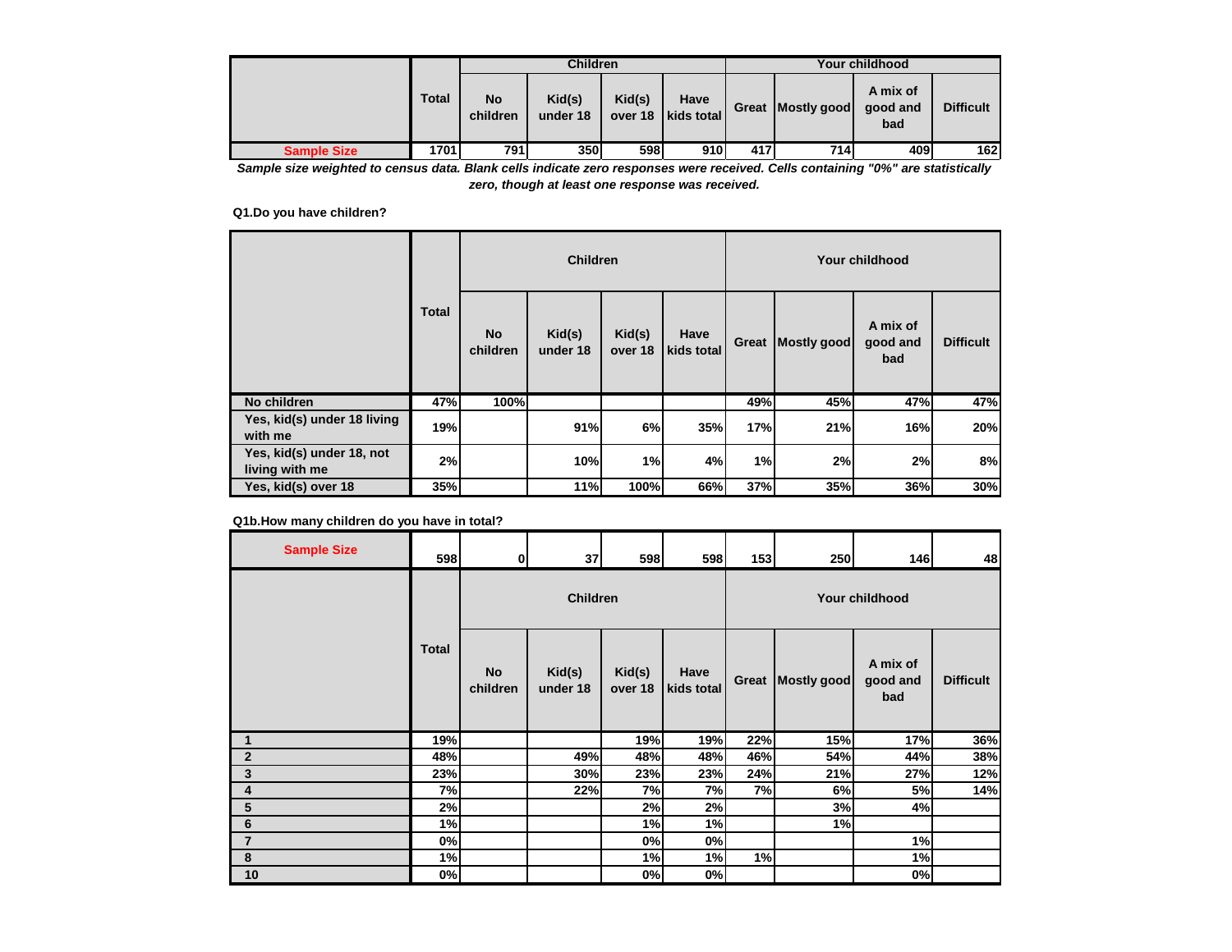| | Total | Children | | | | Your childhood | | | |
|---|---|---|---|---|---|---|---|---|---|
| | | No children | Kid(s) under 18 | Kid(s) over 18 | Have kids total | Great | Mostly good | A mix of good and bad | Difficult |
| Sample Size | 1701 | 791 | 350 | 598 | 910 | 417 | 714 | 409 | 162 |

***Sample size weighted to census data. Blank cells indicate zero responses were received. Cells containing "0%" are statistically zero, though at least one response was received.***

**Q1.Do you have children?**

| | Total | Children | | | | Your childhood | | | |
|---|---|---|---|---|---|---|---|---|---|
| | | No children | Kid(s) under 18 | Kid(s) over 18 | Have kids total | Great | Mostly good | A mix of good and bad | Difficult |
| No children | 47% | 100% | | | | 49% | 45% | 47% | 47% |
| Yes, kid(s) under 18 living with me | 19% | | 91% | 6% | 35% | 17% | 21% | 16% | 20% |
| Yes, kid(s) under 18, not living with me | 2% | | 10% | 1% | 4% | 1% | 2% | 2% | 8% |
| Yes, kid(s) over 18 | 35% | | 11% | 100% | 66% | 37% | 35% | 36% | 30% |

**Q1b.How many children do you have in total?**

| | Total | Children | | | | Your childhood | | | |
|---|---|---|---|---|---|---|---|---|---|
| Sample Size | 598 | 0 | 37 | 598 | 598 | 153 | 250 | 146 | 48 |
| | | No children | Kid(s) under 18 | Kid(s) over 18 | Have kids total | Great | Mostly good | A mix of good and bad | Difficult |
| 1 | 19% | | | 19% | 19% | 22% | 15% | 17% | 36% |
| 2 | 48% | | 49% | 48% | 48% | 46% | 54% | 44% | 38% |
| 3 | 23% | | 30% | 23% | 23% | 24% | 21% | 27% | 12% |
| 4 | 7% | | 22% | 7% | 7% | 7% | 6% | 5% | 14% |
| 5 | 2% | | | 2% | 2% | | 3% | 4% | |
| 6 | 1% | | | 1% | 1% | | 1% | | |
| 7 | 0% | | | 0% | 0% | | | 1% | |
| 8 | 1% | | | 1% | 1% | 1% | | 1% | |
| 10 | 0% | | | 0% | 0% | | | 0% | |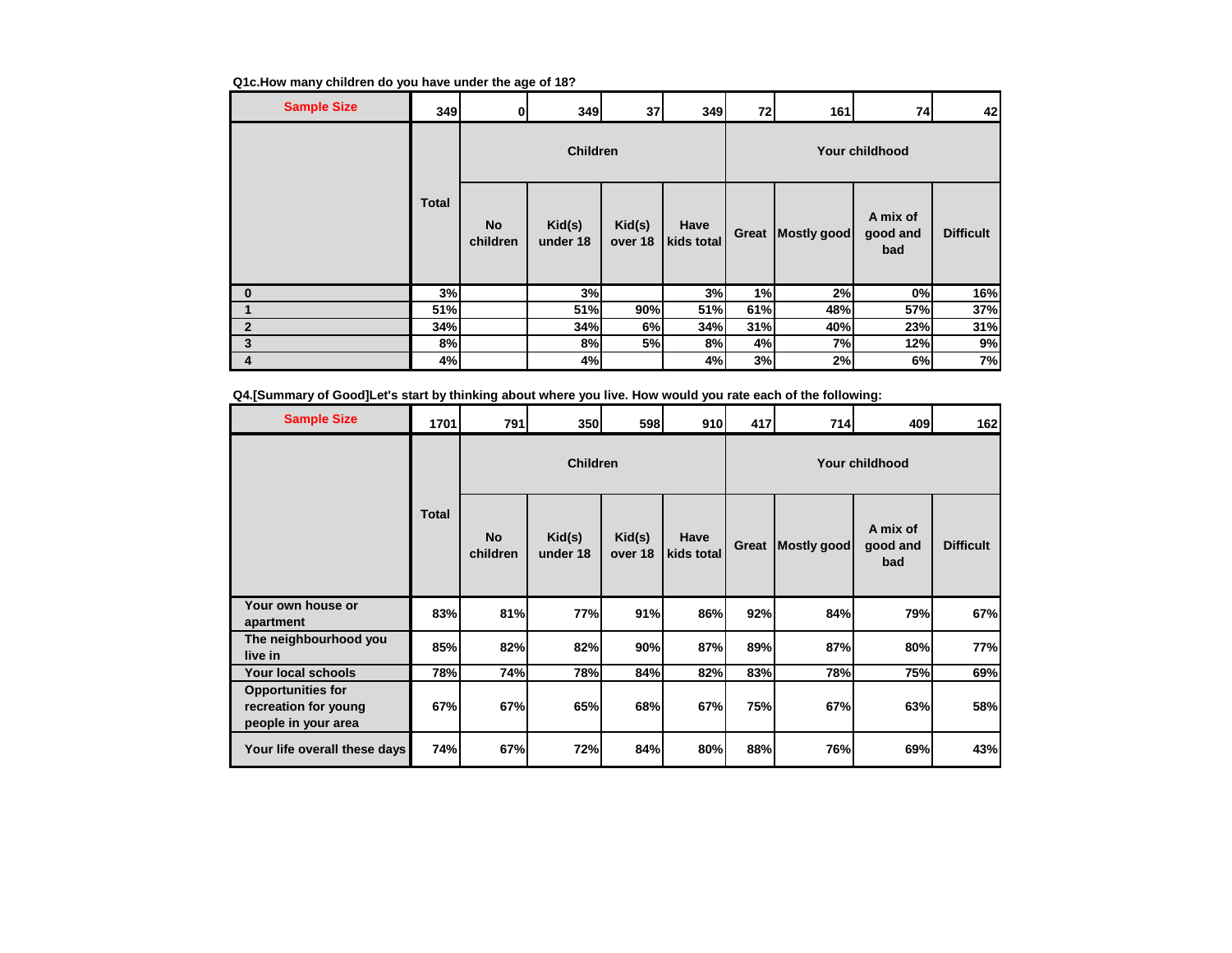**Q1c.How many children do you have under the age of 18?**

| Sample Size | 349 | 0 | 349 | 37 | 349 | 72 | 161 | 74 | 42 |
|---|---|---|---|---|---|---|---|---|---|
| | Total | Children | | | | Your childhood | | | |
| | | No children | Kid(s) under 18 | Kid(s) over 18 | Have kids total | Great | Mostly good | A mix of good and bad | Difficult |
| 0 | 3% | | 3% | | 3% | 1% | 2% | 0% | 16% |
| 1 | 51% | | 51% | 90% | 51% | 61% | 48% | 57% | 37% |
| 2 | 34% | | 34% | 6% | 34% | 31% | 40% | 23% | 31% |
| 3 | 8% | | 8% | 5% | 8% | 4% | 7% | 12% | 9% |
| 4 | 4% | | 4% | | 4% | 3% | 2% | 6% | 7% |

**Q4.[Summary of Good]Let's start by thinking about where you live. How would you rate each of the following:**

| Sample Size | 1701 | 791 | 350 | 598 | 910 | 417 | 714 | 409 | 162 |
|---|---|---|---|---|---|---|---|---|---|
| | Total | Children | | | | Your childhood | | | |
| | | No children | Kid(s) under 18 | Kid(s) over 18 | Have kids total | Great | Mostly good | A mix of good and bad | Difficult |
| Your own house or apartment | 83% | 81% | 77% | 91% | 86% | 92% | 84% | 79% | 67% |
| The neighbourhood you live in | 85% | 82% | 82% | 90% | 87% | 89% | 87% | 80% | 77% |
| Your local schools | 78% | 74% | 78% | 84% | 82% | 83% | 78% | 75% | 69% |
| Opportunities for recreation for young people in your area | 67% | 67% | 65% | 68% | 67% | 75% | 67% | 63% | 58% |
| Your life overall these days | 74% | 67% | 72% | 84% | 80% | 88% | 76% | 69% | 43% |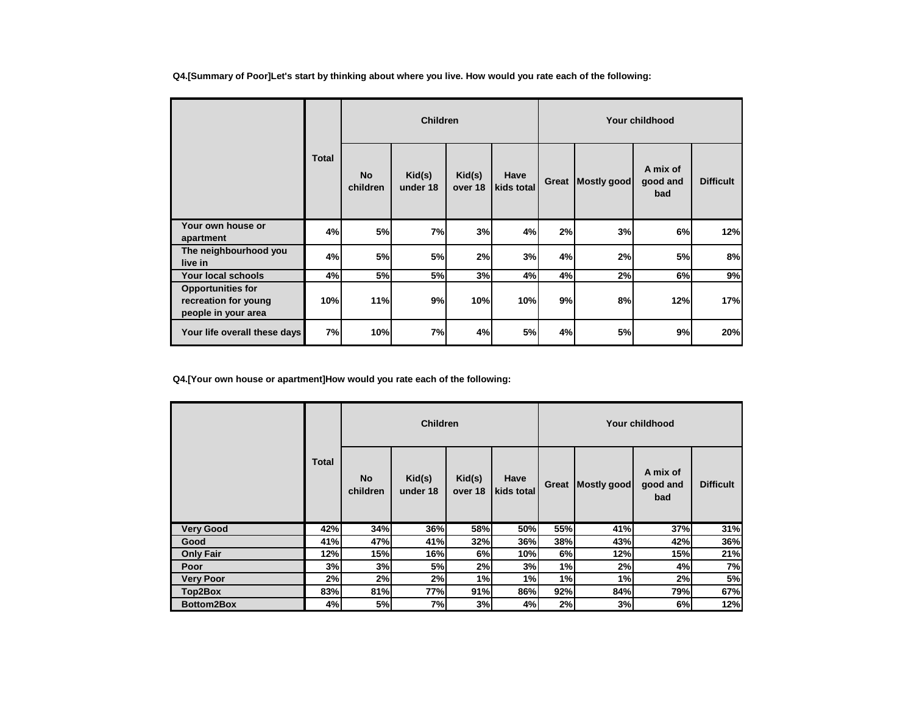**Q4.[Summary of Poor]Let's start by thinking about where you live. How would you rate each of the following:**

| | Total | Children | | | | Your childhood | | | |
|---|---|---|---|---|---|---|---|---|---|
| | | No children | Kid(s) under 18 | Kid(s) over 18 | Have kids total | Great | Mostly good | A mix of good and bad | Difficult |
| Your own house or apartment | 4% | 5% | 7% | 3% | 4% | 2% | 3% | 6% | 12% |
| The neighbourhood you live in | 4% | 5% | 5% | 2% | 3% | 4% | 2% | 5% | 8% |
| Your local schools | 4% | 5% | 5% | 3% | 4% | 4% | 2% | 6% | 9% |
| Opportunities for recreation for young people in your area | 10% | 11% | 9% | 10% | 10% | 9% | 8% | 12% | 17% |
| Your life overall these days | 7% | 10% | 7% | 4% | 5% | 4% | 5% | 9% | 20% |

**Q4.[Your own house or apartment]How would you rate each of the following:**

| | Total | Children | | | | Your childhood | | | |
|---|---|---|---|---|---|---|---|---|---|
| | | No children | Kid(s) under 18 | Kid(s) over 18 | Have kids total | Great | Mostly good | A mix of good and bad | Difficult |
| Very Good | 42% | 34% | 36% | 58% | 50% | 55% | 41% | 37% | 31% |
| Good | 41% | 47% | 41% | 32% | 36% | 38% | 43% | 42% | 36% |
| Only Fair | 12% | 15% | 16% | 6% | 10% | 6% | 12% | 15% | 21% |
| Poor | 3% | 3% | 5% | 2% | 3% | 1% | 2% | 4% | 7% |
| Very Poor | 2% | 2% | 2% | 1% | 1% | 1% | 1% | 2% | 5% |
| Top2Box | 83% | 81% | 77% | 91% | 86% | 92% | 84% | 79% | 67% |
| Bottom2Box | 4% | 5% | 7% | 3% | 4% | 2% | 3% | 6% | 12% |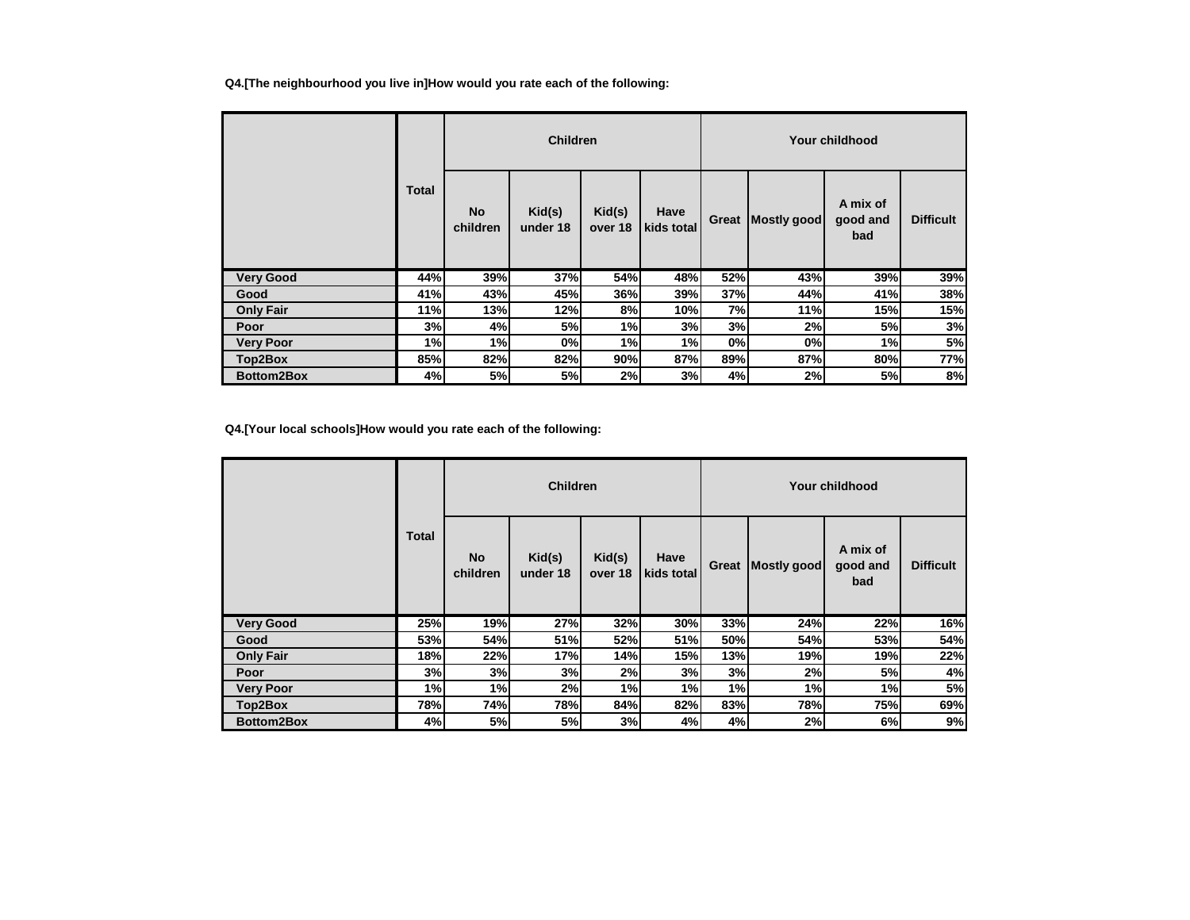**Q4.[The neighbourhood you live in]How would you rate each of the following:**

| | Total | Children | | | | Your childhood | | | |
|---|---|---|---|---|---|---|---|---|---|
| | | No children | Kid(s) under 18 | Kid(s) over 18 | Have kids total | Great | Mostly good | A mix of good and bad | Difficult |
| **Very Good** | 44% | 39% | 37% | 54% | 48% | 52% | 43% | 39% | 39% |
| **Good** | 41% | 43% | 45% | 36% | 39% | 37% | 44% | 41% | 38% |
| **Only Fair** | 11% | 13% | 12% | 8% | 10% | 7% | 11% | 15% | 15% |
| **Poor** | 3% | 4% | 5% | 1% | 3% | 3% | 2% | 5% | 3% |
| **Very Poor** | 1% | 1% | 0% | 1% | 1% | 0% | 0% | 1% | 5% |
| **Top2Box** | 85% | 82% | 82% | 90% | 87% | 89% | 87% | 80% | 77% |
| **Bottom2Box** | 4% | 5% | 5% | 2% | 3% | 4% | 2% | 5% | 8% |

**Q4.[Your local schools]How would you rate each of the following:**

| | Total | Children | | | | Your childhood | | | |
|---|---|---|---|---|---|---|---|---|---|
| | | No children | Kid(s) under 18 | Kid(s) over 18 | Have kids total | Great | Mostly good | A mix of good and bad | Difficult |
| **Very Good** | 25% | 19% | 27% | 32% | 30% | 33% | 24% | 22% | 16% |
| **Good** | 53% | 54% | 51% | 52% | 51% | 50% | 54% | 53% | 54% |
| **Only Fair** | 18% | 22% | 17% | 14% | 15% | 13% | 19% | 19% | 22% |
| **Poor** | 3% | 3% | 3% | 2% | 3% | 3% | 2% | 5% | 4% |
| **Very Poor** | 1% | 1% | 2% | 1% | 1% | 1% | 1% | 1% | 5% |
| **Top2Box** | 78% | 74% | 78% | 84% | 82% | 83% | 78% | 75% | 69% |
| **Bottom2Box** | 4% | 5% | 5% | 3% | 4% | 4% | 2% | 6% | 9% |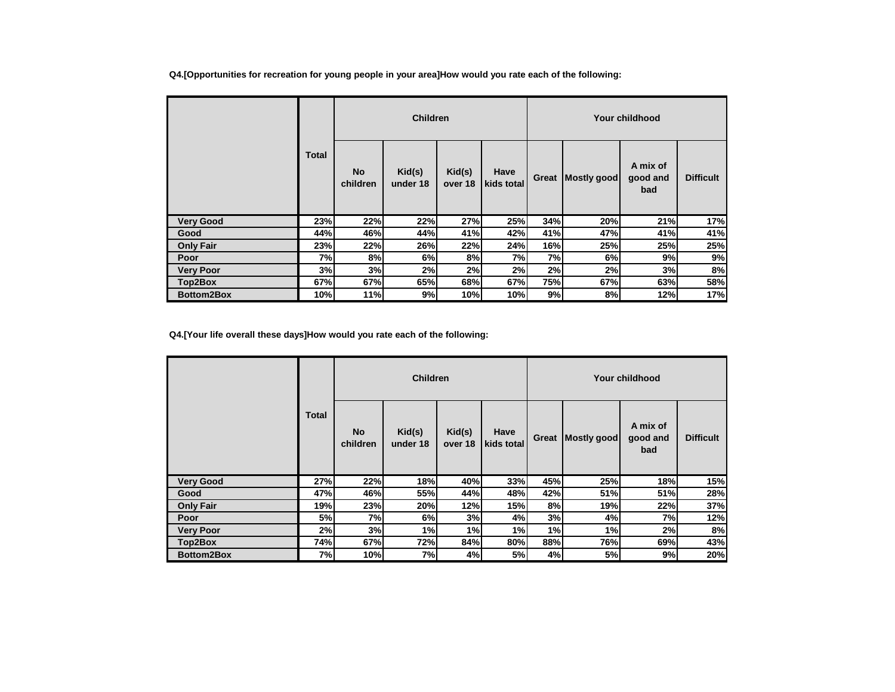**Q4.[Opportunities for recreation for young people in your area]How would you rate each of the following:**

| | Total | Children | | | | Your childhood | | | |
|---|---|---|---|---|---|---|---|---|---|
| | | No children | Kid(s) under 18 | Kid(s) over 18 | Have kids total | Great | Mostly good | A mix of good and bad | Difficult |
| Very Good | 23% | 22% | 22% | 27% | 25% | 34% | 20% | 21% | 17% |
| Good | 44% | 46% | 44% | 41% | 42% | 41% | 47% | 41% | 41% |
| Only Fair | 23% | 22% | 26% | 22% | 24% | 16% | 25% | 25% | 25% |
| Poor | 7% | 8% | 6% | 8% | 7% | 7% | 6% | 9% | 9% |
| Very Poor | 3% | 3% | 2% | 2% | 2% | 2% | 2% | 3% | 8% |
| Top2Box | 67% | 67% | 65% | 68% | 67% | 75% | 67% | 63% | 58% |
| Bottom2Box | 10% | 11% | 9% | 10% | 10% | 9% | 8% | 12% | 17% |

**Q4.[Your life overall these days]How would you rate each of the following:**

| | Total | Children | | | | Your childhood | | | |
|---|---|---|---|---|---|---|---|---|---|
| | | No children | Kid(s) under 18 | Kid(s) over 18 | Have kids total | Great | Mostly good | A mix of good and bad | Difficult |
| Very Good | 27% | 22% | 18% | 40% | 33% | 45% | 25% | 18% | 15% |
| Good | 47% | 46% | 55% | 44% | 48% | 42% | 51% | 51% | 28% |
| Only Fair | 19% | 23% | 20% | 12% | 15% | 8% | 19% | 22% | 37% |
| Poor | 5% | 7% | 6% | 3% | 4% | 3% | 4% | 7% | 12% |
| Very Poor | 2% | 3% | 1% | 1% | 1% | 1% | 1% | 2% | 8% |
| Top2Box | 74% | 67% | 72% | 84% | 80% | 88% | 76% | 69% | 43% |
| Bottom2Box | 7% | 10% | 7% | 4% | 5% | 4% | 5% | 9% | 20% |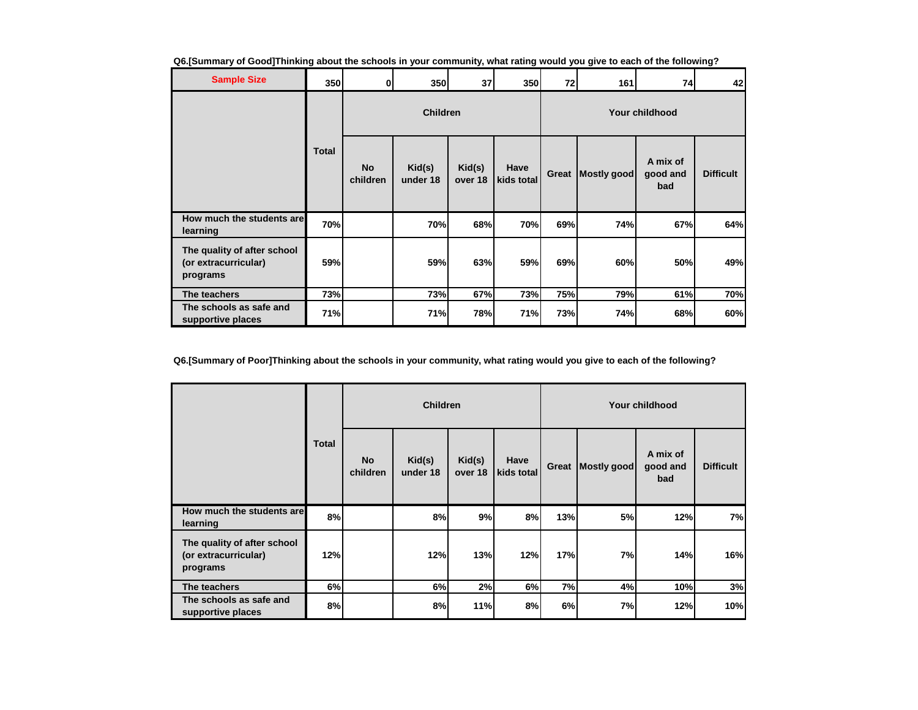**Q6.[Summary of Good]Thinking about the schools in your community, what rating would you give to each of the following?**

| Sample Size | 350 | 0 | 350 | 37 | 350 | 72 | 161 | 74 | 42 |
|---|---|---|---|---|---|---|---|---|---|
| | Total | Children | | | | Your childhood | | | |
| | | No children | Kid(s) under 18 | Kid(s) over 18 | Have kids total | Great | Mostly good | A mix of good and bad | Difficult |
| How much the students are learning | 70% | | 70% | 68% | 70% | 69% | 74% | 67% | 64% |
| The quality of after school (or extracurricular) programs | 59% | | 59% | 63% | 59% | 69% | 60% | 50% | 49% |
| The teachers | 73% | | 73% | 67% | 73% | 75% | 79% | 61% | 70% |
| The schools as safe and supportive places | 71% | | 71% | 78% | 71% | 73% | 74% | 68% | 60% |

**Q6.[Summary of Poor]Thinking about the schools in your community, what rating would you give to each of the following?**

| | Total | Children | | | | Your childhood | | | |
|---|---|---|---|---|---|---|---|---|---|
| | | No children | Kid(s) under 18 | Kid(s) over 18 | Have kids total | Great | Mostly good | A mix of good and bad | Difficult |
| How much the students are learning | 8% | | 8% | 9% | 8% | 13% | 5% | 12% | 7% |
| The quality of after school (or extracurricular) programs | 12% | | 12% | 13% | 12% | 17% | 7% | 14% | 16% |
| The teachers | 6% | | 6% | 2% | 6% | 7% | 4% | 10% | 3% |
| The schools as safe and supportive places | 8% | | 8% | 11% | 8% | 6% | 7% | 12% | 10% |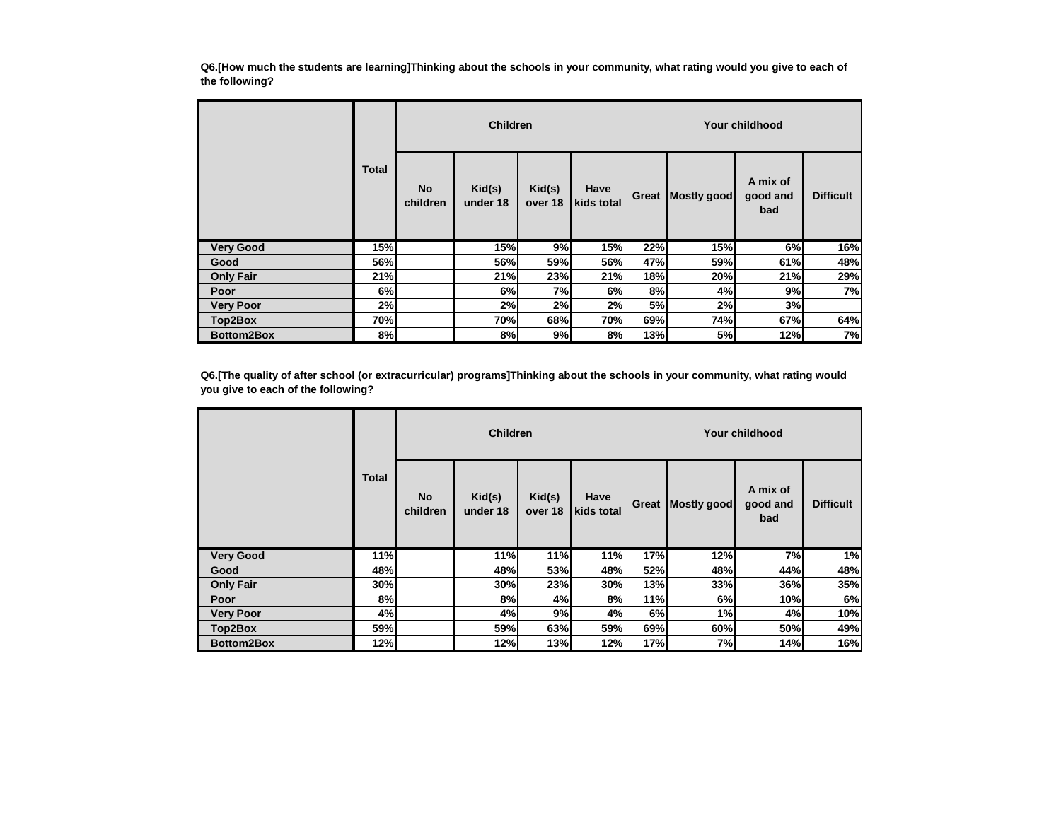**Q6.[How much the students are learning]Thinking about the schools in your community, what rating would you give to each of the following?**

| | Total | Children | | | | Your childhood | | | |
|---|---|---|---|---|---|---|---|---|---|
| | | No children | Kid(s) under 18 | Kid(s) over 18 | Have kids total | Great | Mostly good | A mix of good and bad | Difficult |
| Very Good | 15% | | 15% | 9% | 15% | 22% | 15% | 6% | 16% |
| Good | 56% | | 56% | 59% | 56% | 47% | 59% | 61% | 48% |
| Only Fair | 21% | | 21% | 23% | 21% | 18% | 20% | 21% | 29% |
| Poor | 6% | | 6% | 7% | 6% | 8% | 4% | 9% | 7% |
| Very Poor | 2% | | 2% | 2% | 2% | 5% | 2% | 3% | |
| Top2Box | 70% | | 70% | 68% | 70% | 69% | 74% | 67% | 64% |
| Bottom2Box | 8% | | 8% | 9% | 8% | 13% | 5% | 12% | 7% |

**Q6.[The quality of after school (or extracurricular) programs]Thinking about the schools in your community, what rating would you give to each of the following?**

| | Total | Children | | | | Your childhood | | | |
|---|---|---|---|---|---|---|---|---|---|
| | | No children | Kid(s) under 18 | Kid(s) over 18 | Have kids total | Great | Mostly good | A mix of good and bad | Difficult |
| Very Good | 11% | | 11% | 11% | 11% | 17% | 12% | 7% | 1% |
| Good | 48% | | 48% | 53% | 48% | 52% | 48% | 44% | 48% |
| Only Fair | 30% | | 30% | 23% | 30% | 13% | 33% | 36% | 35% |
| Poor | 8% | | 8% | 4% | 8% | 11% | 6% | 10% | 6% |
| Very Poor | 4% | | 4% | 9% | 4% | 6% | 1% | 4% | 10% |
| Top2Box | 59% | | 59% | 63% | 59% | 69% | 60% | 50% | 49% |
| Bottom2Box | 12% | | 12% | 13% | 12% | 17% | 7% | 14% | 16% |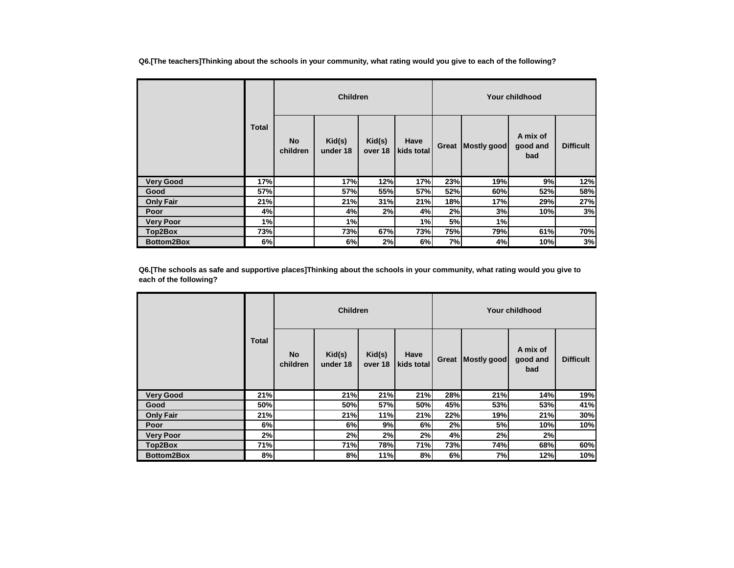**Q6.[The teachers]Thinking about the schools in your community, what rating would you give to each of the following?**

| | Total | Children | | | | Your childhood | | | |
|---|---|---|---|---|---|---|---|---|---|
| | | No children | Kid(s) under 18 | Kid(s) over 18 | Have kids total | Great | Mostly good | A mix of good and bad | Difficult |
| **Very Good** | 17% | | 17% | 12% | 17% | 23% | 19% | 9% | 12% |
| **Good** | 57% | | 57% | 55% | 57% | 52% | 60% | 52% | 58% |
| **Only Fair** | 21% | | 21% | 31% | 21% | 18% | 17% | 29% | 27% |
| **Poor** | 4% | | 4% | 2% | 4% | 2% | 3% | 10% | 3% |
| **Very Poor** | 1% | | 1% | | 1% | 5% | 1% | | |
| **Top2Box** | 73% | | 73% | 67% | 73% | 75% | 79% | 61% | 70% |
| **Bottom2Box** | 6% | | 6% | 2% | 6% | 7% | 4% | 10% | 3% |

**Q6.[The schools as safe and supportive places]Thinking about the schools in your community, what rating would you give to each of the following?**

| | Total | Children | | | | Your childhood | | | |
|---|---|---|---|---|---|---|---|---|---|
| | | No children | Kid(s) under 18 | Kid(s) over 18 | Have kids total | Great | Mostly good | A mix of good and bad | Difficult |
| **Very Good** | 21% | | 21% | 21% | 21% | 28% | 21% | 14% | 19% |
| **Good** | 50% | | 50% | 57% | 50% | 45% | 53% | 53% | 41% |
| **Only Fair** | 21% | | 21% | 11% | 21% | 22% | 19% | 21% | 30% |
| **Poor** | 6% | | 6% | 9% | 6% | 2% | 5% | 10% | 10% |
| **Very Poor** | 2% | | 2% | 2% | 2% | 4% | 2% | 2% | |
| **Top2Box** | 71% | | 71% | 78% | 71% | 73% | 74% | 68% | 60% |
| **Bottom2Box** | 8% | | 8% | 11% | 8% | 6% | 7% | 12% | 10% |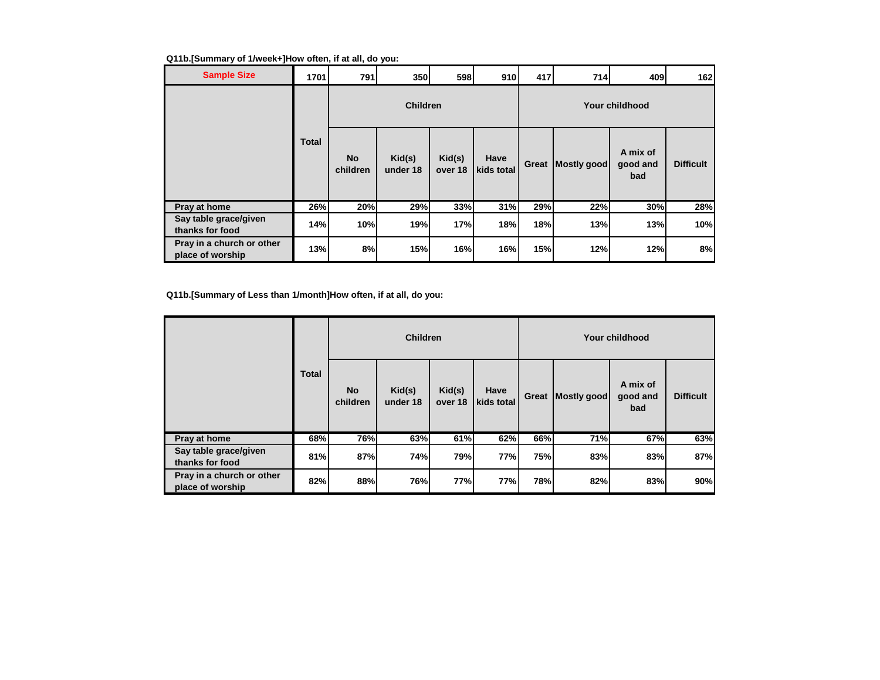**Q11b.[Summary of 1/week+]How often, if at all, do you:**

| Sample Size | 1701 | 791 | 350 | 598 | 910 | 417 | 714 | 409 | 162 |
|---|---|---|---|---|---|---|---|---|---|
| | Total | Children | | | | Your childhood | | | |
| | | No children | Kid(s) under 18 | Kid(s) over 18 | Have kids total | Great | Mostly good | A mix of good and bad | Difficult |
| Pray at home | 26% | 20% | 29% | 33% | 31% | 29% | 22% | 30% | 28% |
| Say table grace/given thanks for food | 14% | 10% | 19% | 17% | 18% | 18% | 13% | 13% | 10% |
| Pray in a church or other place of worship | 13% | 8% | 15% | 16% | 16% | 15% | 12% | 12% | 8% |

**Q11b.[Summary of Less than 1/month]How often, if at all, do you:**

| | Total | Children | | | | Your childhood | | | |
|---|---|---|---|---|---|---|---|---|---|
| | | No children | Kid(s) under 18 | Kid(s) over 18 | Have kids total | Great | Mostly good | A mix of good and bad | Difficult |
| Pray at home | 68% | 76% | 63% | 61% | 62% | 66% | 71% | 67% | 63% |
| Say table grace/given thanks for food | 81% | 87% | 74% | 79% | 77% | 75% | 83% | 83% | 87% |
| Pray in a church or other place of worship | 82% | 88% | 76% | 77% | 77% | 78% | 82% | 83% | 90% |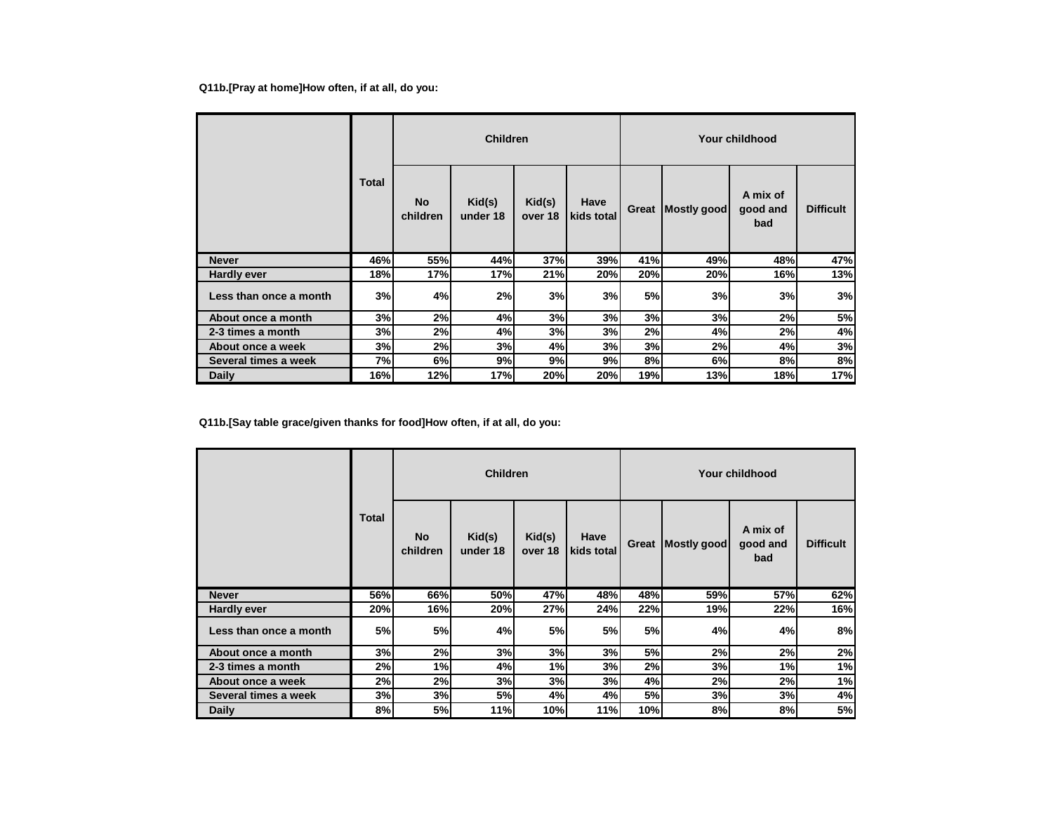**Q11b.[Pray at home]How often, if at all, do you:**

| | Total | Children | | | | Your childhood | | | |
|---|---|---|---|---|---|---|---|---|---|
| | | No children | Kid(s) under 18 | Kid(s) over 18 | Have kids total | Great | Mostly good | A mix of good and bad | Difficult |
| Never | 46% | 55% | 44% | 37% | 39% | 41% | 49% | 48% | 47% |
| Hardly ever | 18% | 17% | 17% | 21% | 20% | 20% | 20% | 16% | 13% |
| Less than once a month | 3% | 4% | 2% | 3% | 3% | 5% | 3% | 3% | 3% |
| About once a month | 3% | 2% | 4% | 3% | 3% | 3% | 3% | 2% | 5% |
| 2-3 times a month | 3% | 2% | 4% | 3% | 3% | 2% | 4% | 2% | 4% |
| About once a week | 3% | 2% | 3% | 4% | 3% | 3% | 2% | 4% | 3% |
| Several times a week | 7% | 6% | 9% | 9% | 9% | 8% | 6% | 8% | 8% |
| Daily | 16% | 12% | 17% | 20% | 20% | 19% | 13% | 18% | 17% |

**Q11b.[Say table grace/given thanks for food]How often, if at all, do you:**

| | Total | Children | | | | Your childhood | | | |
|---|---|---|---|---|---|---|---|---|---|
| | | No children | Kid(s) under 18 | Kid(s) over 18 | Have kids total | Great | Mostly good | A mix of good and bad | Difficult |
| Never | 56% | 66% | 50% | 47% | 48% | 48% | 59% | 57% | 62% |
| Hardly ever | 20% | 16% | 20% | 27% | 24% | 22% | 19% | 22% | 16% |
| Less than once a month | 5% | 5% | 4% | 5% | 5% | 5% | 4% | 4% | 8% |
| About once a month | 3% | 2% | 3% | 3% | 3% | 5% | 2% | 2% | 2% |
| 2-3 times a month | 2% | 1% | 4% | 1% | 3% | 2% | 3% | 1% | 1% |
| About once a week | 2% | 2% | 3% | 3% | 3% | 4% | 2% | 2% | 1% |
| Several times a week | 3% | 3% | 5% | 4% | 4% | 5% | 3% | 3% | 4% |
| Daily | 8% | 5% | 11% | 10% | 11% | 10% | 8% | 8% | 5% |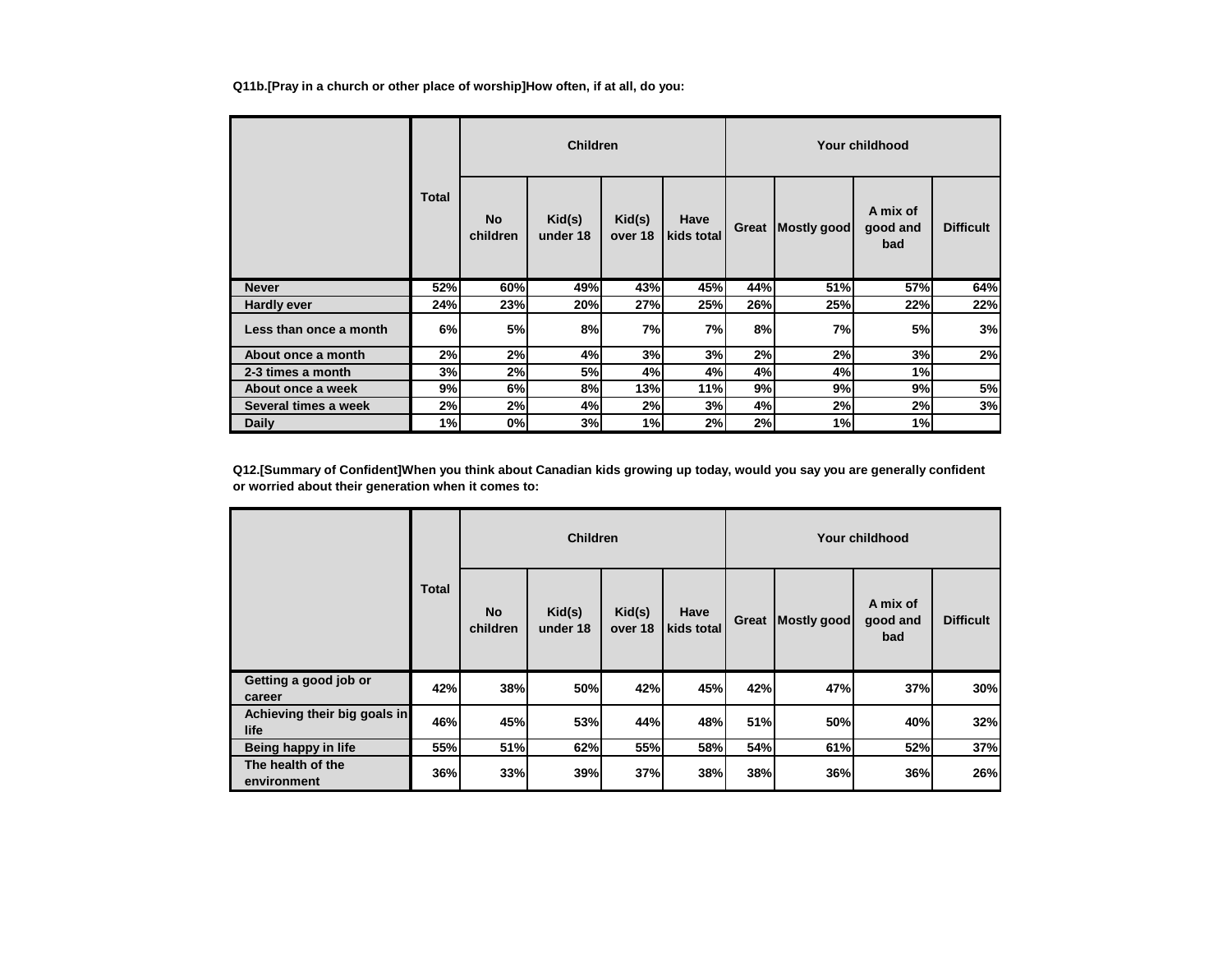**Q11b.[Pray in a church or other place of worship]How often, if at all, do you:**

| | Total | Children | | | | Your childhood | | | |
|---|---|---|---|---|---|---|---|---|---|
| | | No children | Kid(s) under 18 | Kid(s) over 18 | Have kids total | Great | Mostly good | A mix of good and bad | Difficult |
| Never | 52% | 60% | 49% | 43% | 45% | 44% | 51% | 57% | 64% |
| Hardly ever | 24% | 23% | 20% | 27% | 25% | 26% | 25% | 22% | 22% |
| Less than once a month | 6% | 5% | 8% | 7% | 7% | 8% | 7% | 5% | 3% |
| About once a month | 2% | 2% | 4% | 3% | 3% | 2% | 2% | 3% | 2% |
| 2-3 times a month | 3% | 2% | 5% | 4% | 4% | 4% | 4% | 1% | |
| About once a week | 9% | 6% | 8% | 13% | 11% | 9% | 9% | 9% | 5% |
| Several times a week | 2% | 2% | 4% | 2% | 3% | 4% | 2% | 2% | 3% |
| Daily | 1% | 0% | 3% | 1% | 2% | 2% | 1% | 1% | |

**Q12.[Summary of Confident]When you think about Canadian kids growing up today, would you say you are generally confident or worried about their generation when it comes to:**

| | Total | Children | | | | Your childhood | | | |
|---|---|---|---|---|---|---|---|---|---|
| | | No children | Kid(s) under 18 | Kid(s) over 18 | Have kids total | Great | Mostly good | A mix of good and bad | Difficult |
| Getting a good job or career | 42% | 38% | 50% | 42% | 45% | 42% | 47% | 37% | 30% |
| Achieving their big goals in life | 46% | 45% | 53% | 44% | 48% | 51% | 50% | 40% | 32% |
| Being happy in life | 55% | 51% | 62% | 55% | 58% | 54% | 61% | 52% | 37% |
| The health of the environment | 36% | 33% | 39% | 37% | 38% | 38% | 36% | 36% | 26% |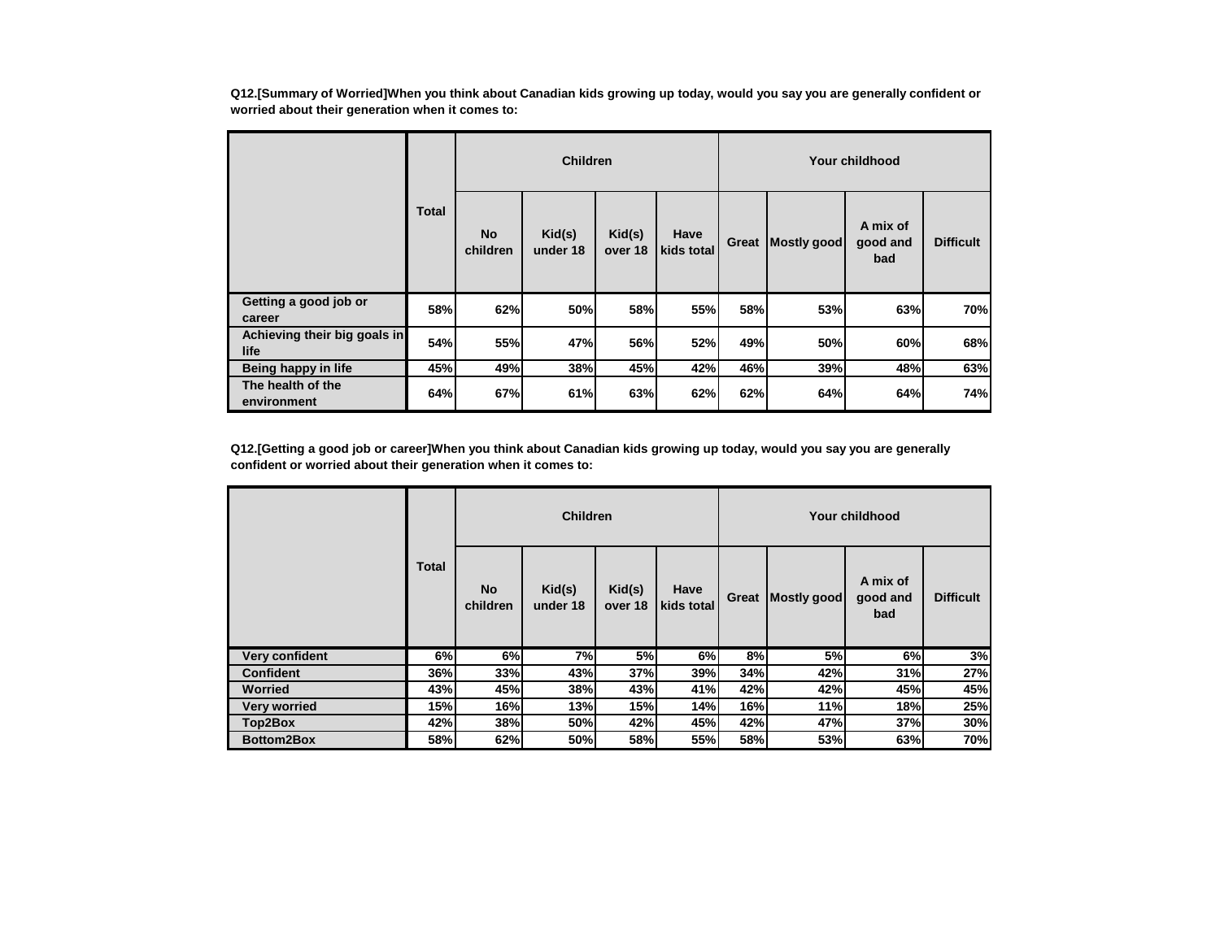**Q12.[Summary of Worried]When you think about Canadian kids growing up today, would you say you are generally confident or worried about their generation when it comes to:**

| | Total | Children | | | | Your childhood | | | |
|---|---|---|---|---|---|---|---|---|---|
| | | No children | Kid(s) under 18 | Kid(s) over 18 | Have kids total | Great | Mostly good | A mix of good and bad | Difficult |
| Getting a good job or career | 58% | 62% | 50% | 58% | 55% | 58% | 53% | 63% | 70% |
| Achieving their big goals in life | 54% | 55% | 47% | 56% | 52% | 49% | 50% | 60% | 68% |
| Being happy in life | 45% | 49% | 38% | 45% | 42% | 46% | 39% | 48% | 63% |
| The health of the environment | 64% | 67% | 61% | 63% | 62% | 62% | 64% | 64% | 74% |

**Q12.[Getting a good job or career]When you think about Canadian kids growing up today, would you say you are generally confident or worried about their generation when it comes to:**

| | Total | Children | | | | Your childhood | | | |
|---|---|---|---|---|---|---|---|---|---|
| | | No children | Kid(s) under 18 | Kid(s) over 18 | Have kids total | Great | Mostly good | A mix of good and bad | Difficult |
| Very confident | 6% | 6% | 7% | 5% | 6% | 8% | 5% | 6% | 3% |
| Confident | 36% | 33% | 43% | 37% | 39% | 34% | 42% | 31% | 27% |
| Worried | 43% | 45% | 38% | 43% | 41% | 42% | 42% | 45% | 45% |
| Very worried | 15% | 16% | 13% | 15% | 14% | 16% | 11% | 18% | 25% |
| Top2Box | 42% | 38% | 50% | 42% | 45% | 42% | 47% | 37% | 30% |
| Bottom2Box | 58% | 62% | 50% | 58% | 55% | 58% | 53% | 63% | 70% |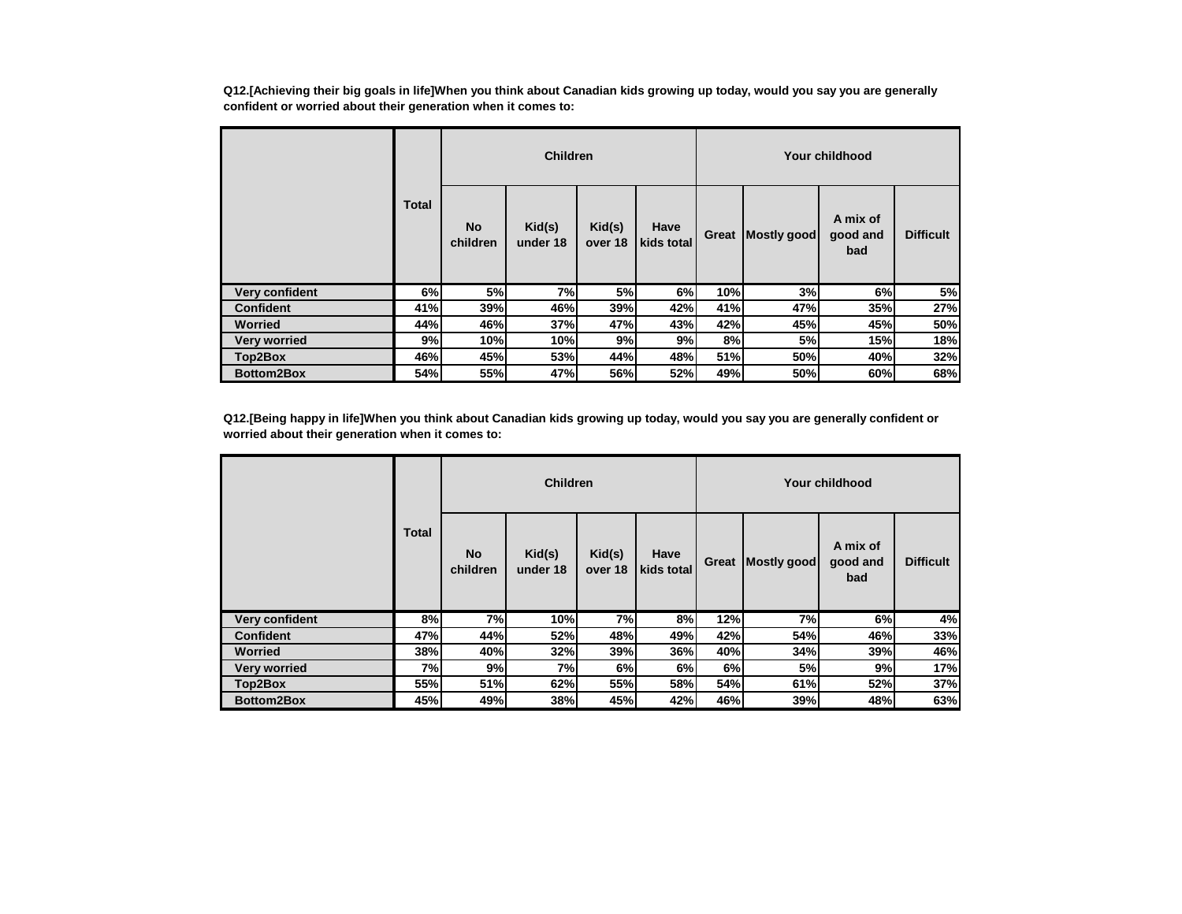**Q12.[Achieving their big goals in life]When you think about Canadian kids growing up today, would you say you are generally confident or worried about their generation when it comes to:**

| | Total | Children | | | | Your childhood | | | |
|---|---|---|---|---|---|---|---|---|---|
| | | No children | Kid(s) under 18 | Kid(s) over 18 | Have kids total | Great | Mostly good | A mix of good and bad | Difficult |
| Very confident | 6% | 5% | 7% | 5% | 6% | 10% | 3% | 6% | 5% |
| Confident | 41% | 39% | 46% | 39% | 42% | 41% | 47% | 35% | 27% |
| Worried | 44% | 46% | 37% | 47% | 43% | 42% | 45% | 45% | 50% |
| Very worried | 9% | 10% | 10% | 9% | 9% | 8% | 5% | 15% | 18% |
| Top2Box | 46% | 45% | 53% | 44% | 48% | 51% | 50% | 40% | 32% |
| Bottom2Box | 54% | 55% | 47% | 56% | 52% | 49% | 50% | 60% | 68% |

**Q12.[Being happy in life]When you think about Canadian kids growing up today, would you say you are generally confident or worried about their generation when it comes to:**

| | Total | Children | | | | Your childhood | | | |
|---|---|---|---|---|---|---|---|---|---|
| | | No children | Kid(s) under 18 | Kid(s) over 18 | Have kids total | Great | Mostly good | A mix of good and bad | Difficult |
| Very confident | 8% | 7% | 10% | 7% | 8% | 12% | 7% | 6% | 4% |
| Confident | 47% | 44% | 52% | 48% | 49% | 42% | 54% | 46% | 33% |
| Worried | 38% | 40% | 32% | 39% | 36% | 40% | 34% | 39% | 46% |
| Very worried | 7% | 9% | 7% | 6% | 6% | 6% | 5% | 9% | 17% |
| Top2Box | 55% | 51% | 62% | 55% | 58% | 54% | 61% | 52% | 37% |
| Bottom2Box | 45% | 49% | 38% | 45% | 42% | 46% | 39% | 48% | 63% |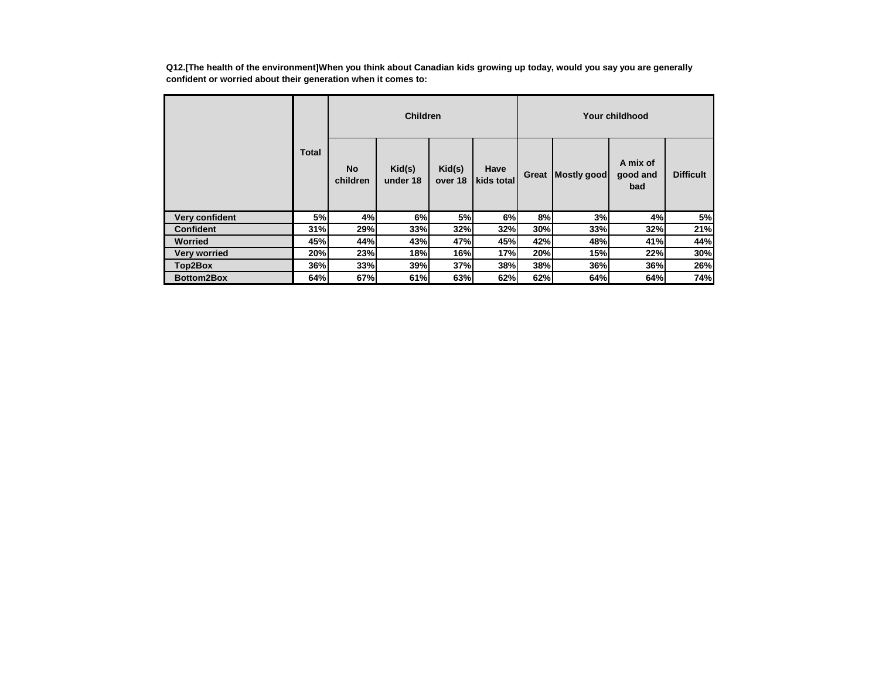**Q12.[The health of the environment]When you think about Canadian kids growing up today, would you say you are generally confident or worried about their generation when it comes to:**

| | Total | Children | | | | Your childhood | | | |
|---|---|---|---|---|---|---|---|---|---|
| | | No children | Kid(s) under 18 | Kid(s) over 18 | Have kids total | Great | Mostly good | A mix of good and bad | Difficult |
| Very confident | 5% | 4% | 6% | 5% | 6% | 8% | 3% | 4% | 5% |
| Confident | 31% | 29% | 33% | 32% | 32% | 30% | 33% | 32% | 21% |
| Worried | 45% | 44% | 43% | 47% | 45% | 42% | 48% | 41% | 44% |
| Very worried | 20% | 23% | 18% | 16% | 17% | 20% | 15% | 22% | 30% |
| Top2Box | 36% | 33% | 39% | 37% | 38% | 38% | 36% | 36% | 26% |
| Bottom2Box | 64% | 67% | 61% | 63% | 62% | 62% | 64% | 64% | 74% |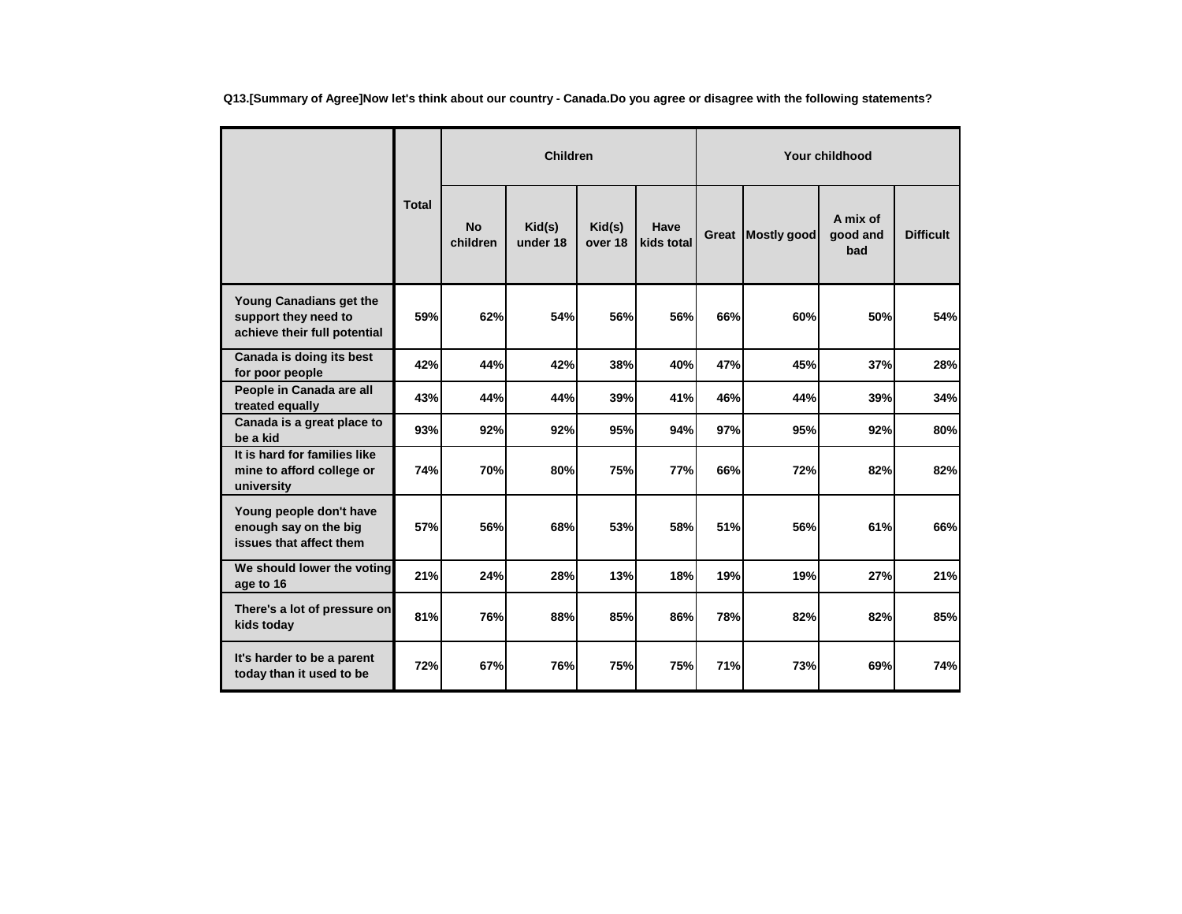**Q13.[Summary of Agree]Now let's think about our country - Canada.Do you agree or disagree with the following statements?**

| | Total | Children | | | | Your childhood | | | |
|---|---|---|---|---|---|---|---|---|---|
| | | No children | Kid(s) under 18 | Kid(s) over 18 | Have kids total | Great | Mostly good | A mix of good and bad | Difficult |
| Young Canadians get the support they need to achieve their full potential | 59% | 62% | 54% | 56% | 56% | 66% | 60% | 50% | 54% |
| Canada is doing its best for poor people | 42% | 44% | 42% | 38% | 40% | 47% | 45% | 37% | 28% |
| People in Canada are all treated equally | 43% | 44% | 44% | 39% | 41% | 46% | 44% | 39% | 34% |
| Canada is a great place to be a kid | 93% | 92% | 92% | 95% | 94% | 97% | 95% | 92% | 80% |
| It is hard for families like mine to afford college or university | 74% | 70% | 80% | 75% | 77% | 66% | 72% | 82% | 82% |
| Young people don't have enough say on the big issues that affect them | 57% | 56% | 68% | 53% | 58% | 51% | 56% | 61% | 66% |
| We should lower the voting age to 16 | 21% | 24% | 28% | 13% | 18% | 19% | 19% | 27% | 21% |
| There's a lot of pressure on kids today | 81% | 76% | 88% | 85% | 86% | 78% | 82% | 82% | 85% |
| It's harder to be a parent today than it used to be | 72% | 67% | 76% | 75% | 75% | 71% | 73% | 69% | 74% |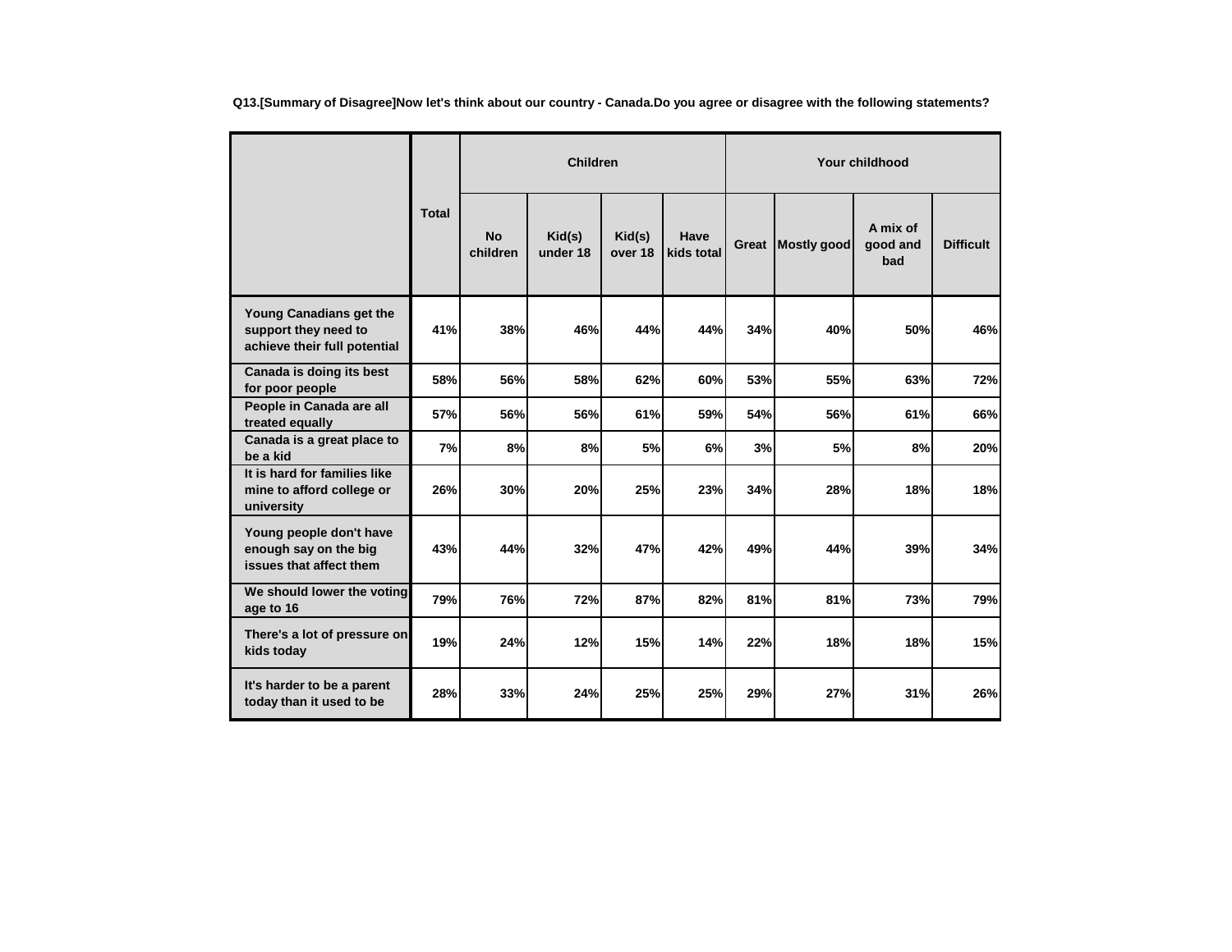**Q13.[Summary of Disagree]Now let's think about our country - Canada.Do you agree or disagree with the following statements?**

| | Total | Children | | | | Your childhood | | | |
|---|---|---|---|---|---|---|---|---|---|
| | | No children | Kid(s) under 18 | Kid(s) over 18 | Have kids total | Great | Mostly good | A mix of good and bad | Difficult |
| Young Canadians get the support they need to achieve their full potential | 41% | 38% | 46% | 44% | 44% | 34% | 40% | 50% | 46% |
| Canada is doing its best for poor people | 58% | 56% | 58% | 62% | 60% | 53% | 55% | 63% | 72% |
| People in Canada are all treated equally | 57% | 56% | 56% | 61% | 59% | 54% | 56% | 61% | 66% |
| Canada is a great place to be a kid | 7% | 8% | 8% | 5% | 6% | 3% | 5% | 8% | 20% |
| It is hard for families like mine to afford college or university | 26% | 30% | 20% | 25% | 23% | 34% | 28% | 18% | 18% |
| Young people don't have enough say on the big issues that affect them | 43% | 44% | 32% | 47% | 42% | 49% | 44% | 39% | 34% |
| We should lower the voting age to 16 | 79% | 76% | 72% | 87% | 82% | 81% | 81% | 73% | 79% |
| There's a lot of pressure on kids today | 19% | 24% | 12% | 15% | 14% | 22% | 18% | 18% | 15% |
| It's harder to be a parent today than it used to be | 28% | 33% | 24% | 25% | 25% | 29% | 27% | 31% | 26% |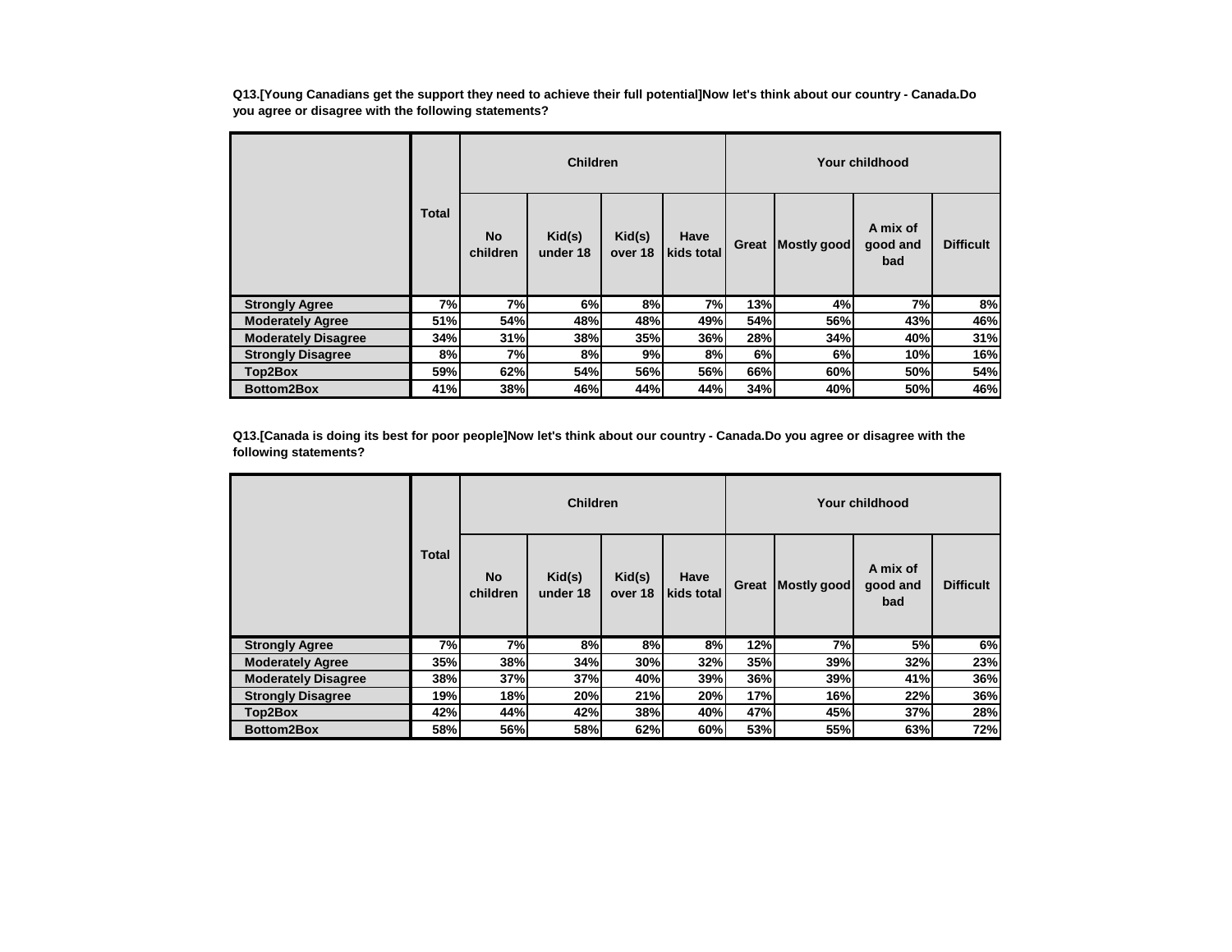**Q13.[Young Canadians get the support they need to achieve their full potential]Now let's think about our country - Canada.Do you agree or disagree with the following statements?**

| | Total | Children | | | | Your childhood | | | |
|---|---|---|---|---|---|---|---|---|---|
| | | No children | Kid(s) under 18 | Kid(s) over 18 | Have kids total | Great | Mostly good | A mix of good and bad | Difficult |
| Strongly Agree | 7% | 7% | 6% | 8% | 7% | 13% | 4% | 7% | 8% |
| Moderately Agree | 51% | 54% | 48% | 48% | 49% | 54% | 56% | 43% | 46% |
| Moderately Disagree | 34% | 31% | 38% | 35% | 36% | 28% | 34% | 40% | 31% |
| Strongly Disagree | 8% | 7% | 8% | 9% | 8% | 6% | 6% | 10% | 16% |
| Top2Box | 59% | 62% | 54% | 56% | 56% | 66% | 60% | 50% | 54% |
| Bottom2Box | 41% | 38% | 46% | 44% | 44% | 34% | 40% | 50% | 46% |

**Q13.[Canada is doing its best for poor people]Now let's think about our country - Canada.Do you agree or disagree with the following statements?**

| | Total | Children | | | | Your childhood | | | |
|---|---|---|---|---|---|---|---|---|---|
| | | No children | Kid(s) under 18 | Kid(s) over 18 | Have kids total | Great | Mostly good | A mix of good and bad | Difficult |
| Strongly Agree | 7% | 7% | 8% | 8% | 8% | 12% | 7% | 5% | 6% |
| Moderately Agree | 35% | 38% | 34% | 30% | 32% | 35% | 39% | 32% | 23% |
| Moderately Disagree | 38% | 37% | 37% | 40% | 39% | 36% | 39% | 41% | 36% |
| Strongly Disagree | 19% | 18% | 20% | 21% | 20% | 17% | 16% | 22% | 36% |
| Top2Box | 42% | 44% | 42% | 38% | 40% | 47% | 45% | 37% | 28% |
| Bottom2Box | 58% | 56% | 58% | 62% | 60% | 53% | 55% | 63% | 72% |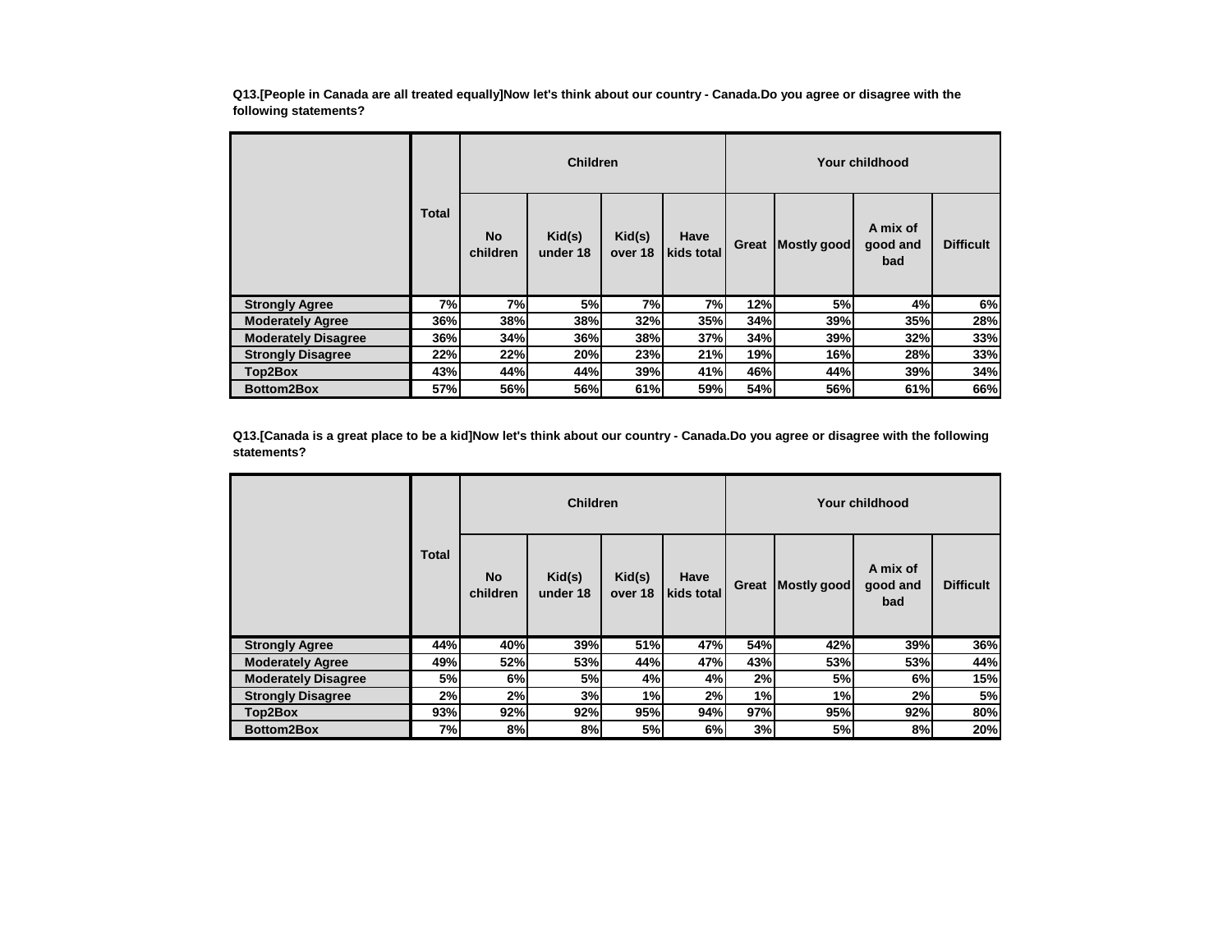**Q13.[People in Canada are all treated equally]Now let's think about our country - Canada.Do you agree or disagree with the following statements?**

| | Total | Children | | | | Your childhood | | | |
|---|---|---|---|---|---|---|---|---|---|
| | | No children | Kid(s) under 18 | Kid(s) over 18 | Have kids total | Great | Mostly good | A mix of good and bad | Difficult |
| **Strongly Agree** | 7% | 7% | 5% | 7% | 7% | 12% | 5% | 4% | 6% |
| **Moderately Agree** | 36% | 38% | 38% | 32% | 35% | 34% | 39% | 35% | 28% |
| **Moderately Disagree** | 36% | 34% | 36% | 38% | 37% | 34% | 39% | 32% | 33% |
| **Strongly Disagree** | 22% | 22% | 20% | 23% | 21% | 19% | 16% | 28% | 33% |
| **Top2Box** | 43% | 44% | 44% | 39% | 41% | 46% | 44% | 39% | 34% |
| **Bottom2Box** | 57% | 56% | 56% | 61% | 59% | 54% | 56% | 61% | 66% |

**Q13.[Canada is a great place to be a kid]Now let's think about our country - Canada.Do you agree or disagree with the following statements?**

| | Total | Children | | | | Your childhood | | | |
|---|---|---|---|---|---|---|---|---|---|
| | | No children | Kid(s) under 18 | Kid(s) over 18 | Have kids total | Great | Mostly good | A mix of good and bad | Difficult |
| **Strongly Agree** | 44% | 40% | 39% | 51% | 47% | 54% | 42% | 39% | 36% |
| **Moderately Agree** | 49% | 52% | 53% | 44% | 47% | 43% | 53% | 53% | 44% |
| **Moderately Disagree** | 5% | 6% | 5% | 4% | 4% | 2% | 5% | 6% | 15% |
| **Strongly Disagree** | 2% | 2% | 3% | 1% | 2% | 1% | 1% | 2% | 5% |
| **Top2Box** | 93% | 92% | 92% | 95% | 94% | 97% | 95% | 92% | 80% |
| **Bottom2Box** | 7% | 8% | 8% | 5% | 6% | 3% | 5% | 8% | 20% |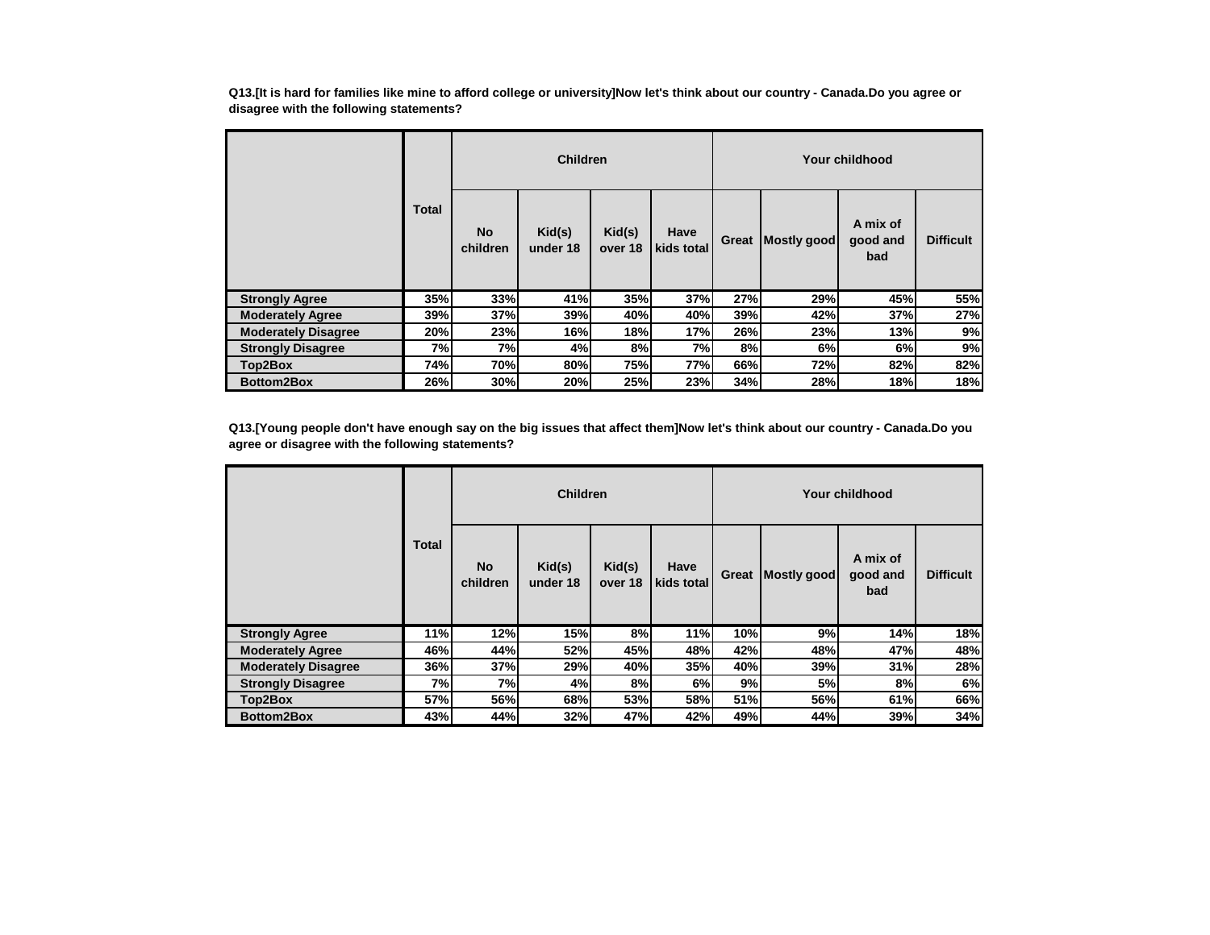**Q13.[It is hard for families like mine to afford college or university]Now let's think about our country - Canada.Do you agree or disagree with the following statements?**

| | Total | Children | | | | Your childhood | | | |
|---|---|---|---|---|---|---|---|---|---|
| | | No children | Kid(s) under 18 | Kid(s) over 18 | Have kids total | Great | Mostly good | A mix of good and bad | Difficult |
| **Strongly Agree** | 35% | 33% | 41% | 35% | 37% | 27% | 29% | 45% | 55% |
| **Moderately Agree** | 39% | 37% | 39% | 40% | 40% | 39% | 42% | 37% | 27% |
| **Moderately Disagree** | 20% | 23% | 16% | 18% | 17% | 26% | 23% | 13% | 9% |
| **Strongly Disagree** | 7% | 7% | 4% | 8% | 7% | 8% | 6% | 6% | 9% |
| **Top2Box** | 74% | 70% | 80% | 75% | 77% | 66% | 72% | 82% | 82% |
| **Bottom2Box** | 26% | 30% | 20% | 25% | 23% | 34% | 28% | 18% | 18% |

**Q13.[Young people don't have enough say on the big issues that affect them]Now let's think about our country - Canada.Do you agree or disagree with the following statements?**

| | Total | Children | | | | Your childhood | | | |
|---|---|---|---|---|---|---|---|---|---|
| | | No children | Kid(s) under 18 | Kid(s) over 18 | Have kids total | Great | Mostly good | A mix of good and bad | Difficult |
| **Strongly Agree** | 11% | 12% | 15% | 8% | 11% | 10% | 9% | 14% | 18% |
| **Moderately Agree** | 46% | 44% | 52% | 45% | 48% | 42% | 48% | 47% | 48% |
| **Moderately Disagree** | 36% | 37% | 29% | 40% | 35% | 40% | 39% | 31% | 28% |
| **Strongly Disagree** | 7% | 7% | 4% | 8% | 6% | 9% | 5% | 8% | 6% |
| **Top2Box** | 57% | 56% | 68% | 53% | 58% | 51% | 56% | 61% | 66% |
| **Bottom2Box** | 43% | 44% | 32% | 47% | 42% | 49% | 44% | 39% | 34% |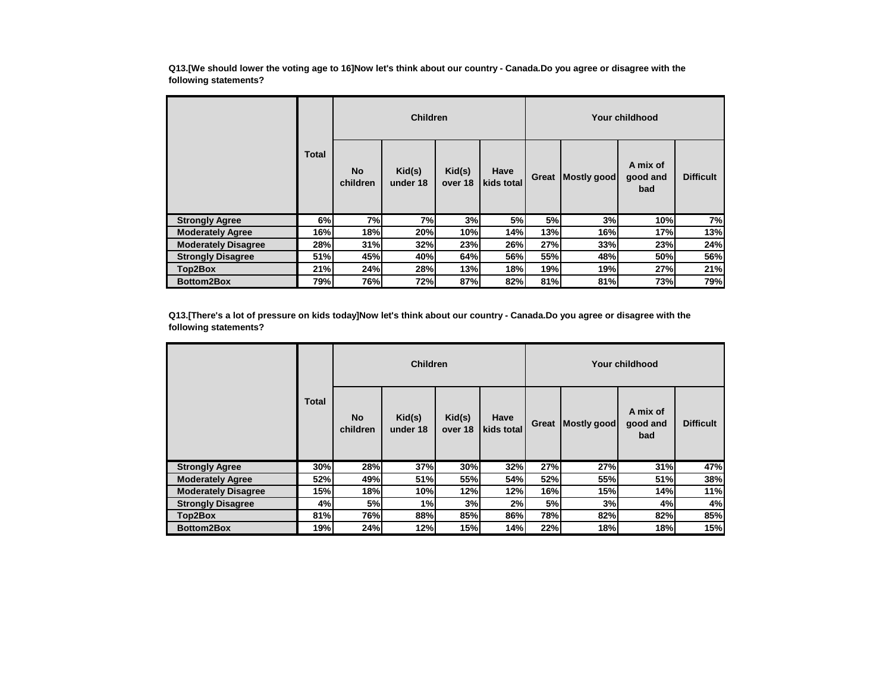**Q13.[We should lower the voting age to 16]Now let's think about our country - Canada.Do you agree or disagree with the following statements?**

| | Total | Children | | | | Your childhood | | | |
|---|---|---|---|---|---|---|---|---|---|
| | | No children | Kid(s) under 18 | Kid(s) over 18 | Have kids total | Great | Mostly good | A mix of good and bad | Difficult |
| **Strongly Agree** | 6% | 7% | 7% | 3% | 5% | 5% | 3% | 10% | 7% |
| **Moderately Agree** | 16% | 18% | 20% | 10% | 14% | 13% | 16% | 17% | 13% |
| **Moderately Disagree** | 28% | 31% | 32% | 23% | 26% | 27% | 33% | 23% | 24% |
| **Strongly Disagree** | 51% | 45% | 40% | 64% | 56% | 55% | 48% | 50% | 56% |
| **Top2Box** | 21% | 24% | 28% | 13% | 18% | 19% | 19% | 27% | 21% |
| **Bottom2Box** | 79% | 76% | 72% | 87% | 82% | 81% | 81% | 73% | 79% |

**Q13.[There's a lot of pressure on kids today]Now let's think about our country - Canada.Do you agree or disagree with the following statements?**

| | Total | Children | | | | Your childhood | | | |
|---|---|---|---|---|---|---|---|---|---|
| | | No children | Kid(s) under 18 | Kid(s) over 18 | Have kids total | Great | Mostly good | A mix of good and bad | Difficult |
| **Strongly Agree** | 30% | 28% | 37% | 30% | 32% | 27% | 27% | 31% | 47% |
| **Moderately Agree** | 52% | 49% | 51% | 55% | 54% | 52% | 55% | 51% | 38% |
| **Moderately Disagree** | 15% | 18% | 10% | 12% | 12% | 16% | 15% | 14% | 11% |
| **Strongly Disagree** | 4% | 5% | 1% | 3% | 2% | 5% | 3% | 4% | 4% |
| **Top2Box** | 81% | 76% | 88% | 85% | 86% | 78% | 82% | 82% | 85% |
| **Bottom2Box** | 19% | 24% | 12% | 15% | 14% | 22% | 18% | 18% | 15% |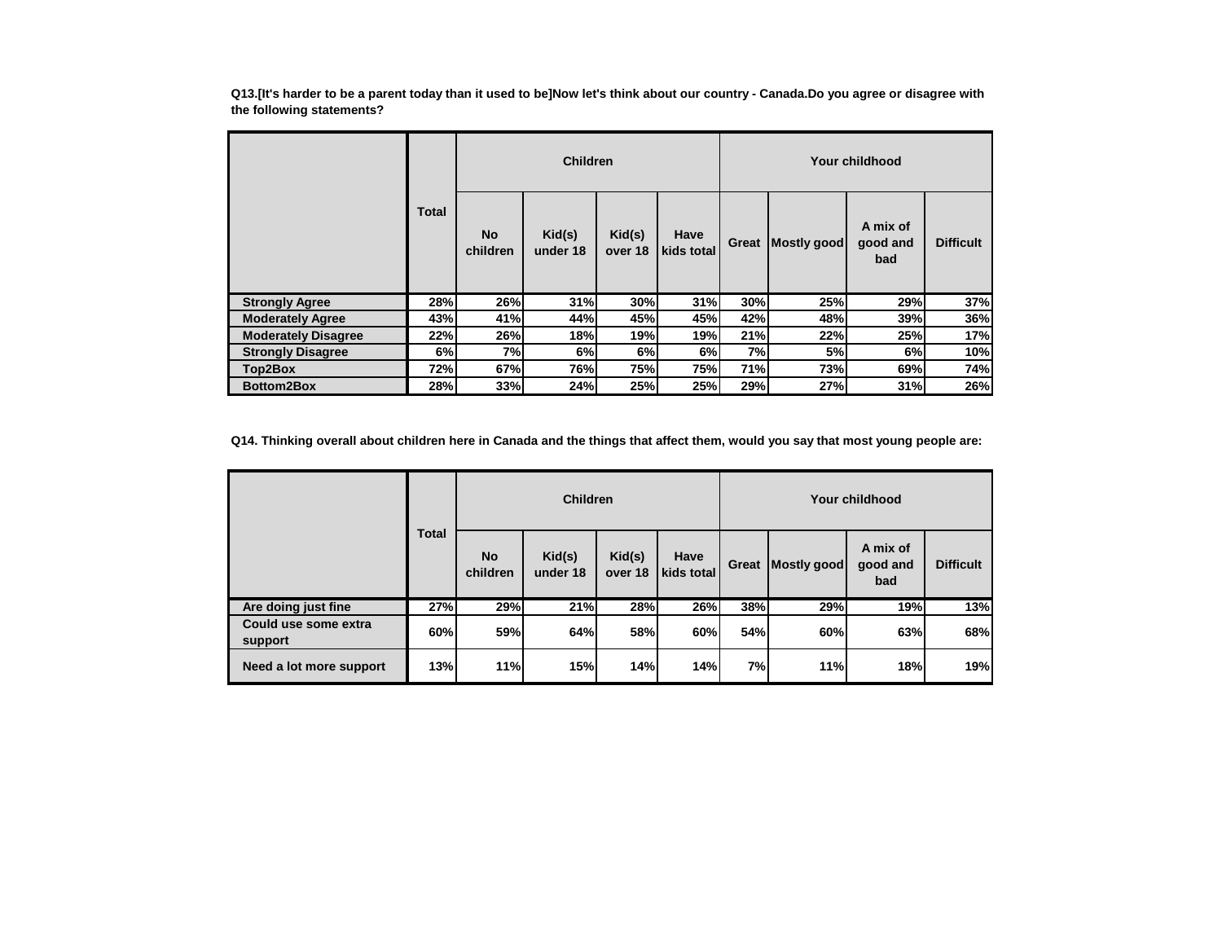**Q13.[It's harder to be a parent today than it used to be]Now let's think about our country - Canada.Do you agree or disagree with the following statements?**

| | Total | Children | | | | Your childhood | | | |
|---|---|---|---|---|---|---|---|---|---|
| | | No children | Kid(s) under 18 | Kid(s) over 18 | Have kids total | Great | Mostly good | A mix of good and bad | Difficult |
| **Strongly Agree** | 28% | 26% | 31% | 30% | 31% | 30% | 25% | 29% | 37% |
| **Moderately Agree** | 43% | 41% | 44% | 45% | 45% | 42% | 48% | 39% | 36% |
| **Moderately Disagree** | 22% | 26% | 18% | 19% | 19% | 21% | 22% | 25% | 17% |
| **Strongly Disagree** | 6% | 7% | 6% | 6% | 6% | 7% | 5% | 6% | 10% |
| **Top2Box** | 72% | 67% | 76% | 75% | 75% | 71% | 73% | 69% | 74% |
| **Bottom2Box** | 28% | 33% | 24% | 25% | 25% | 29% | 27% | 31% | 26% |

**Q14. Thinking overall about children here in Canada and the things that affect them, would you say that most young people are:**

| | Total | Children | | | | Your childhood | | | |
|---|---|---|---|---|---|---|---|---|---|
| | | No children | Kid(s) under 18 | Kid(s) over 18 | Have kids total | Great | Mostly good | A mix of good and bad | Difficult |
| **Are doing just fine** | 27% | 29% | 21% | 28% | 26% | 38% | 29% | 19% | 13% |
| **Could use some extra support** | 60% | 59% | 64% | 58% | 60% | 54% | 60% | 63% | 68% |
| **Need a lot more support** | 13% | 11% | 15% | 14% | 14% | 7% | 11% | 18% | 19% |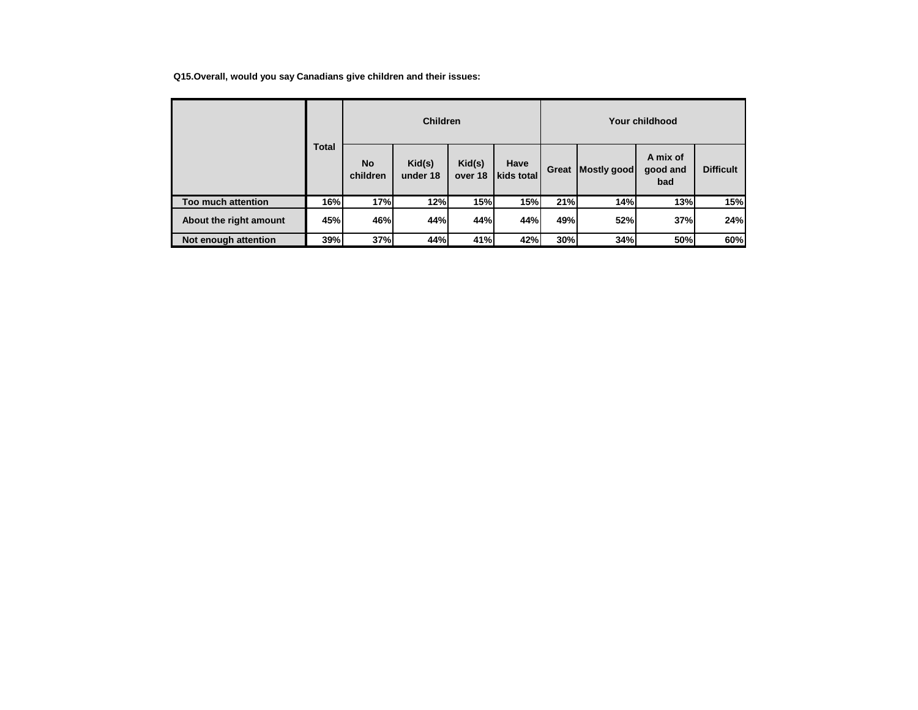**Q15.Overall, would you say Canadians give children and their issues:**

| | Total | Children | | | | Your childhood | | | |
|---|---|---|---|---|---|---|---|---|---|
| | | No children | Kid(s) under 18 | Kid(s) over 18 | Have kids total | Great | Mostly good | A mix of good and bad | Difficult |
| Too much attention | 16% | 17% | 12% | 15% | 15% | 21% | 14% | 13% | 15% |
| About the right amount | 45% | 46% | 44% | 44% | 44% | 49% | 52% | 37% | 24% |
| Not enough attention | 39% | 37% | 44% | 41% | 42% | 30% | 34% | 50% | 60% |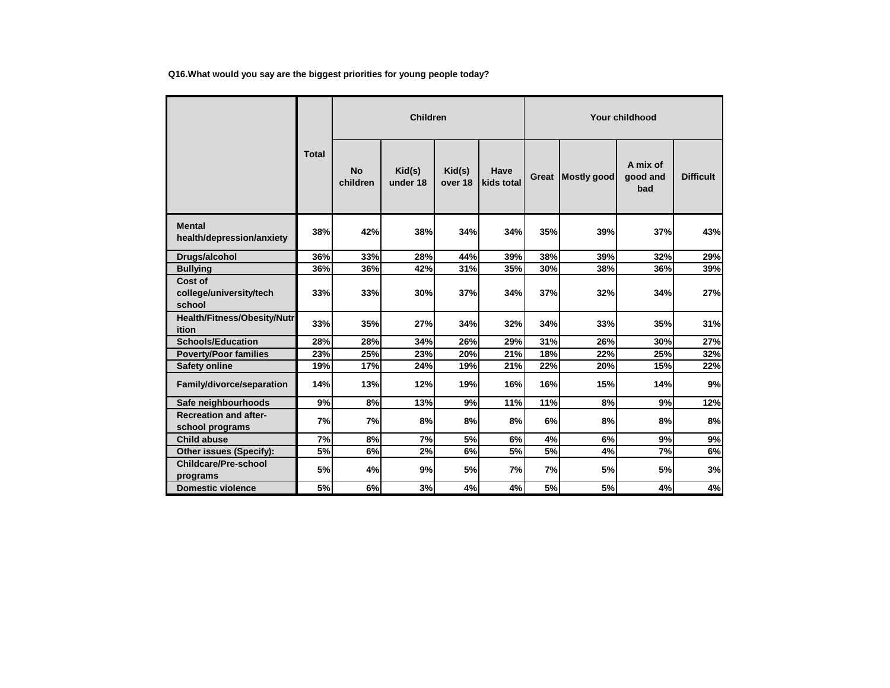**Q16.What would you say are the biggest priorities for young people today?**

| | Total | Children | | | | Your childhood | | | |
|---|---|---|---|---|---|---|---|---|---|
| | | No children | Kid(s) under 18 | Kid(s) over 18 | Have kids total | Great | Mostly good | A mix of good and bad | Difficult |
| **Mental health/depression/anxiety** | 38% | 42% | 38% | 34% | 34% | 35% | 39% | 37% | 43% |
| **Drugs/alcohol** | 36% | 33% | 28% | 44% | 39% | 38% | 39% | 32% | 29% |
| **Bullying** | 36% | 36% | 42% | 31% | 35% | 30% | 38% | 36% | 39% |
| **Cost of college/university/tech school** | 33% | 33% | 30% | 37% | 34% | 37% | 32% | 34% | 27% |
| **Health/Fitness/Obesity/Nutrition** | 33% | 35% | 27% | 34% | 32% | 34% | 33% | 35% | 31% |
| **Schools/Education** | 28% | 28% | 34% | 26% | 29% | 31% | 26% | 30% | 27% |
| **Poverty/Poor families** | 23% | 25% | 23% | 20% | 21% | 18% | 22% | 25% | 32% |
| **Safety online** | 19% | 17% | 24% | 19% | 21% | 22% | 20% | 15% | 22% |
| **Family/divorce/separation** | 14% | 13% | 12% | 19% | 16% | 16% | 15% | 14% | 9% |
| **Safe neighbourhoods** | 9% | 8% | 13% | 9% | 11% | 11% | 8% | 9% | 12% |
| **Recreation and after-school programs** | 7% | 7% | 8% | 8% | 8% | 6% | 8% | 8% | 8% |
| **Child abuse** | 7% | 8% | 7% | 5% | 6% | 4% | 6% | 9% | 9% |
| **Other issues (Specify):** | 5% | 6% | 2% | 6% | 5% | 5% | 4% | 7% | 6% |
| **Childcare/Pre-school programs** | 5% | 4% | 9% | 5% | 7% | 7% | 5% | 5% | 3% |
| **Domestic violence** | 5% | 6% | 3% | 4% | 4% | 5% | 5% | 4% | 4% |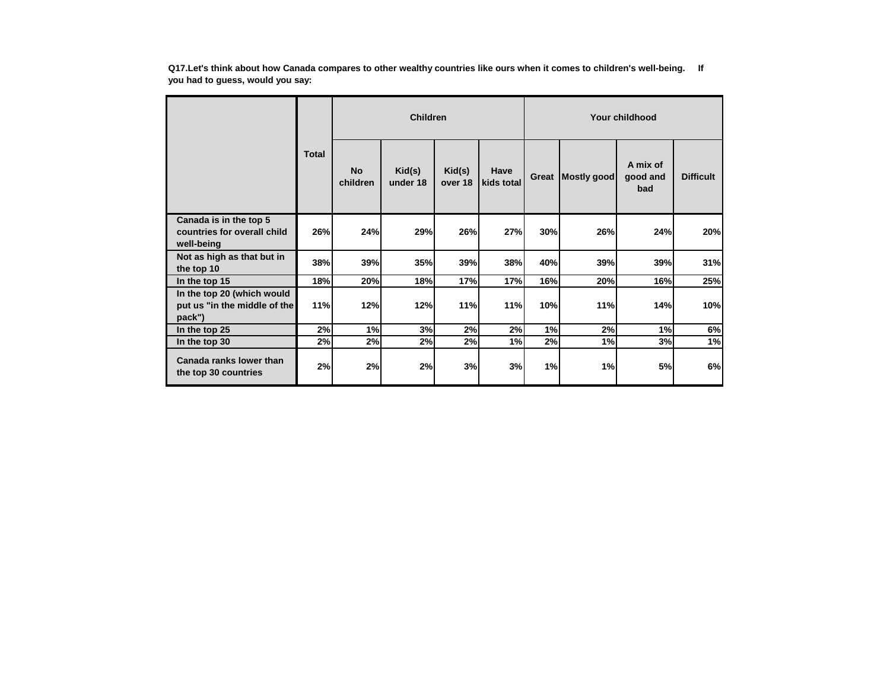**Q17.Let's think about how Canada compares to other wealthy countries like ours when it comes to children's well-being. If you had to guess, would you say:**

| | Total | Children | | | | Your childhood | | | |
|---|---|---|---|---|---|---|---|---|---|
| | | No children | Kid(s) under 18 | Kid(s) over 18 | Have kids total | Great | Mostly good | A mix of good and bad | Difficult |
| Canada is in the top 5 countries for overall child well-being | 26% | 24% | 29% | 26% | 27% | 30% | 26% | 24% | 20% |
| Not as high as that but in the top 10 | 38% | 39% | 35% | 39% | 38% | 40% | 39% | 39% | 31% |
| In the top 15 | 18% | 20% | 18% | 17% | 17% | 16% | 20% | 16% | 25% |
| In the top 20 (which would put us "in the middle of the pack") | 11% | 12% | 12% | 11% | 11% | 10% | 11% | 14% | 10% |
| In the top 25 | 2% | 1% | 3% | 2% | 2% | 1% | 2% | 1% | 6% |
| In the top 30 | 2% | 2% | 2% | 2% | 1% | 2% | 1% | 3% | 1% |
| Canada ranks lower than the top 30 countries | 2% | 2% | 2% | 3% | 3% | 1% | 1% | 5% | 6% |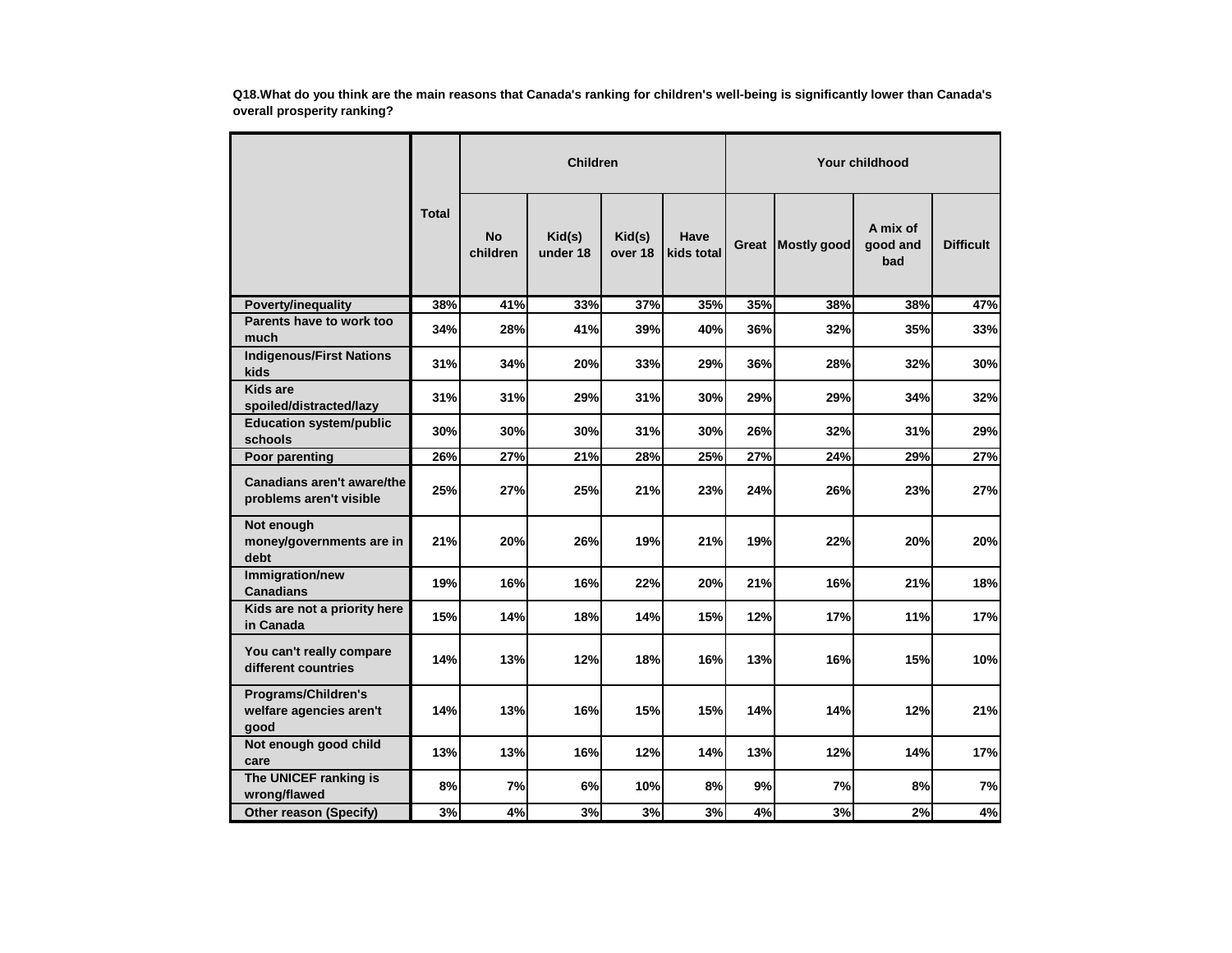**Q18.What do you think are the main reasons that Canada's ranking for children's well-being is significantly lower than Canada's overall prosperity ranking?**

| | Total | Children | | | | Your childhood | | | |
|---|---|---|---|---|---|---|---|---|---|
| | | No children | Kid(s) under 18 | Kid(s) over 18 | Have kids total | Great | Mostly good | A mix of good and bad | Difficult |
| Poverty/inequality | 38% | 41% | 33% | 37% | 35% | 35% | 38% | 38% | 47% |
| Parents have to work too much | 34% | 28% | 41% | 39% | 40% | 36% | 32% | 35% | 33% |
| Indigenous/First Nations kids | 31% | 34% | 20% | 33% | 29% | 36% | 28% | 32% | 30% |
| Kids are spoiled/distracted/lazy | 31% | 31% | 29% | 31% | 30% | 29% | 29% | 34% | 32% |
| Education system/public schools | 30% | 30% | 30% | 31% | 30% | 26% | 32% | 31% | 29% |
| Poor parenting | 26% | 27% | 21% | 28% | 25% | 27% | 24% | 29% | 27% |
| Canadians aren't aware/the problems aren't visible | 25% | 27% | 25% | 21% | 23% | 24% | 26% | 23% | 27% |
| Not enough money/governments are in debt | 21% | 20% | 26% | 19% | 21% | 19% | 22% | 20% | 20% |
| Immigration/new Canadians | 19% | 16% | 16% | 22% | 20% | 21% | 16% | 21% | 18% |
| Kids are not a priority here in Canada | 15% | 14% | 18% | 14% | 15% | 12% | 17% | 11% | 17% |
| You can't really compare different countries | 14% | 13% | 12% | 18% | 16% | 13% | 16% | 15% | 10% |
| Programs/Children's welfare agencies aren't good | 14% | 13% | 16% | 15% | 15% | 14% | 14% | 12% | 21% |
| Not enough good child care | 13% | 13% | 16% | 12% | 14% | 13% | 12% | 14% | 17% |
| The UNICEF ranking is wrong/flawed | 8% | 7% | 6% | 10% | 8% | 9% | 7% | 8% | 7% |
| Other reason (Specify) | 3% | 4% | 3% | 3% | 3% | 4% | 3% | 2% | 4% |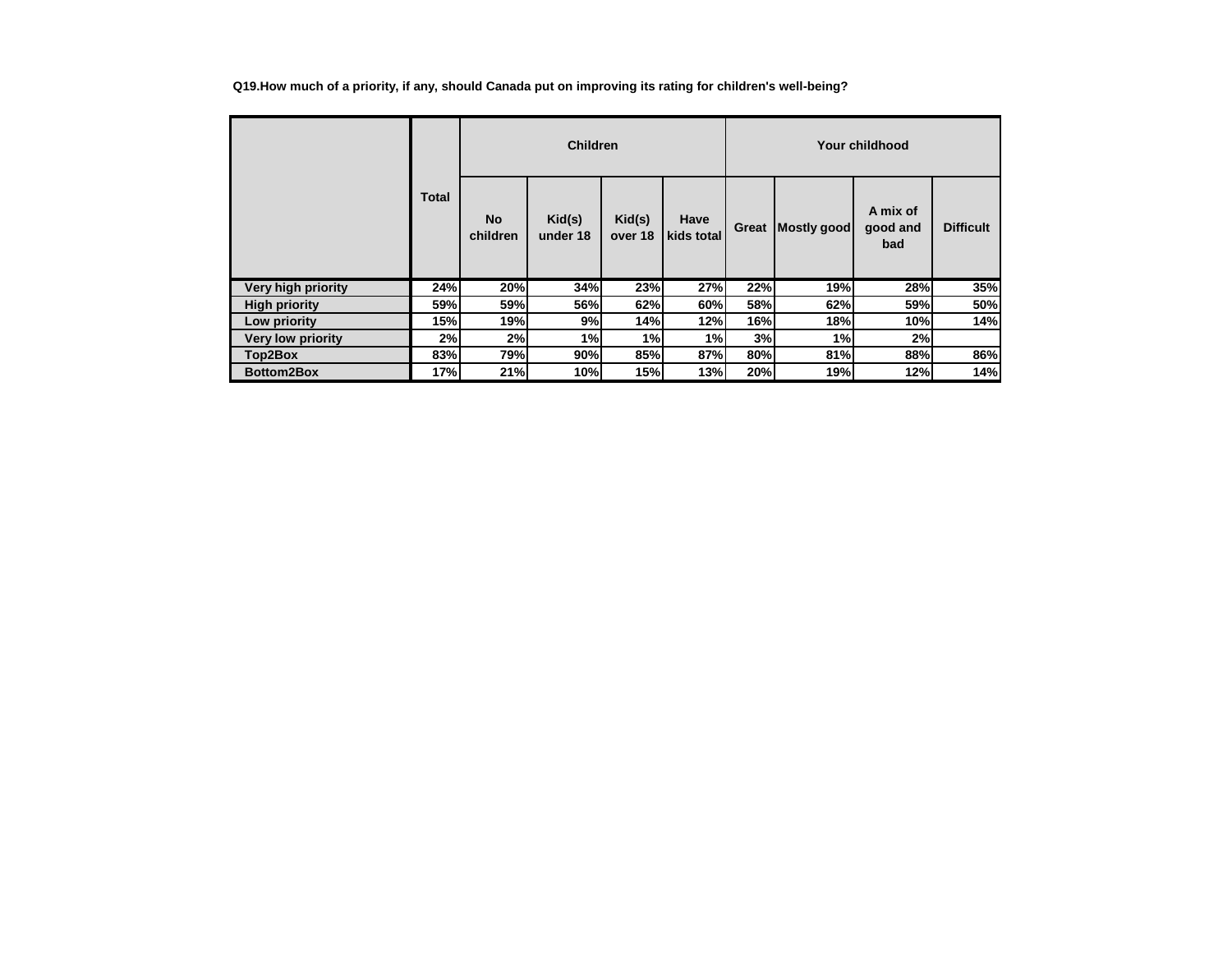**Q19.How much of a priority, if any, should Canada put on improving its rating for children's well-being?**

| | Total | Children | | | | Your childhood | | | |
|---|---|---|---|---|---|---|---|---|---|
| | | No children | Kid(s) under 18 | Kid(s) over 18 | Have kids total | Great | Mostly good | A mix of good and bad | Difficult |
| Very high priority | 24% | 20% | 34% | 23% | 27% | 22% | 19% | 28% | 35% |
| High priority | 59% | 59% | 56% | 62% | 60% | 58% | 62% | 59% | 50% |
| Low priority | 15% | 19% | 9% | 14% | 12% | 16% | 18% | 10% | 14% |
| Very low priority | 2% | 2% | 1% | 1% | 1% | 3% | 1% | 2% | |
| Top2Box | 83% | 79% | 90% | 85% | 87% | 80% | 81% | 88% | 86% |
| Bottom2Box | 17% | 21% | 10% | 15% | 13% | 20% | 19% | 12% | 14% |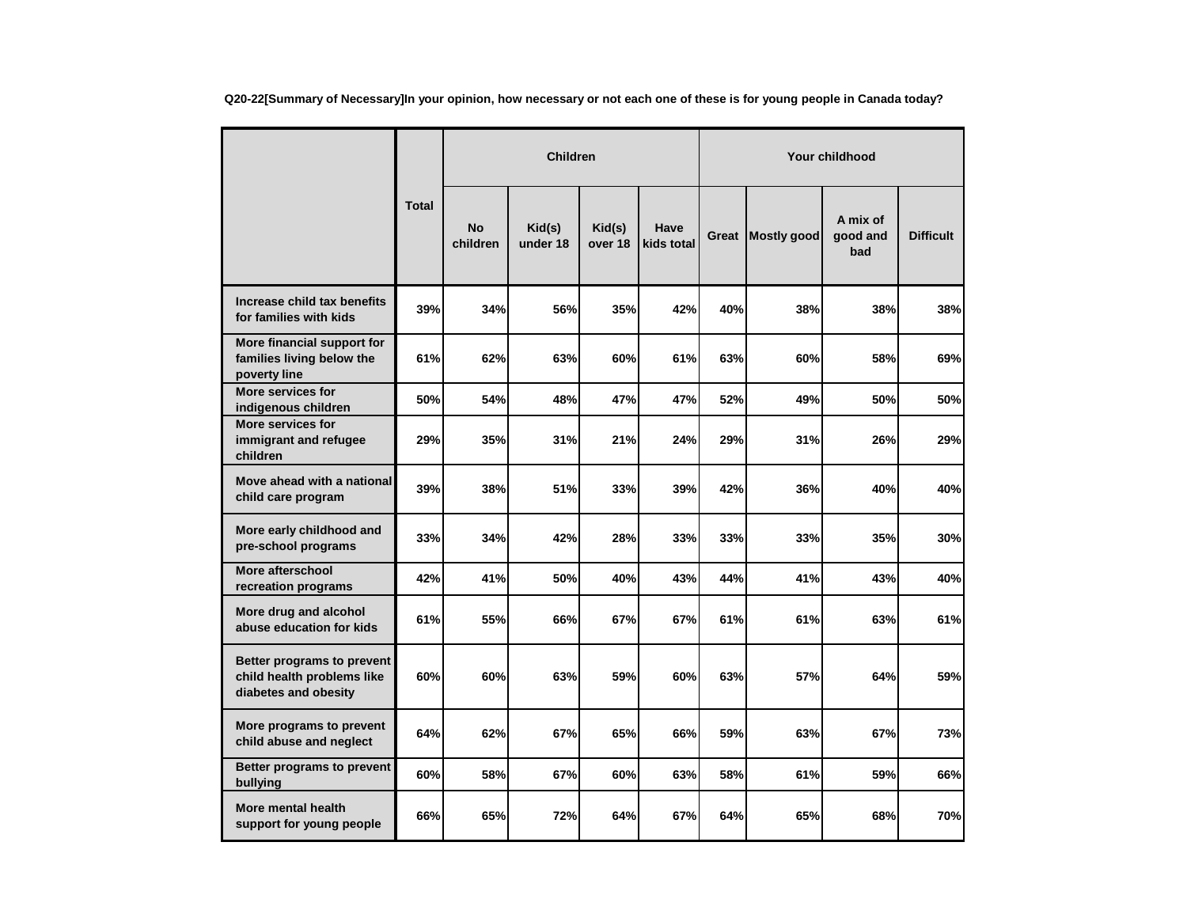**Q20-22[Summary of Necessary]In your opinion, how necessary or not each one of these is for young people in Canada today?**

| | Total | Children | | | | Your childhood | | | |
|---|---|---|---|---|---|---|---|---|---|
| | | No children | Kid(s) under 18 | Kid(s) over 18 | Have kids total | Great | Mostly good | A mix of good and bad | Difficult |
| Increase child tax benefits for families with kids | 39% | 34% | 56% | 35% | 42% | 40% | 38% | 38% | 38% |
| More financial support for families living below the poverty line | 61% | 62% | 63% | 60% | 61% | 63% | 60% | 58% | 69% |
| More services for indigenous children | 50% | 54% | 48% | 47% | 47% | 52% | 49% | 50% | 50% |
| More services for immigrant and refugee children | 29% | 35% | 31% | 21% | 24% | 29% | 31% | 26% | 29% |
| Move ahead with a national child care program | 39% | 38% | 51% | 33% | 39% | 42% | 36% | 40% | 40% |
| More early childhood and pre-school programs | 33% | 34% | 42% | 28% | 33% | 33% | 33% | 35% | 30% |
| More afterschool recreation programs | 42% | 41% | 50% | 40% | 43% | 44% | 41% | 43% | 40% |
| More drug and alcohol abuse education for kids | 61% | 55% | 66% | 67% | 67% | 61% | 61% | 63% | 61% |
| Better programs to prevent child health problems like diabetes and obesity | 60% | 60% | 63% | 59% | 60% | 63% | 57% | 64% | 59% |
| More programs to prevent child abuse and neglect | 64% | 62% | 67% | 65% | 66% | 59% | 63% | 67% | 73% |
| Better programs to prevent bullying | 60% | 58% | 67% | 60% | 63% | 58% | 61% | 59% | 66% |
| More mental health support for young people | 66% | 65% | 72% | 64% | 67% | 64% | 65% | 68% | 70% |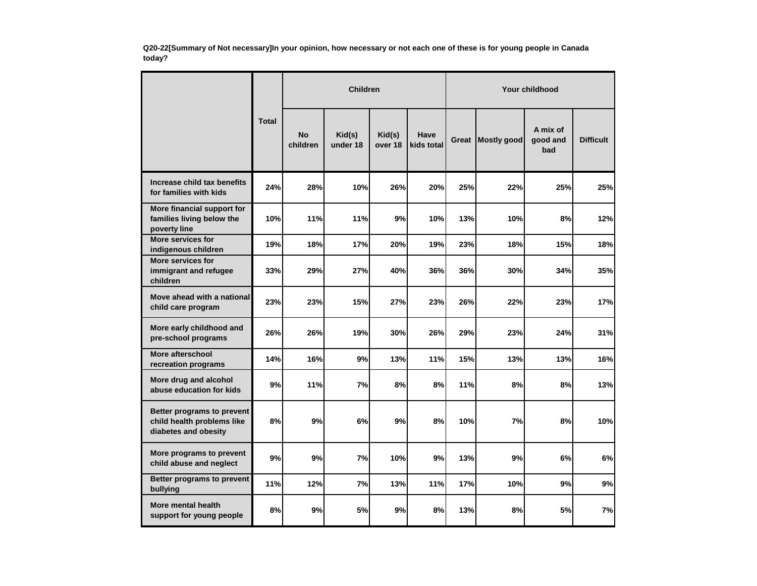**Q20-22[Summary of Not necessary]In your opinion, how necessary or not each one of these is for young people in Canada today?**

| | Total | Children | | | | Your childhood | | | |
|---|---|---|---|---|---|---|---|---|---|
| | | No children | Kid(s) under 18 | Kid(s) over 18 | Have kids total | Great | Mostly good | A mix of good and bad | Difficult |
| Increase child tax benefits for families with kids | 24% | 28% | 10% | 26% | 20% | 25% | 22% | 25% | 25% |
| More financial support for families living below the poverty line | 10% | 11% | 11% | 9% | 10% | 13% | 10% | 8% | 12% |
| More services for indigenous children | 19% | 18% | 17% | 20% | 19% | 23% | 18% | 15% | 18% |
| More services for immigrant and refugee children | 33% | 29% | 27% | 40% | 36% | 36% | 30% | 34% | 35% |
| Move ahead with a national child care program | 23% | 23% | 15% | 27% | 23% | 26% | 22% | 23% | 17% |
| More early childhood and pre-school programs | 26% | 26% | 19% | 30% | 26% | 29% | 23% | 24% | 31% |
| More afterschool recreation programs | 14% | 16% | 9% | 13% | 11% | 15% | 13% | 13% | 16% |
| More drug and alcohol abuse education for kids | 9% | 11% | 7% | 8% | 8% | 11% | 8% | 8% | 13% |
| Better programs to prevent child health problems like diabetes and obesity | 8% | 9% | 6% | 9% | 8% | 10% | 7% | 8% | 10% |
| More programs to prevent child abuse and neglect | 9% | 9% | 7% | 10% | 9% | 13% | 9% | 6% | 6% |
| Better programs to prevent bullying | 11% | 12% | 7% | 13% | 11% | 17% | 10% | 9% | 9% |
| More mental health support for young people | 8% | 9% | 5% | 9% | 8% | 13% | 8% | 5% | 7% |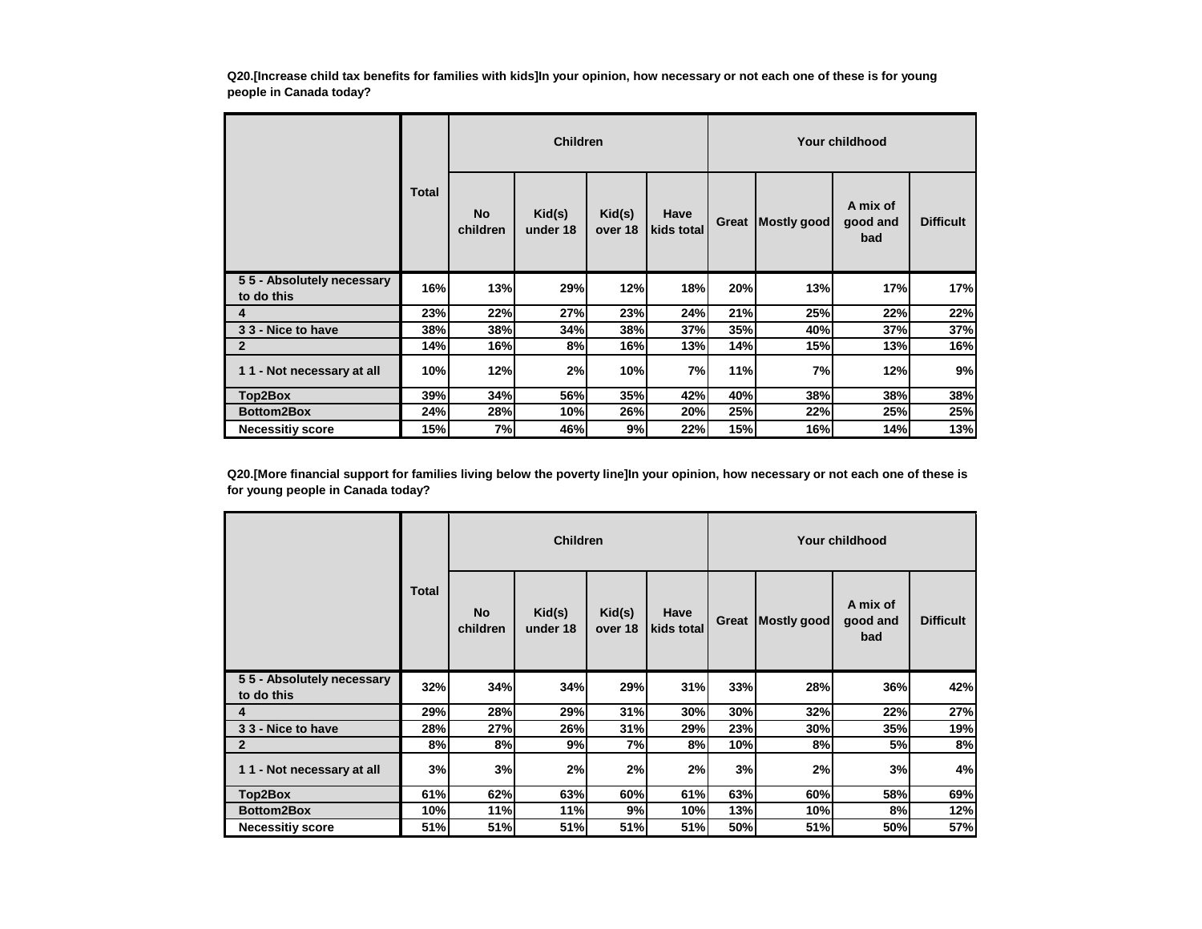**Q20.[Increase child tax benefits for families with kids]In your opinion, how necessary or not each one of these is for young people in Canada today?**

| | Total | Children | | | | Your childhood | | | |
|---|---|---|---|---|---|---|---|---|---|
| | | No children | Kid(s) under 18 | Kid(s) over 18 | Have kids total | Great | Mostly good | A mix of good and bad | Difficult |
| 5 5 - Absolutely necessary to do this | 16% | 13% | 29% | 12% | 18% | 20% | 13% | 17% | 17% |
| 4 | 23% | 22% | 27% | 23% | 24% | 21% | 25% | 22% | 22% |
| 3 3 - Nice to have | 38% | 38% | 34% | 38% | 37% | 35% | 40% | 37% | 37% |
| 2 | 14% | 16% | 8% | 16% | 13% | 14% | 15% | 13% | 16% |
| 1 1 - Not necessary at all | 10% | 12% | 2% | 10% | 7% | 11% | 7% | 12% | 9% |
| Top2Box | 39% | 34% | 56% | 35% | 42% | 40% | 38% | 38% | 38% |
| Bottom2Box | 24% | 28% | 10% | 26% | 20% | 25% | 22% | 25% | 25% |
| Necessitiy score | 15% | 7% | 46% | 9% | 22% | 15% | 16% | 14% | 13% |

**Q20.[More financial support for families living below the poverty line]In your opinion, how necessary or not each one of these is for young people in Canada today?**

| | Total | Children | | | | Your childhood | | | |
|---|---|---|---|---|---|---|---|---|---|
| | | No children | Kid(s) under 18 | Kid(s) over 18 | Have kids total | Great | Mostly good | A mix of good and bad | Difficult |
| 5 5 - Absolutely necessary to do this | 32% | 34% | 34% | 29% | 31% | 33% | 28% | 36% | 42% |
| 4 | 29% | 28% | 29% | 31% | 30% | 30% | 32% | 22% | 27% |
| 3 3 - Nice to have | 28% | 27% | 26% | 31% | 29% | 23% | 30% | 35% | 19% |
| 2 | 8% | 8% | 9% | 7% | 8% | 10% | 8% | 5% | 8% |
| 1 1 - Not necessary at all | 3% | 3% | 2% | 2% | 2% | 3% | 2% | 3% | 4% |
| Top2Box | 61% | 62% | 63% | 60% | 61% | 63% | 60% | 58% | 69% |
| Bottom2Box | 10% | 11% | 11% | 9% | 10% | 13% | 10% | 8% | 12% |
| Necessitiy score | 51% | 51% | 51% | 51% | 51% | 50% | 51% | 50% | 57% |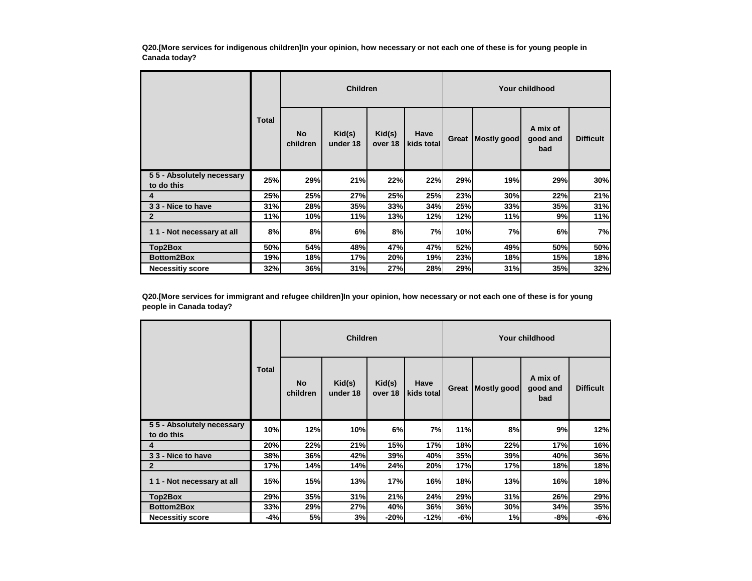**Q20.[More services for indigenous children]In your opinion, how necessary or not each one of these is for young people in Canada today?**

| | Total | Children | | | | Your childhood | | | |
|---|---|---|---|---|---|---|---|---|---|
| | | No children | Kid(s) under 18 | Kid(s) over 18 | Have kids total | Great | Mostly good | A mix of good and bad | Difficult |
| 5 5 - Absolutely necessary to do this | 25% | 29% | 21% | 22% | 22% | 29% | 19% | 29% | 30% |
| 4 | 25% | 25% | 27% | 25% | 25% | 23% | 30% | 22% | 21% |
| 3 3 - Nice to have | 31% | 28% | 35% | 33% | 34% | 25% | 33% | 35% | 31% |
| 2 | 11% | 10% | 11% | 13% | 12% | 12% | 11% | 9% | 11% |
| 1 1 - Not necessary at all | 8% | 8% | 6% | 8% | 7% | 10% | 7% | 6% | 7% |
| Top2Box | 50% | 54% | 48% | 47% | 47% | 52% | 49% | 50% | 50% |
| Bottom2Box | 19% | 18% | 17% | 20% | 19% | 23% | 18% | 15% | 18% |
| Necessitiy score | 32% | 36% | 31% | 27% | 28% | 29% | 31% | 35% | 32% |

**Q20.[More services for immigrant and refugee children]In your opinion, how necessary or not each one of these is for young people in Canada today?**

| | Total | Children | | | | Your childhood | | | |
|---|---|---|---|---|---|---|---|---|---|
| | | No children | Kid(s) under 18 | Kid(s) over 18 | Have kids total | Great | Mostly good | A mix of good and bad | Difficult |
| 5 5 - Absolutely necessary to do this | 10% | 12% | 10% | 6% | 7% | 11% | 8% | 9% | 12% |
| 4 | 20% | 22% | 21% | 15% | 17% | 18% | 22% | 17% | 16% |
| 3 3 - Nice to have | 38% | 36% | 42% | 39% | 40% | 35% | 39% | 40% | 36% |
| 2 | 17% | 14% | 14% | 24% | 20% | 17% | 17% | 18% | 18% |
| 1 1 - Not necessary at all | 15% | 15% | 13% | 17% | 16% | 18% | 13% | 16% | 18% |
| Top2Box | 29% | 35% | 31% | 21% | 24% | 29% | 31% | 26% | 29% |
| Bottom2Box | 33% | 29% | 27% | 40% | 36% | 36% | 30% | 34% | 35% |
| Necessitiy score | -4% | 5% | 3% | -20% | -12% | -6% | 1% | -8% | -6% |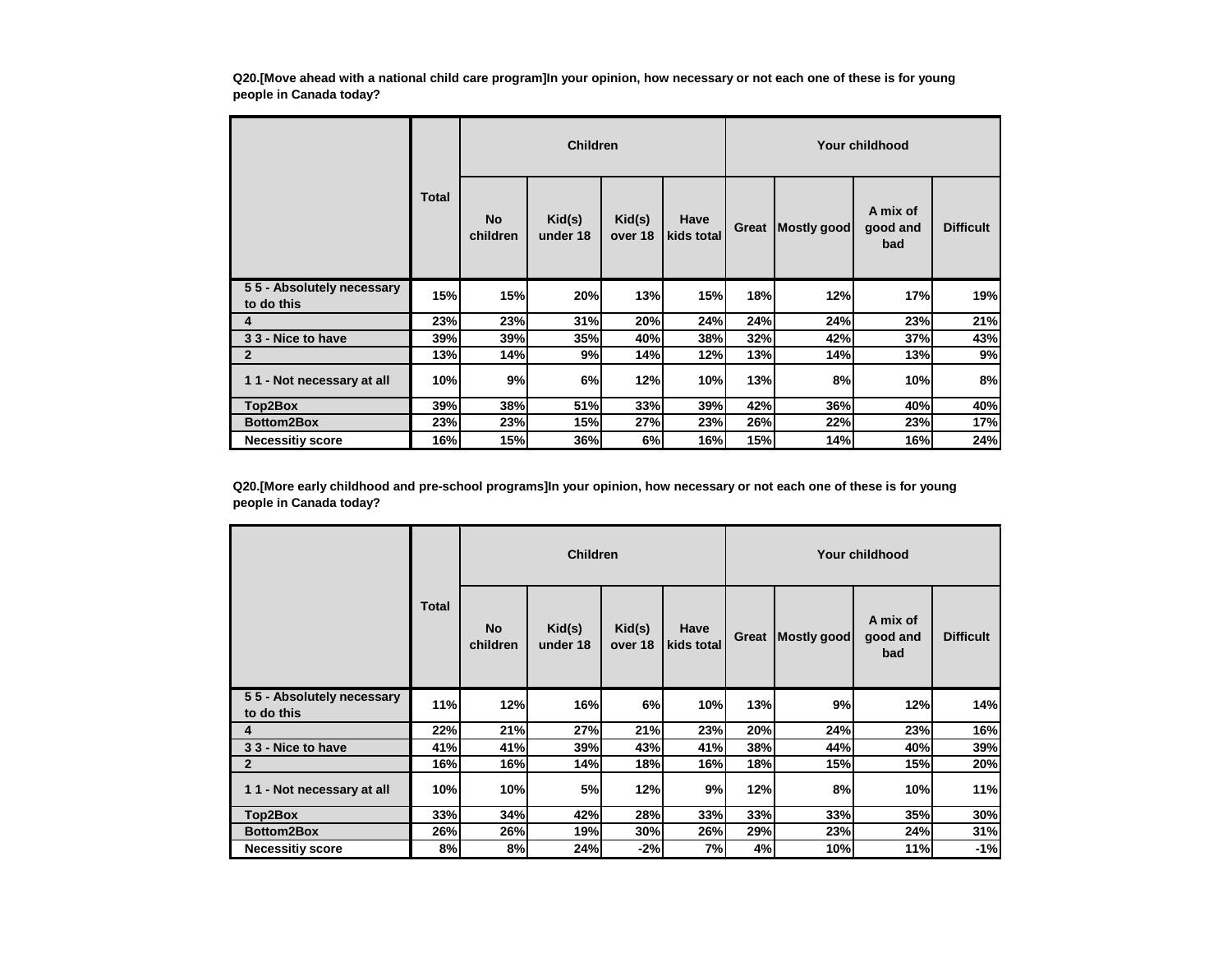**Q20.[Move ahead with a national child care program]In your opinion, how necessary or not each one of these is for young people in Canada today?**

| | Total | Children | | | | Your childhood | | | |
|---|---|---|---|---|---|---|---|---|---|
| | | No children | Kid(s) under 18 | Kid(s) over 18 | Have kids total | Great | Mostly good | A mix of good and bad | Difficult |
| 5 5 - Absolutely necessary to do this | 15% | 15% | 20% | 13% | 15% | 18% | 12% | 17% | 19% |
| 4 | 23% | 23% | 31% | 20% | 24% | 24% | 24% | 23% | 21% |
| 3 3 - Nice to have | 39% | 39% | 35% | 40% | 38% | 32% | 42% | 37% | 43% |
| 2 | 13% | 14% | 9% | 14% | 12% | 13% | 14% | 13% | 9% |
| 1 1 - Not necessary at all | 10% | 9% | 6% | 12% | 10% | 13% | 8% | 10% | 8% |
| Top2Box | 39% | 38% | 51% | 33% | 39% | 42% | 36% | 40% | 40% |
| Bottom2Box | 23% | 23% | 15% | 27% | 23% | 26% | 22% | 23% | 17% |
| Necessitiy score | 16% | 15% | 36% | 6% | 16% | 15% | 14% | 16% | 24% |

**Q20.[More early childhood and pre-school programs]In your opinion, how necessary or not each one of these is for young people in Canada today?**

| | Total | Children | | | | Your childhood | | | |
|---|---|---|---|---|---|---|---|---|---|
| | | No children | Kid(s) under 18 | Kid(s) over 18 | Have kids total | Great | Mostly good | A mix of good and bad | Difficult |
| 5 5 - Absolutely necessary to do this | 11% | 12% | 16% | 6% | 10% | 13% | 9% | 12% | 14% |
| 4 | 22% | 21% | 27% | 21% | 23% | 20% | 24% | 23% | 16% |
| 3 3 - Nice to have | 41% | 41% | 39% | 43% | 41% | 38% | 44% | 40% | 39% |
| 2 | 16% | 16% | 14% | 18% | 16% | 18% | 15% | 15% | 20% |
| 1 1 - Not necessary at all | 10% | 10% | 5% | 12% | 9% | 12% | 8% | 10% | 11% |
| Top2Box | 33% | 34% | 42% | 28% | 33% | 33% | 33% | 35% | 30% |
| Bottom2Box | 26% | 26% | 19% | 30% | 26% | 29% | 23% | 24% | 31% |
| Necessitiy score | 8% | 8% | 24% | -2% | 7% | 4% | 10% | 11% | -1% |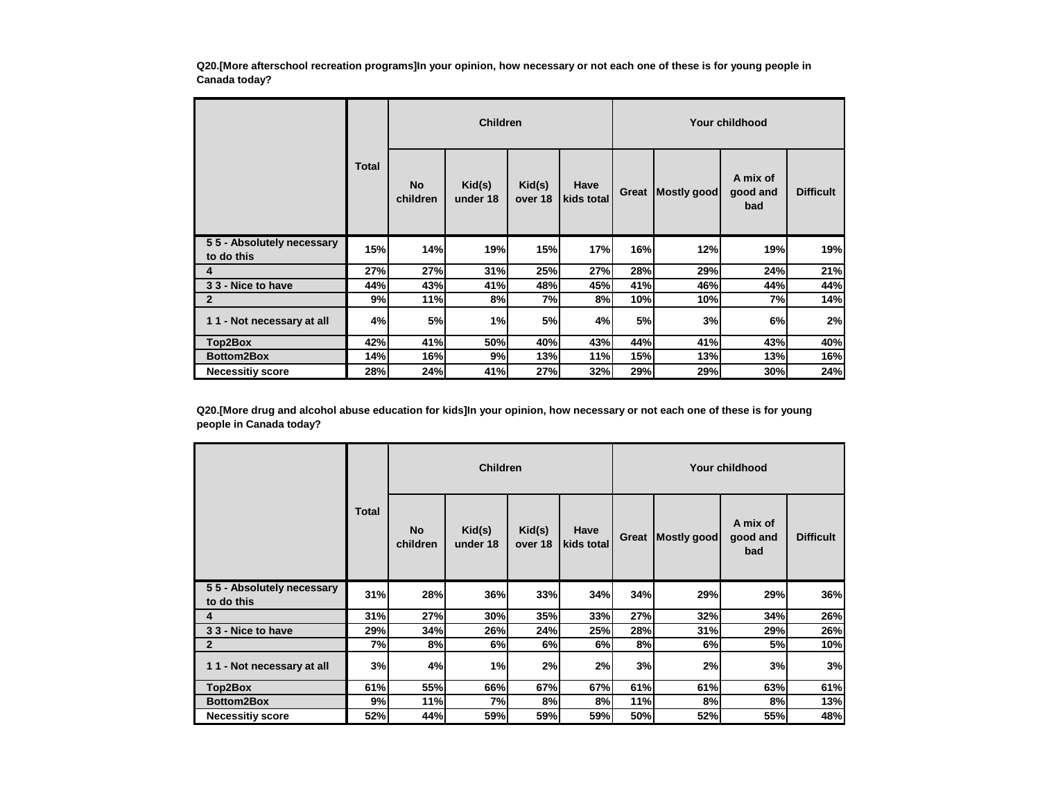**Q20.[More afterschool recreation programs]In your opinion, how necessary or not each one of these is for young people in Canada today?**

| | Total | Children | | | | Your childhood | | | |
|---|---|---|---|---|---|---|---|---|---|
| | | No children | Kid(s) under 18 | Kid(s) over 18 | Have kids total | Great | Mostly good | A mix of good and bad | Difficult |
| 5 5 - Absolutely necessary to do this | 15% | 14% | 19% | 15% | 17% | 16% | 12% | 19% | 19% |
| 4 | 27% | 27% | 31% | 25% | 27% | 28% | 29% | 24% | 21% |
| 3 3 - Nice to have | 44% | 43% | 41% | 48% | 45% | 41% | 46% | 44% | 44% |
| 2 | 9% | 11% | 8% | 7% | 8% | 10% | 10% | 7% | 14% |
| 1 1 - Not necessary at all | 4% | 5% | 1% | 5% | 4% | 5% | 3% | 6% | 2% |
| Top2Box | 42% | 41% | 50% | 40% | 43% | 44% | 41% | 43% | 40% |
| Bottom2Box | 14% | 16% | 9% | 13% | 11% | 15% | 13% | 13% | 16% |
| Necessitiy score | 28% | 24% | 41% | 27% | 32% | 29% | 29% | 30% | 24% |

**Q20.[More drug and alcohol abuse education for kids]In your opinion, how necessary or not each one of these is for young people in Canada today?**

| | Total | Children | | | | Your childhood | | | |
|---|---|---|---|---|---|---|---|---|---|
| | | No children | Kid(s) under 18 | Kid(s) over 18 | Have kids total | Great | Mostly good | A mix of good and bad | Difficult |
| 5 5 - Absolutely necessary to do this | 31% | 28% | 36% | 33% | 34% | 34% | 29% | 29% | 36% |
| 4 | 31% | 27% | 30% | 35% | 33% | 27% | 32% | 34% | 26% |
| 3 3 - Nice to have | 29% | 34% | 26% | 24% | 25% | 28% | 31% | 29% | 26% |
| 2 | 7% | 8% | 6% | 6% | 6% | 8% | 6% | 5% | 10% |
| 1 1 - Not necessary at all | 3% | 4% | 1% | 2% | 2% | 3% | 2% | 3% | 3% |
| Top2Box | 61% | 55% | 66% | 67% | 67% | 61% | 61% | 63% | 61% |
| Bottom2Box | 9% | 11% | 7% | 8% | 8% | 11% | 8% | 8% | 13% |
| Necessitiy score | 52% | 44% | 59% | 59% | 59% | 50% | 52% | 55% | 48% |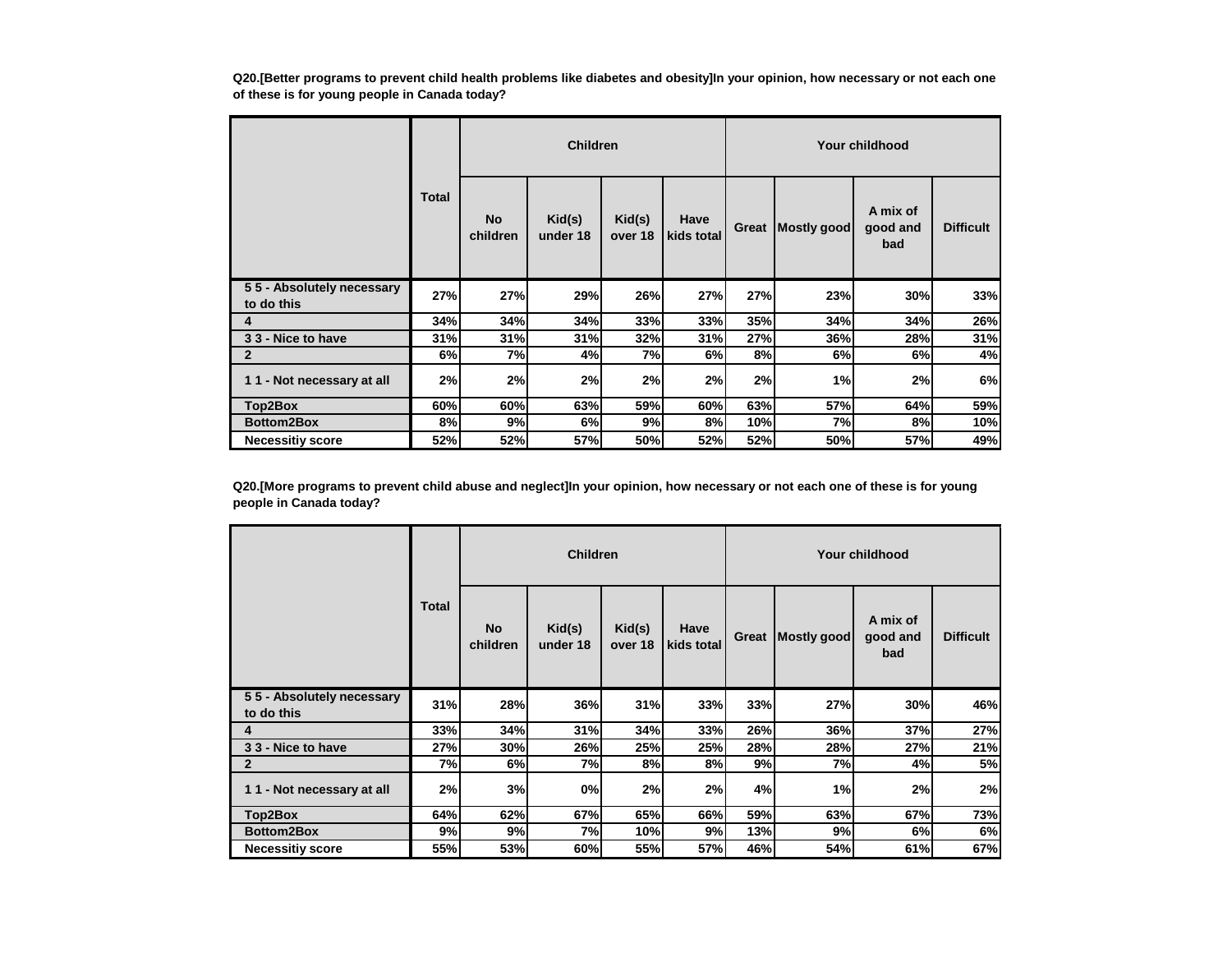**Q20.[Better programs to prevent child health problems like diabetes and obesity]In your opinion, how necessary or not each one of these is for young people in Canada today?**

| | Total | Children | | | | Your childhood | | | |
|---|---|---|---|---|---|---|---|---|---|
| | | No children | Kid(s) under 18 | Kid(s) over 18 | Have kids total | Great | Mostly good | A mix of good and bad | Difficult |
| 5 5 - Absolutely necessary to do this | 27% | 27% | 29% | 26% | 27% | 27% | 23% | 30% | 33% |
| 4 | 34% | 34% | 34% | 33% | 33% | 35% | 34% | 34% | 26% |
| 3 3 - Nice to have | 31% | 31% | 31% | 32% | 31% | 27% | 36% | 28% | 31% |
| 2 | 6% | 7% | 4% | 7% | 6% | 8% | 6% | 6% | 4% |
| 1 1 - Not necessary at all | 2% | 2% | 2% | 2% | 2% | 2% | 1% | 2% | 6% |
| Top2Box | 60% | 60% | 63% | 59% | 60% | 63% | 57% | 64% | 59% |
| Bottom2Box | 8% | 9% | 6% | 9% | 8% | 10% | 7% | 8% | 10% |
| Necessitiy score | 52% | 52% | 57% | 50% | 52% | 52% | 50% | 57% | 49% |

**Q20.[More programs to prevent child abuse and neglect]In your opinion, how necessary or not each one of these is for young people in Canada today?**

| | Total | Children | | | | Your childhood | | | |
|---|---|---|---|---|---|---|---|---|---|
| | | No children | Kid(s) under 18 | Kid(s) over 18 | Have kids total | Great | Mostly good | A mix of good and bad | Difficult |
| 5 5 - Absolutely necessary to do this | 31% | 28% | 36% | 31% | 33% | 33% | 27% | 30% | 46% |
| 4 | 33% | 34% | 31% | 34% | 33% | 26% | 36% | 37% | 27% |
| 3 3 - Nice to have | 27% | 30% | 26% | 25% | 25% | 28% | 28% | 27% | 21% |
| 2 | 7% | 6% | 7% | 8% | 8% | 9% | 7% | 4% | 5% |
| 1 1 - Not necessary at all | 2% | 3% | 0% | 2% | 2% | 4% | 1% | 2% | 2% |
| Top2Box | 64% | 62% | 67% | 65% | 66% | 59% | 63% | 67% | 73% |
| Bottom2Box | 9% | 9% | 7% | 10% | 9% | 13% | 9% | 6% | 6% |
| Necessitiy score | 55% | 53% | 60% | 55% | 57% | 46% | 54% | 61% | 67% |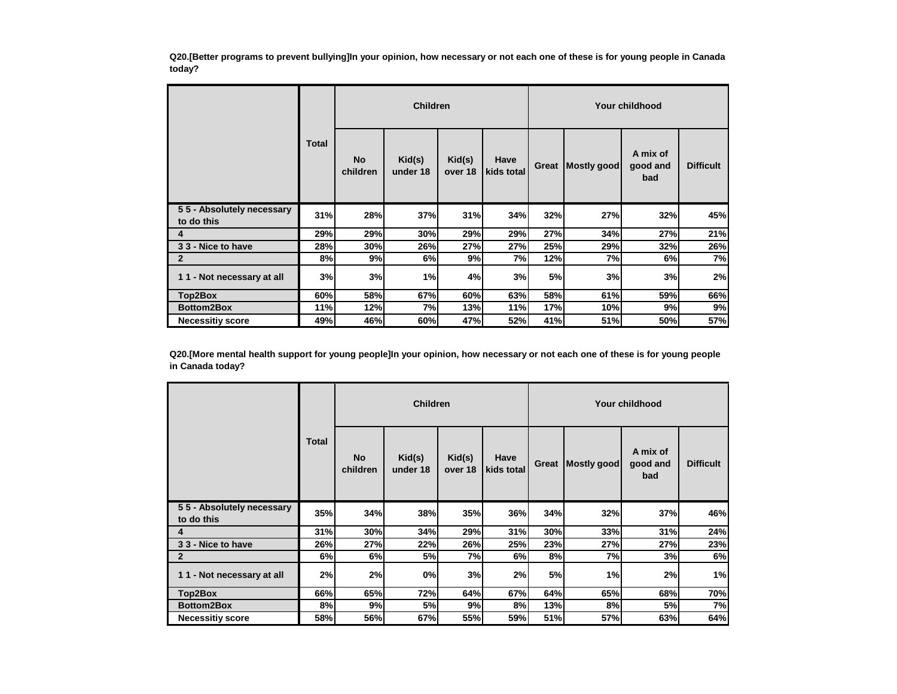**Q20.[Better programs to prevent bullying]In your opinion, how necessary or not each one of these is for young people in Canada today?**

| | Total | Children | | | | Your childhood | | | |
|---|---|---|---|---|---|---|---|---|---|
| | | No children | Kid(s) under 18 | Kid(s) over 18 | Have kids total | Great | Mostly good | A mix of good and bad | Difficult |
| 5 5 - Absolutely necessary to do this | 31% | 28% | 37% | 31% | 34% | 32% | 27% | 32% | 45% |
| 4 | 29% | 29% | 30% | 29% | 29% | 27% | 34% | 27% | 21% |
| 3 3 - Nice to have | 28% | 30% | 26% | 27% | 27% | 25% | 29% | 32% | 26% |
| 2 | 8% | 9% | 6% | 9% | 7% | 12% | 7% | 6% | 7% |
| 1 1 - Not necessary at all | 3% | 3% | 1% | 4% | 3% | 5% | 3% | 3% | 2% |
| Top2Box | 60% | 58% | 67% | 60% | 63% | 58% | 61% | 59% | 66% |
| Bottom2Box | 11% | 12% | 7% | 13% | 11% | 17% | 10% | 9% | 9% |
| Necessitiy score | 49% | 46% | 60% | 47% | 52% | 41% | 51% | 50% | 57% |

**Q20.[More mental health support for young people]In your opinion, how necessary or not each one of these is for young people in Canada today?**

| | Total | Children | | | | Your childhood | | | |
|---|---|---|---|---|---|---|---|---|---|
| | | No children | Kid(s) under 18 | Kid(s) over 18 | Have kids total | Great | Mostly good | A mix of good and bad | Difficult |
| 5 5 - Absolutely necessary to do this | 35% | 34% | 38% | 35% | 36% | 34% | 32% | 37% | 46% |
| 4 | 31% | 30% | 34% | 29% | 31% | 30% | 33% | 31% | 24% |
| 3 3 - Nice to have | 26% | 27% | 22% | 26% | 25% | 23% | 27% | 27% | 23% |
| 2 | 6% | 6% | 5% | 7% | 6% | 8% | 7% | 3% | 6% |
| 1 1 - Not necessary at all | 2% | 2% | 0% | 3% | 2% | 5% | 1% | 2% | 1% |
| Top2Box | 66% | 65% | 72% | 64% | 67% | 64% | 65% | 68% | 70% |
| Bottom2Box | 8% | 9% | 5% | 9% | 8% | 13% | 8% | 5% | 7% |
| Necessitiy score | 58% | 56% | 67% | 55% | 59% | 51% | 57% | 63% | 64% |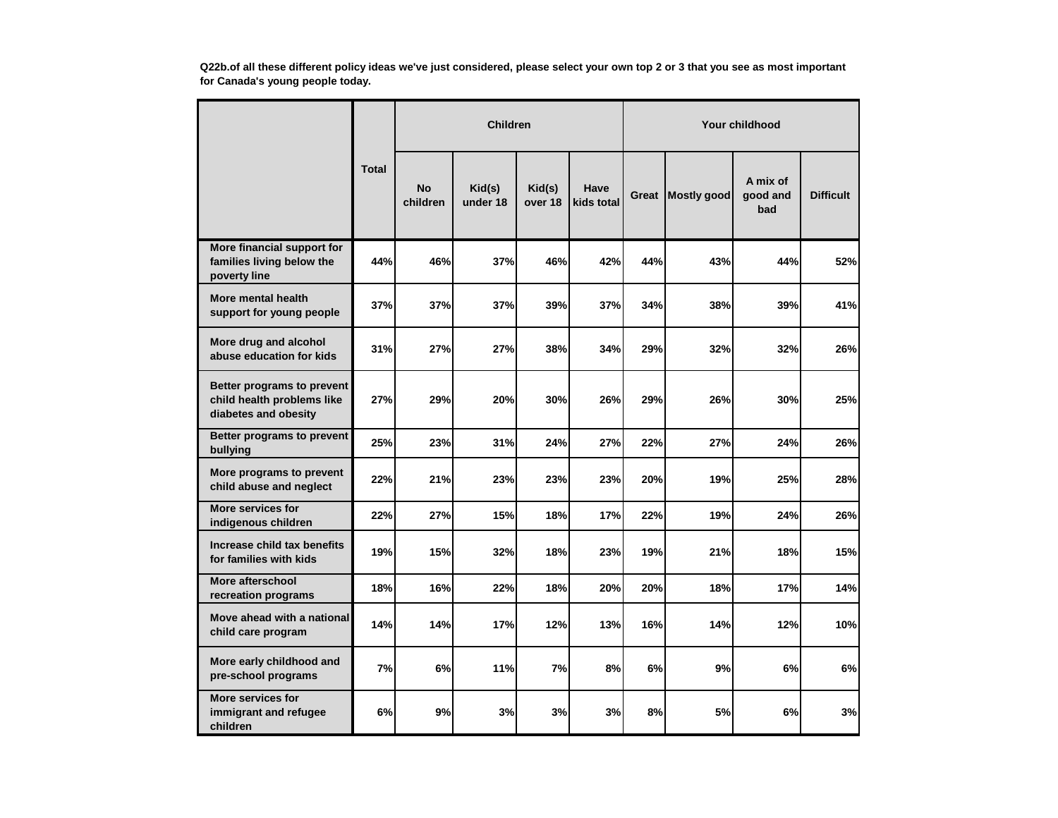**Q22b.of all these different policy ideas we've just considered, please select your own top 2 or 3 that you see as most important for Canada's young people today.**

| | Total | Children | | | | Your childhood | | | |
|---|---|---|---|---|---|---|---|---|---|
| | | No children | Kid(s) under 18 | Kid(s) over 18 | Have kids total | Great | Mostly good | A mix of good and bad | Difficult |
| More financial support for families living below the poverty line | 44% | 46% | 37% | 46% | 42% | 44% | 43% | 44% | 52% |
| More mental health support for young people | 37% | 37% | 37% | 39% | 37% | 34% | 38% | 39% | 41% |
| More drug and alcohol abuse education for kids | 31% | 27% | 27% | 38% | 34% | 29% | 32% | 32% | 26% |
| Better programs to prevent child health problems like diabetes and obesity | 27% | 29% | 20% | 30% | 26% | 29% | 26% | 30% | 25% |
| Better programs to prevent bullying | 25% | 23% | 31% | 24% | 27% | 22% | 27% | 24% | 26% |
| More programs to prevent child abuse and neglect | 22% | 21% | 23% | 23% | 23% | 20% | 19% | 25% | 28% |
| More services for indigenous children | 22% | 27% | 15% | 18% | 17% | 22% | 19% | 24% | 26% |
| Increase child tax benefits for families with kids | 19% | 15% | 32% | 18% | 23% | 19% | 21% | 18% | 15% |
| More afterschool recreation programs | 18% | 16% | 22% | 18% | 20% | 20% | 18% | 17% | 14% |
| Move ahead with a national child care program | 14% | 14% | 17% | 12% | 13% | 16% | 14% | 12% | 10% |
| More early childhood and pre-school programs | 7% | 6% | 11% | 7% | 8% | 6% | 9% | 6% | 6% |
| More services for immigrant and refugee children | 6% | 9% | 3% | 3% | 3% | 8% | 5% | 6% | 3% |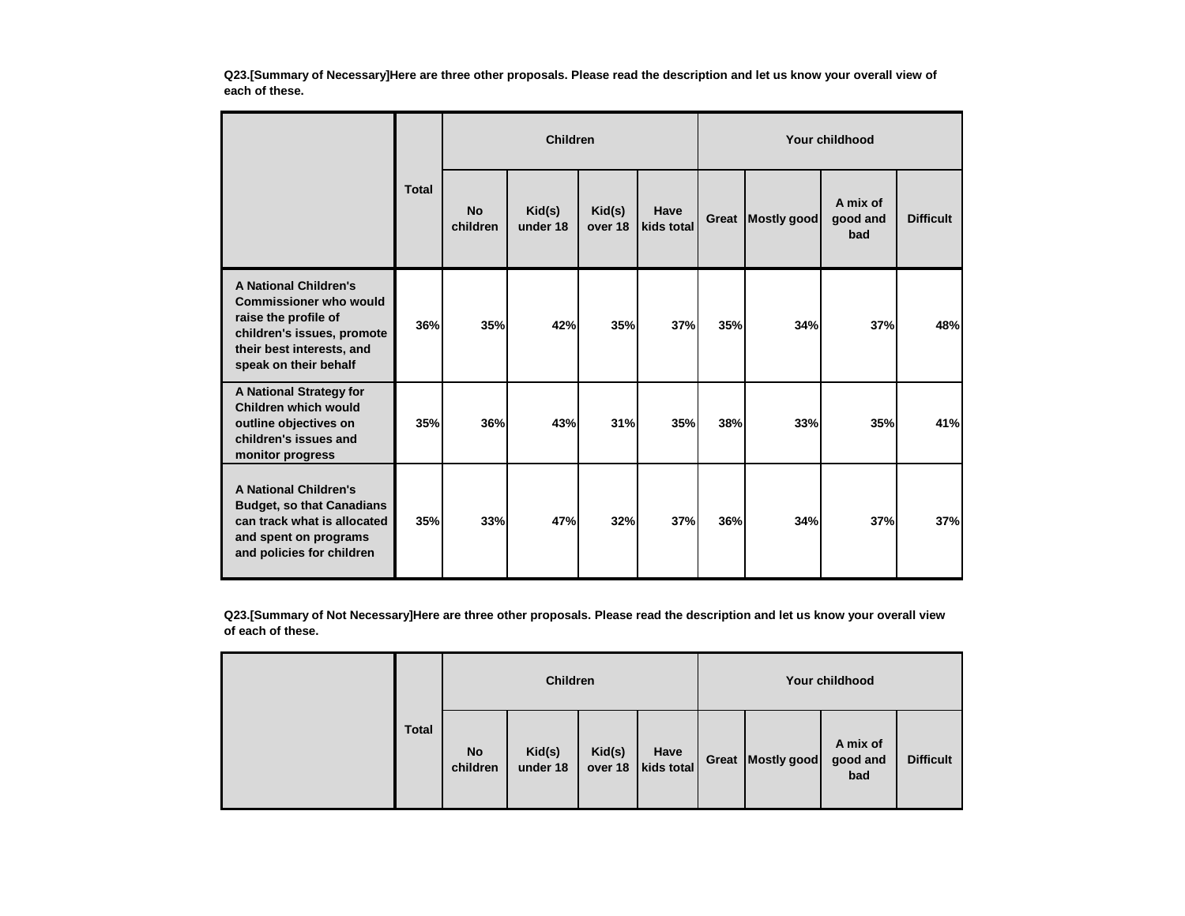**Q23.[Summary of Necessary]Here are three other proposals. Please read the description and let us know your overall view of each of these.**

| | Total | Children | | | | Your childhood | | | |
|---|---|---|---|---|---|---|---|---|---|
| | | No children | Kid(s) under 18 | Kid(s) over 18 | Have kids total | Great | Mostly good | A mix of good and bad | Difficult |
| **A National Children's Commissioner who would raise the profile of children's issues, promote their best interests, and speak on their behalf** | 36% | 35% | 42% | 35% | 37% | 35% | 34% | 37% | 48% |
| **A National Strategy for Children which would outline objectives on children's issues and monitor progress** | 35% | 36% | 43% | 31% | 35% | 38% | 33% | 35% | 41% |
| **A National Children's Budget, so that Canadians can track what is allocated and spent on programs and policies for children** | 35% | 33% | 47% | 32% | 37% | 36% | 34% | 37% | 37% |

**Q23.[Summary of Not Necessary]Here are three other proposals. Please read the description and let us know your overall view of each of these.**

| | Total | Children | | | | Your childhood | | | |
|---|---|---|---|---|---|---|---|---|---|
| | | No children | Kid(s) under 18 | Kid(s) over 18 | Have kids total | Great | Mostly good | A mix of good and bad | Difficult |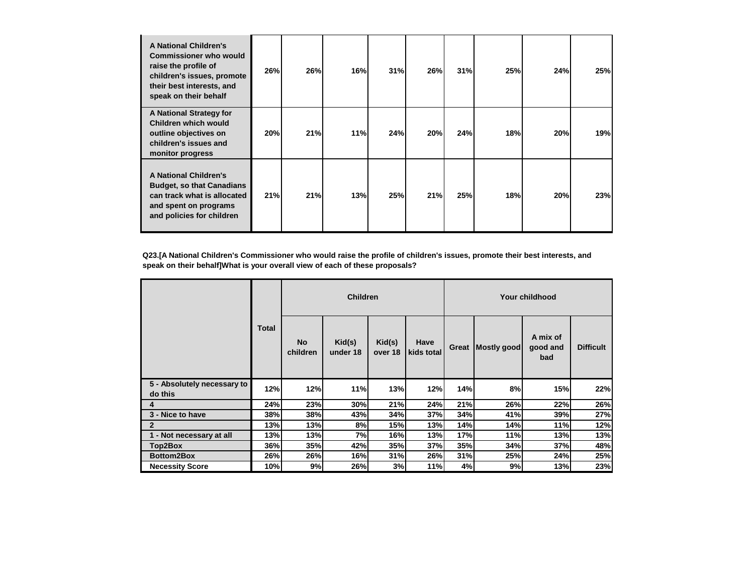| | | | | | | | | |
|---|---|---|---|---|---|---|---|---|
| **A National Children's Commissioner who would raise the profile of children's issues, promote their best interests, and speak on their behalf** | **26%** | **26%** | **16%** | **31%** | **26%** | **31%** | **25%** | **24%** | **25%** |
| **A National Strategy for Children which would outline objectives on children's issues and monitor progress** | **20%** | **21%** | **11%** | **24%** | **20%** | **24%** | **18%** | **20%** | **19%** |
| **A National Children's Budget, so that Canadians can track what is allocated and spent on programs and policies for children** | **21%** | **21%** | **13%** | **25%** | **21%** | **25%** | **18%** | **20%** | **23%** |

**Q23.[A National Children's Commissioner who would raise the profile of children's issues, promote their best interests, and speak on their behalf]What is your overall view of each of these proposals?**

| | Total | Children | | | | Your childhood | | | |
|---|---|---|---|---|---|---|---|---|---|
| | | No children | Kid(s) under 18 | Kid(s) over 18 | Have kids total | Great | Mostly good | A mix of good and bad | Difficult |
| 5 - Absolutely necessary to do this | 12% | 12% | 11% | 13% | 12% | 14% | 8% | 15% | 22% |
| 4 | 24% | 23% | 30% | 21% | 24% | 21% | 26% | 22% | 26% |
| 3 - Nice to have | 38% | 38% | 43% | 34% | 37% | 34% | 41% | 39% | 27% |
| 2 | 13% | 13% | 8% | 15% | 13% | 14% | 14% | 11% | 12% |
| 1 - Not necessary at all | 13% | 13% | 7% | 16% | 13% | 17% | 11% | 13% | 13% |
| Top2Box | 36% | 35% | 42% | 35% | 37% | 35% | 34% | 37% | 48% |
| Bottom2Box | 26% | 26% | 16% | 31% | 26% | 31% | 25% | 24% | 25% |
| Necessity Score | 10% | 9% | 26% | 3% | 11% | 4% | 9% | 13% | 23% |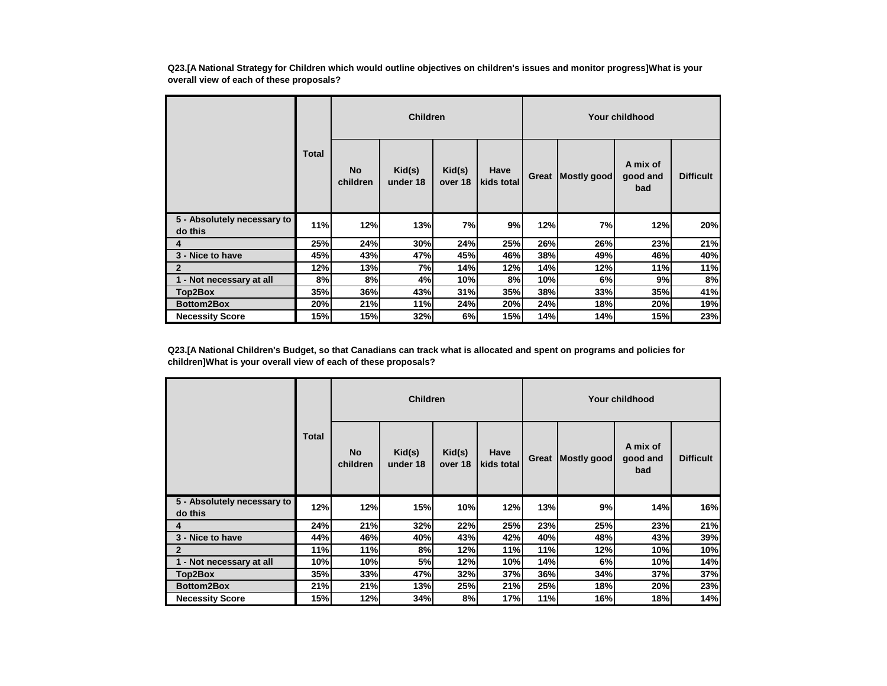**Q23.[A National Strategy for Children which would outline objectives on children's issues and monitor progress]What is your overall view of each of these proposals?**

| | Total | Children | | | | Your childhood | | | |
|---|---|---|---|---|---|---|---|---|---|
| | | No children | Kid(s) under 18 | Kid(s) over 18 | Have kids total | Great | Mostly good | A mix of good and bad | Difficult |
| 5 - Absolutely necessary to do this | 11% | 12% | 13% | 7% | 9% | 12% | 7% | 12% | 20% |
| 4 | 25% | 24% | 30% | 24% | 25% | 26% | 26% | 23% | 21% |
| 3 - Nice to have | 45% | 43% | 47% | 45% | 46% | 38% | 49% | 46% | 40% |
| 2 | 12% | 13% | 7% | 14% | 12% | 14% | 12% | 11% | 11% |
| 1 - Not necessary at all | 8% | 8% | 4% | 10% | 8% | 10% | 6% | 9% | 8% |
| Top2Box | 35% | 36% | 43% | 31% | 35% | 38% | 33% | 35% | 41% |
| Bottom2Box | 20% | 21% | 11% | 24% | 20% | 24% | 18% | 20% | 19% |
| Necessity Score | 15% | 15% | 32% | 6% | 15% | 14% | 14% | 15% | 23% |

**Q23.[A National Children's Budget, so that Canadians can track what is allocated and spent on programs and policies for children]What is your overall view of each of these proposals?**

| | Total | Children | | | | Your childhood | | | |
|---|---|---|---|---|---|---|---|---|---|
| | | No children | Kid(s) under 18 | Kid(s) over 18 | Have kids total | Great | Mostly good | A mix of good and bad | Difficult |
| 5 - Absolutely necessary to do this | 12% | 12% | 15% | 10% | 12% | 13% | 9% | 14% | 16% |
| 4 | 24% | 21% | 32% | 22% | 25% | 23% | 25% | 23% | 21% |
| 3 - Nice to have | 44% | 46% | 40% | 43% | 42% | 40% | 48% | 43% | 39% |
| 2 | 11% | 11% | 8% | 12% | 11% | 11% | 12% | 10% | 10% |
| 1 - Not necessary at all | 10% | 10% | 5% | 12% | 10% | 14% | 6% | 10% | 14% |
| Top2Box | 35% | 33% | 47% | 32% | 37% | 36% | 34% | 37% | 37% |
| Bottom2Box | 21% | 21% | 13% | 25% | 21% | 25% | 18% | 20% | 23% |
| Necessity Score | 15% | 12% | 34% | 8% | 17% | 11% | 16% | 18% | 14% |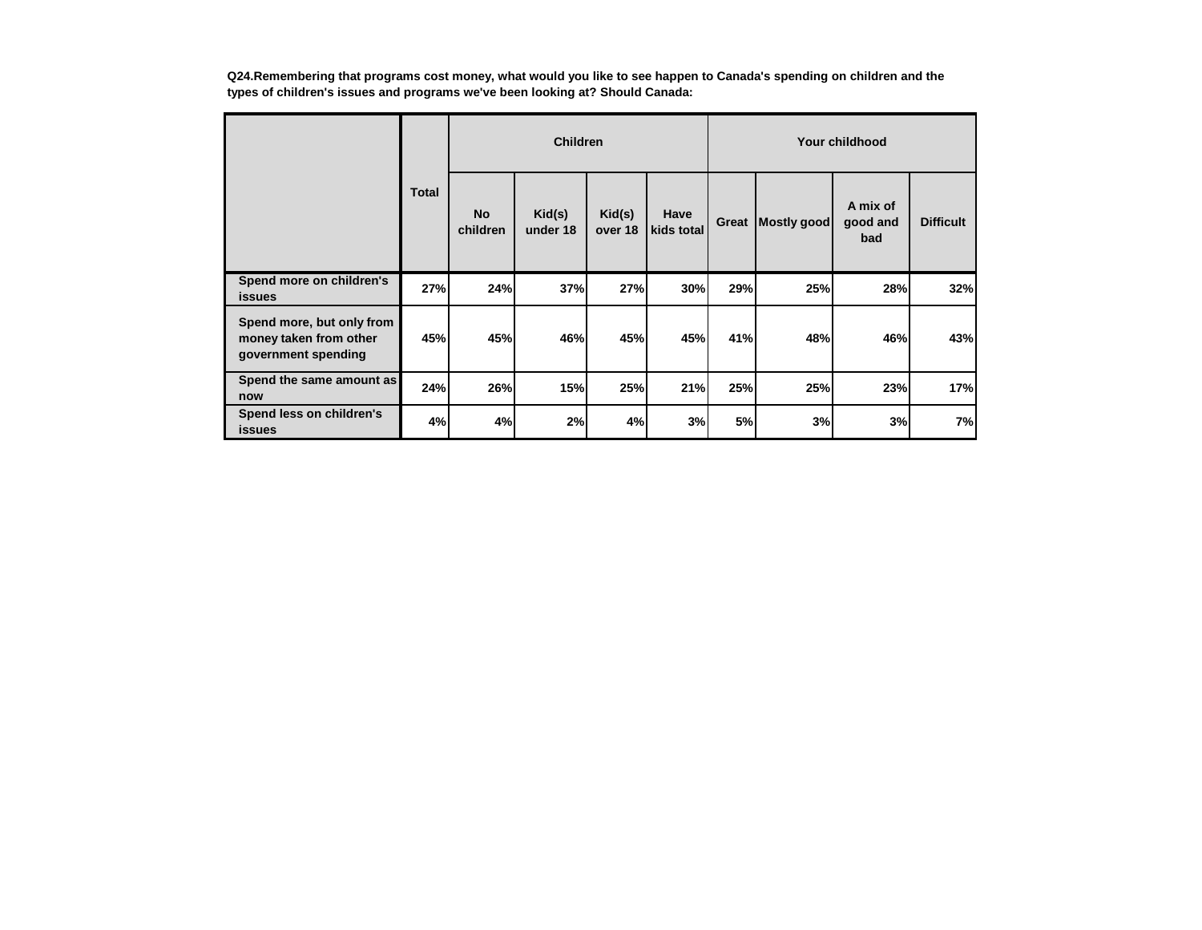**Q24.Remembering that programs cost money, what would you like to see happen to Canada's spending on children and the types of children's issues and programs we've been looking at? Should Canada:**

| | Total | Children | | | | Your childhood | | | |
|---|---|---|---|---|---|---|---|---|---|
| | | No children | Kid(s) under 18 | Kid(s) over 18 | Have kids total | Great | Mostly good | A mix of good and bad | Difficult |
| Spend more on children's issues | 27% | 24% | 37% | 27% | 30% | 29% | 25% | 28% | 32% |
| Spend more, but only from money taken from other government spending | 45% | 45% | 46% | 45% | 45% | 41% | 48% | 46% | 43% |
| Spend the same amount as now | 24% | 26% | 15% | 25% | 21% | 25% | 25% | 23% | 17% |
| Spend less on children's issues | 4% | 4% | 2% | 4% | 3% | 5% | 3% | 3% | 7% |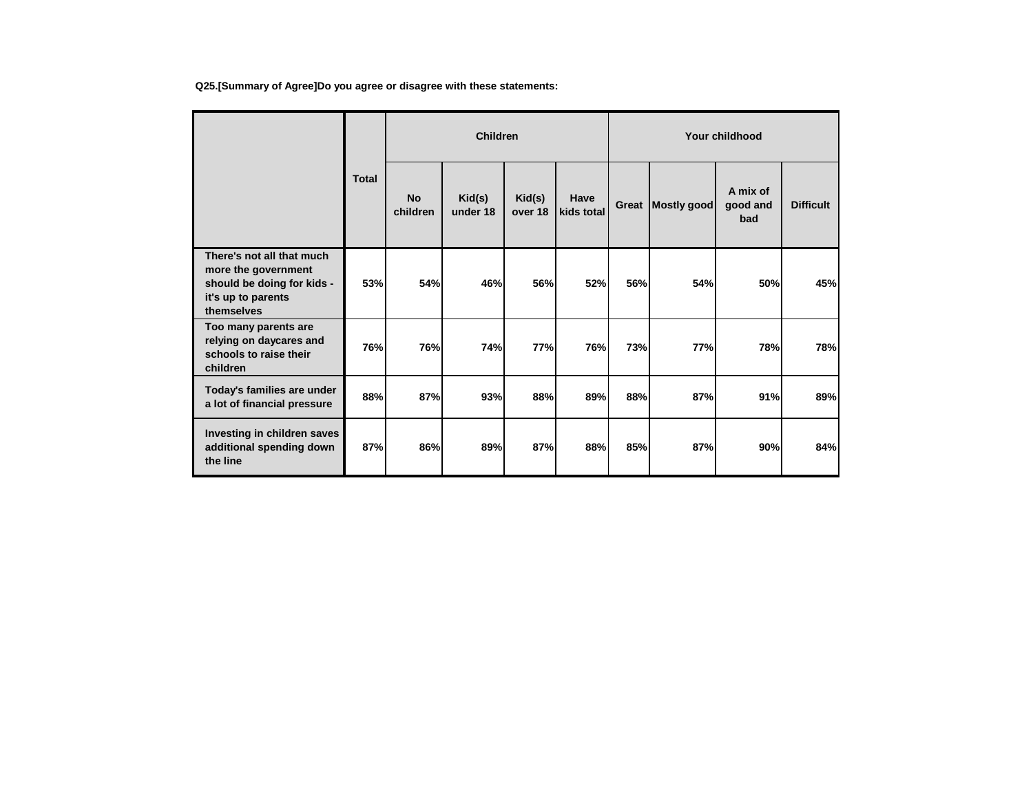**Q25.[Summary of Agree]Do you agree or disagree with these statements:**

| | Total | Children | | | | Your childhood | | | |
|---|---|---|---|---|---|---|---|---|---|
| | | No children | Kid(s) under 18 | Kid(s) over 18 | Have kids total | Great | Mostly good | A mix of good and bad | Difficult |
| There's not all that much more the government should be doing for kids - it's up to parents themselves | 53% | 54% | 46% | 56% | 52% | 56% | 54% | 50% | 45% |
| Too many parents are relying on daycares and schools to raise their children | 76% | 76% | 74% | 77% | 76% | 73% | 77% | 78% | 78% |
| Today's families are under a lot of financial pressure | 88% | 87% | 93% | 88% | 89% | 88% | 87% | 91% | 89% |
| Investing in children saves additional spending down the line | 87% | 86% | 89% | 87% | 88% | 85% | 87% | 90% | 84% |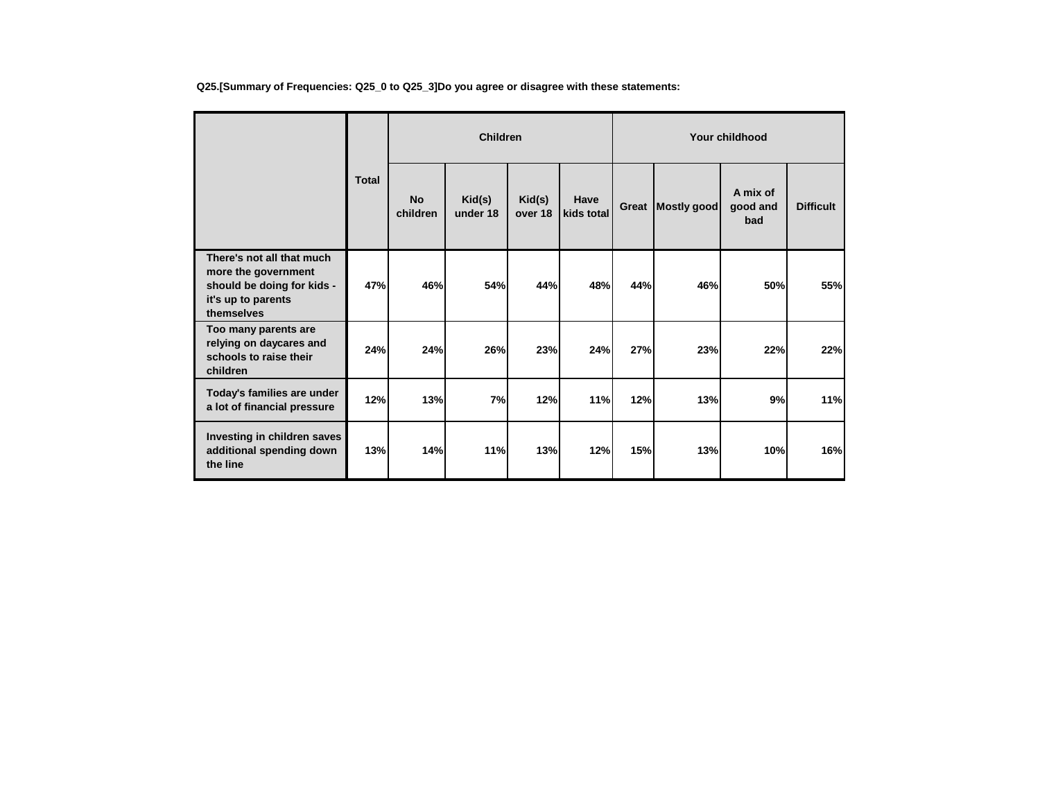**Q25.[Summary of Frequencies: Q25_0 to Q25_3]Do you agree or disagree with these statements:**

| | Total | Children | | | | Your childhood | | | |
|---|---|---|---|---|---|---|---|---|---|
| | | No children | Kid(s) under 18 | Kid(s) over 18 | Have kids total | Great | Mostly good | A mix of good and bad | Difficult |
| There's not all that much more the government should be doing for kids - it's up to parents themselves | 47% | 46% | 54% | 44% | 48% | 44% | 46% | 50% | 55% |
| Too many parents are relying on daycares and schools to raise their children | 24% | 24% | 26% | 23% | 24% | 27% | 23% | 22% | 22% |
| Today's families are under a lot of financial pressure | 12% | 13% | 7% | 12% | 11% | 12% | 13% | 9% | 11% |
| Investing in children saves additional spending down the line | 13% | 14% | 11% | 13% | 12% | 15% | 13% | 10% | 16% |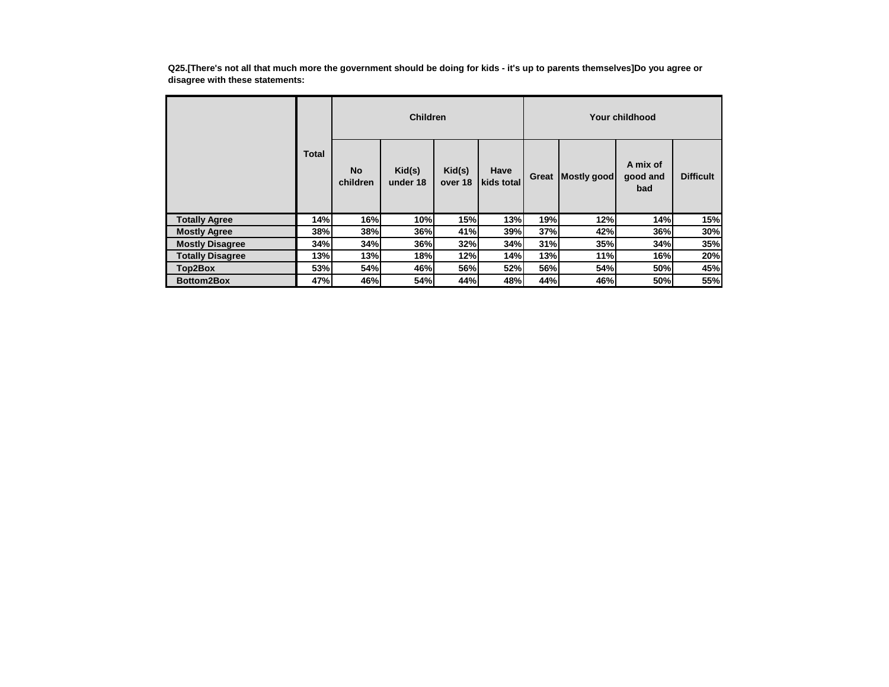**Q25.[There's not all that much more the government should be doing for kids - it's up to parents themselves]Do you agree or disagree with these statements:**

| | Total | Children | | | | Your childhood | | | |
|---|---|---|---|---|---|---|---|---|---|
| | | No children | Kid(s) under 18 | Kid(s) over 18 | Have kids total | Great | Mostly good | A mix of good and bad | Difficult |
| **Totally Agree** | 14% | 16% | 10% | 15% | 13% | 19% | 12% | 14% | 15% |
| **Mostly Agree** | 38% | 38% | 36% | 41% | 39% | 37% | 42% | 36% | 30% |
| **Mostly Disagree** | 34% | 34% | 36% | 32% | 34% | 31% | 35% | 34% | 35% |
| **Totally Disagree** | 13% | 13% | 18% | 12% | 14% | 13% | 11% | 16% | 20% |
| **Top2Box** | 53% | 54% | 46% | 56% | 52% | 56% | 54% | 50% | 45% |
| **Bottom2Box** | 47% | 46% | 54% | 44% | 48% | 44% | 46% | 50% | 55% |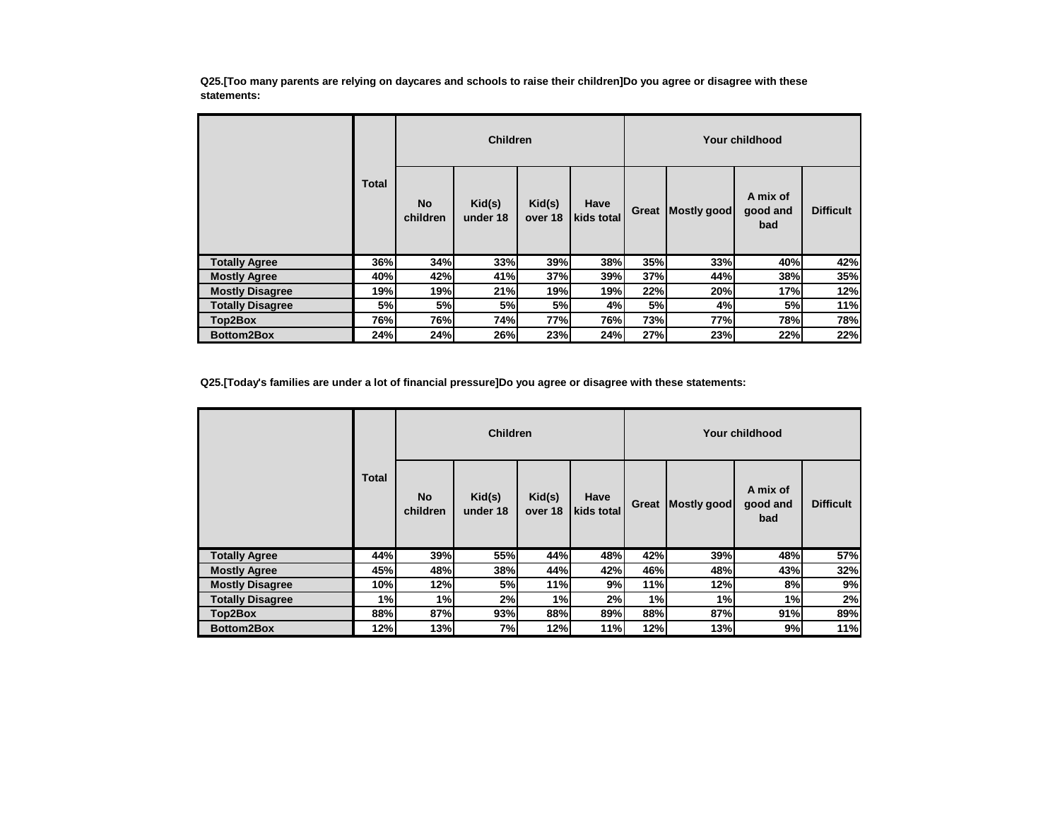**Q25.[Too many parents are relying on daycares and schools to raise their children]Do you agree or disagree with these statements:**

| | Total | Children | | | | Your childhood | | | |
|---|---|---|---|---|---|---|---|---|---|
| | | No children | Kid(s) under 18 | Kid(s) over 18 | Have kids total | Great | Mostly good | A mix of good and bad | Difficult |
| **Totally Agree** | 36% | 34% | 33% | 39% | 38% | 35% | 33% | 40% | 42% |
| **Mostly Agree** | 40% | 42% | 41% | 37% | 39% | 37% | 44% | 38% | 35% |
| **Mostly Disagree** | 19% | 19% | 21% | 19% | 19% | 22% | 20% | 17% | 12% |
| **Totally Disagree** | 5% | 5% | 5% | 5% | 4% | 5% | 4% | 5% | 11% |
| **Top2Box** | 76% | 76% | 74% | 77% | 76% | 73% | 77% | 78% | 78% |
| **Bottom2Box** | 24% | 24% | 26% | 23% | 24% | 27% | 23% | 22% | 22% |

**Q25.[Today's families are under a lot of financial pressure]Do you agree or disagree with these statements:**

| | Total | Children | | | | Your childhood | | | |
|---|---|---|---|---|---|---|---|---|---|
| | | No children | Kid(s) under 18 | Kid(s) over 18 | Have kids total | Great | Mostly good | A mix of good and bad | Difficult |
| **Totally Agree** | 44% | 39% | 55% | 44% | 48% | 42% | 39% | 48% | 57% |
| **Mostly Agree** | 45% | 48% | 38% | 44% | 42% | 46% | 48% | 43% | 32% |
| **Mostly Disagree** | 10% | 12% | 5% | 11% | 9% | 11% | 12% | 8% | 9% |
| **Totally Disagree** | 1% | 1% | 2% | 1% | 2% | 1% | 1% | 1% | 2% |
| **Top2Box** | 88% | 87% | 93% | 88% | 89% | 88% | 87% | 91% | 89% |
| **Bottom2Box** | 12% | 13% | 7% | 12% | 11% | 12% | 13% | 9% | 11% |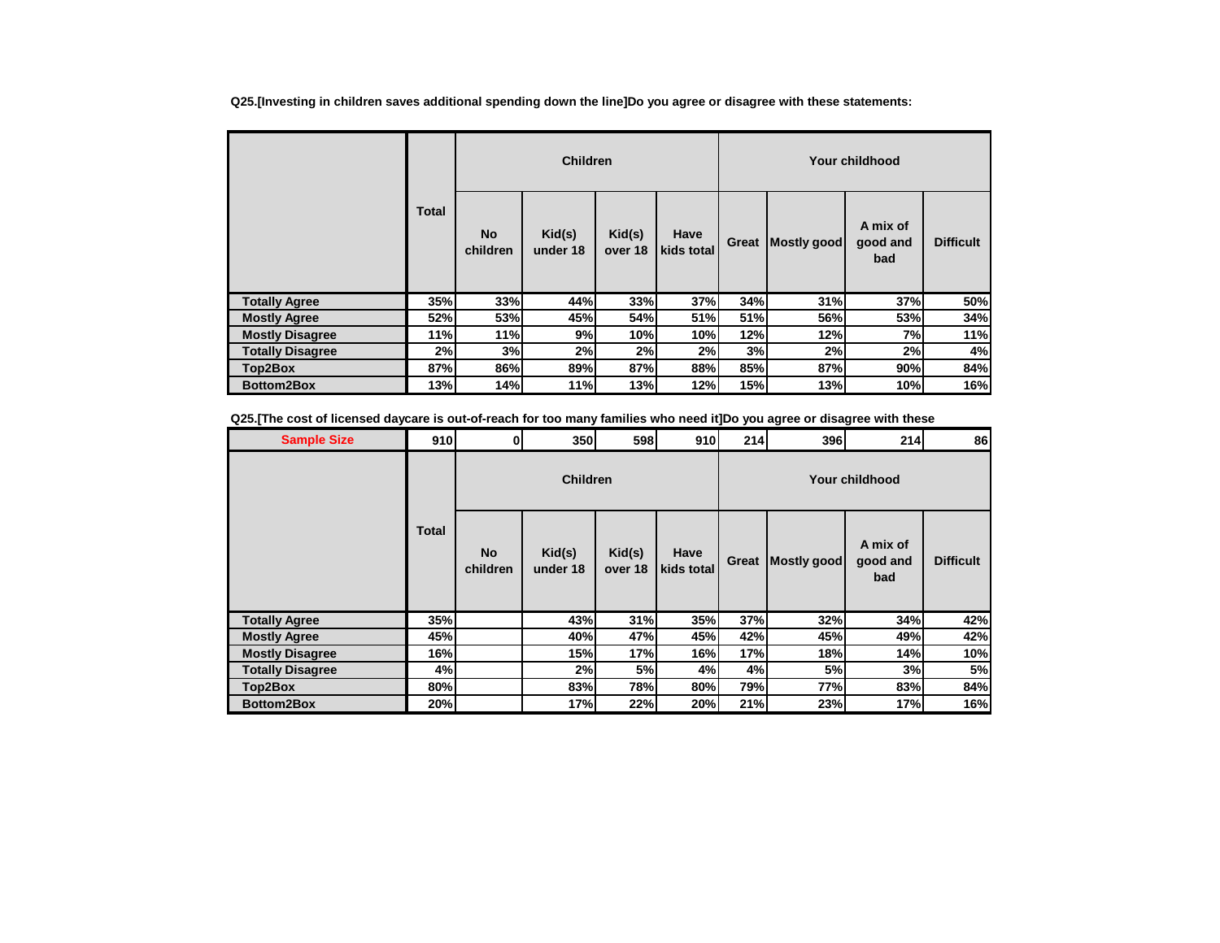**Q25.[Investing in children saves additional spending down the line]Do you agree or disagree with these statements:**

| | Total | Children | | | | Your childhood | | | |
|---|---|---|---|---|---|---|---|---|---|
| | | No children | Kid(s) under 18 | Kid(s) over 18 | Have kids total | Great | Mostly good | A mix of good and bad | Difficult |
| Totally Agree | 35% | 33% | 44% | 33% | 37% | 34% | 31% | 37% | 50% |
| Mostly Agree | 52% | 53% | 45% | 54% | 51% | 51% | 56% | 53% | 34% |
| Mostly Disagree | 11% | 11% | 9% | 10% | 10% | 12% | 12% | 7% | 11% |
| Totally Disagree | 2% | 3% | 2% | 2% | 2% | 3% | 2% | 2% | 4% |
| Top2Box | 87% | 86% | 89% | 87% | 88% | 85% | 87% | 90% | 84% |
| Bottom2Box | 13% | 14% | 11% | 13% | 12% | 15% | 13% | 10% | 16% |

**Q25.[The cost of licensed daycare is out-of-reach for too many families who need it]Do you agree or disagree with these**

| Sample Size | 910 | 0 | 350 | 598 | 910 | 214 | 396 | 214 | 86 |
|---|---|---|---|---|---|---|---|---|---|
| | Total | Children | | | | Your childhood | | | |
| | | No children | Kid(s) under 18 | Kid(s) over 18 | Have kids total | Great | Mostly good | A mix of good and bad | Difficult |
| Totally Agree | 35% | | 43% | 31% | 35% | 37% | 32% | 34% | 42% |
| Mostly Agree | 45% | | 40% | 47% | 45% | 42% | 45% | 49% | 42% |
| Mostly Disagree | 16% | | 15% | 17% | 16% | 17% | 18% | 14% | 10% |
| Totally Disagree | 4% | | 2% | 5% | 4% | 4% | 5% | 3% | 5% |
| Top2Box | 80% | | 83% | 78% | 80% | 79% | 77% | 83% | 84% |
| Bottom2Box | 20% | | 17% | 22% | 20% | 21% | 23% | 17% | 16% |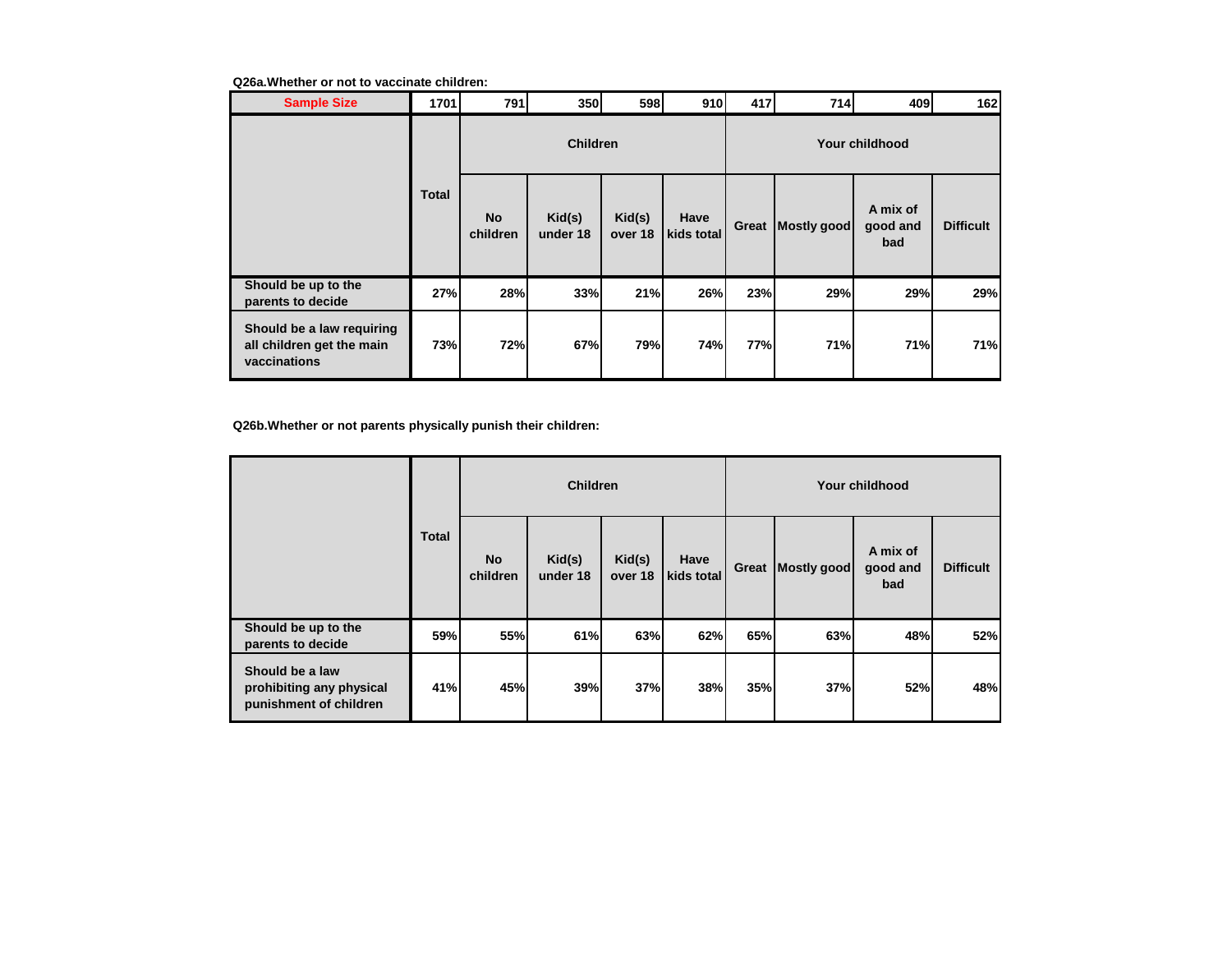**Q26a.Whether or not to vaccinate children:**

| Sample Size | 1701 | 791 | 350 | 598 | 910 | 417 | 714 | 409 | 162 |
|---|---|---|---|---|---|---|---|---|---|
| | | Children | | | | Your childhood | | | |
| | Total | No children | Kid(s) under 18 | Kid(s) over 18 | Have kids total | Great | Mostly good | A mix of good and bad | Difficult |
| Should be up to the parents to decide | 27% | 28% | 33% | 21% | 26% | 23% | 29% | 29% | 29% |
| Should be a law requiring all children get the main vaccinations | 73% | 72% | 67% | 79% | 74% | 77% | 71% | 71% | 71% |

**Q26b.Whether or not parents physically punish their children:**

| | | Children | | | | Your childhood | | | |
|---|---|---|---|---|---|---|---|---|---|
| | Total | No children | Kid(s) under 18 | Kid(s) over 18 | Have kids total | Great | Mostly good | A mix of good and bad | Difficult |
| Should be up to the parents to decide | 59% | 55% | 61% | 63% | 62% | 65% | 63% | 48% | 52% |
| Should be a law prohibiting any physical punishment of children | 41% | 45% | 39% | 37% | 38% | 35% | 37% | 52% | 48% |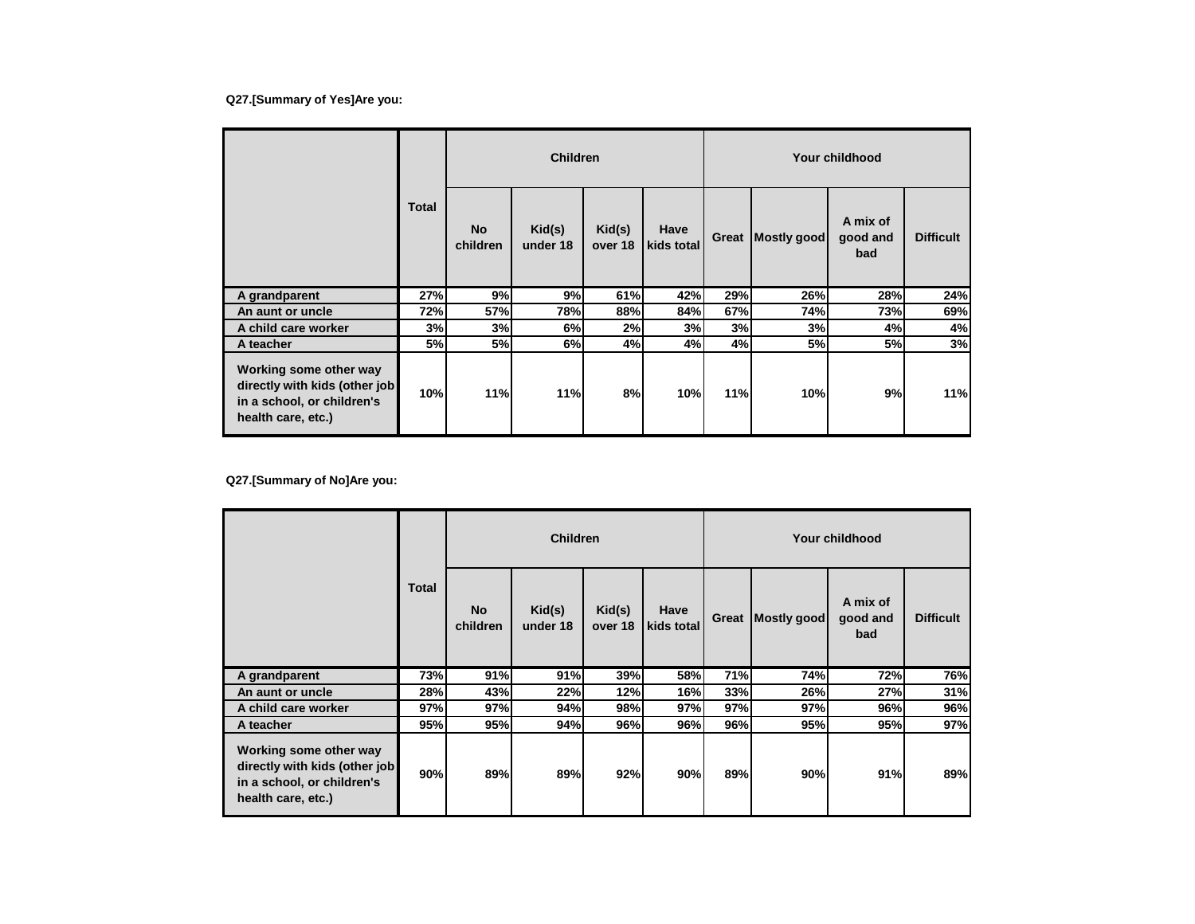**Q27.[Summary of Yes]Are you:**

| | Total | Children | | | | Your childhood | | | |
|---|---|---|---|---|---|---|---|---|---|
| | | No children | Kid(s) under 18 | Kid(s) over 18 | Have kids total | Great | Mostly good | A mix of good and bad | Difficult |
| A grandparent | 27% | 9% | 9% | 61% | 42% | 29% | 26% | 28% | 24% |
| An aunt or uncle | 72% | 57% | 78% | 88% | 84% | 67% | 74% | 73% | 69% |
| A child care worker | 3% | 3% | 6% | 2% | 3% | 3% | 3% | 4% | 4% |
| A teacher | 5% | 5% | 6% | 4% | 4% | 4% | 5% | 5% | 3% |
| Working some other way directly with kids (other job in a school, or children's health care, etc.) | 10% | 11% | 11% | 8% | 10% | 11% | 10% | 9% | 11% |

**Q27.[Summary of No]Are you:**

| | Total | Children | | | | Your childhood | | | |
|---|---|---|---|---|---|---|---|---|---|
| | | No children | Kid(s) under 18 | Kid(s) over 18 | Have kids total | Great | Mostly good | A mix of good and bad | Difficult |
| A grandparent | 73% | 91% | 91% | 39% | 58% | 71% | 74% | 72% | 76% |
| An aunt or uncle | 28% | 43% | 22% | 12% | 16% | 33% | 26% | 27% | 31% |
| A child care worker | 97% | 97% | 94% | 98% | 97% | 97% | 97% | 96% | 96% |
| A teacher | 95% | 95% | 94% | 96% | 96% | 96% | 95% | 95% | 97% |
| Working some other way directly with kids (other job in a school, or children's health care, etc.) | 90% | 89% | 89% | 92% | 90% | 89% | 90% | 91% | 89% |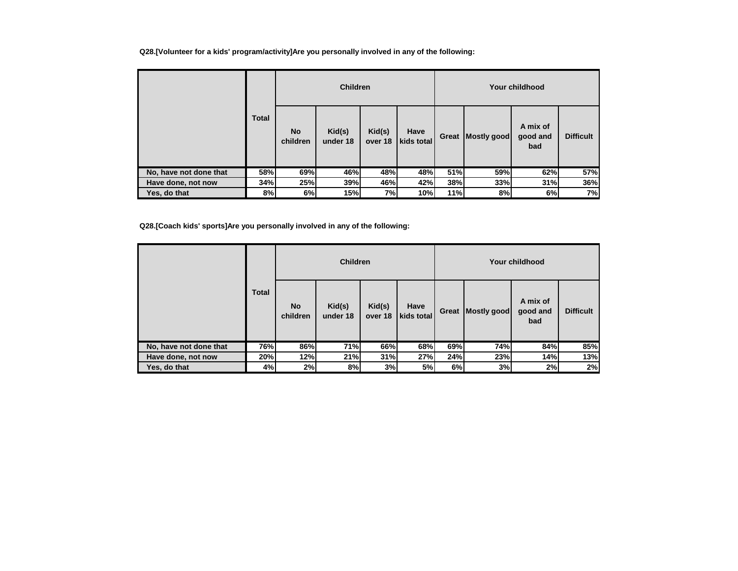**Q28.[Volunteer for a kids' program/activity]Are you personally involved in any of the following:**

| | Total | Children | | | | Your childhood | | | |
|---|---|---|---|---|---|---|---|---|---|
| | | No children | Kid(s) under 18 | Kid(s) over 18 | Have kids total | Great | Mostly good | A mix of good and bad | Difficult |
| No, have not done that | 58% | 69% | 46% | 48% | 48% | 51% | 59% | 62% | 57% |
| Have done, not now | 34% | 25% | 39% | 46% | 42% | 38% | 33% | 31% | 36% |
| Yes, do that | 8% | 6% | 15% | 7% | 10% | 11% | 8% | 6% | 7% |

**Q28.[Coach kids' sports]Are you personally involved in any of the following:**

| | Total | Children | | | | Your childhood | | | |
|---|---|---|---|---|---|---|---|---|---|
| | | No children | Kid(s) under 18 | Kid(s) over 18 | Have kids total | Great | Mostly good | A mix of good and bad | Difficult |
| No, have not done that | 76% | 86% | 71% | 66% | 68% | 69% | 74% | 84% | 85% |
| Have done, not now | 20% | 12% | 21% | 31% | 27% | 24% | 23% | 14% | 13% |
| Yes, do that | 4% | 2% | 8% | 3% | 5% | 6% | 3% | 2% | 2% |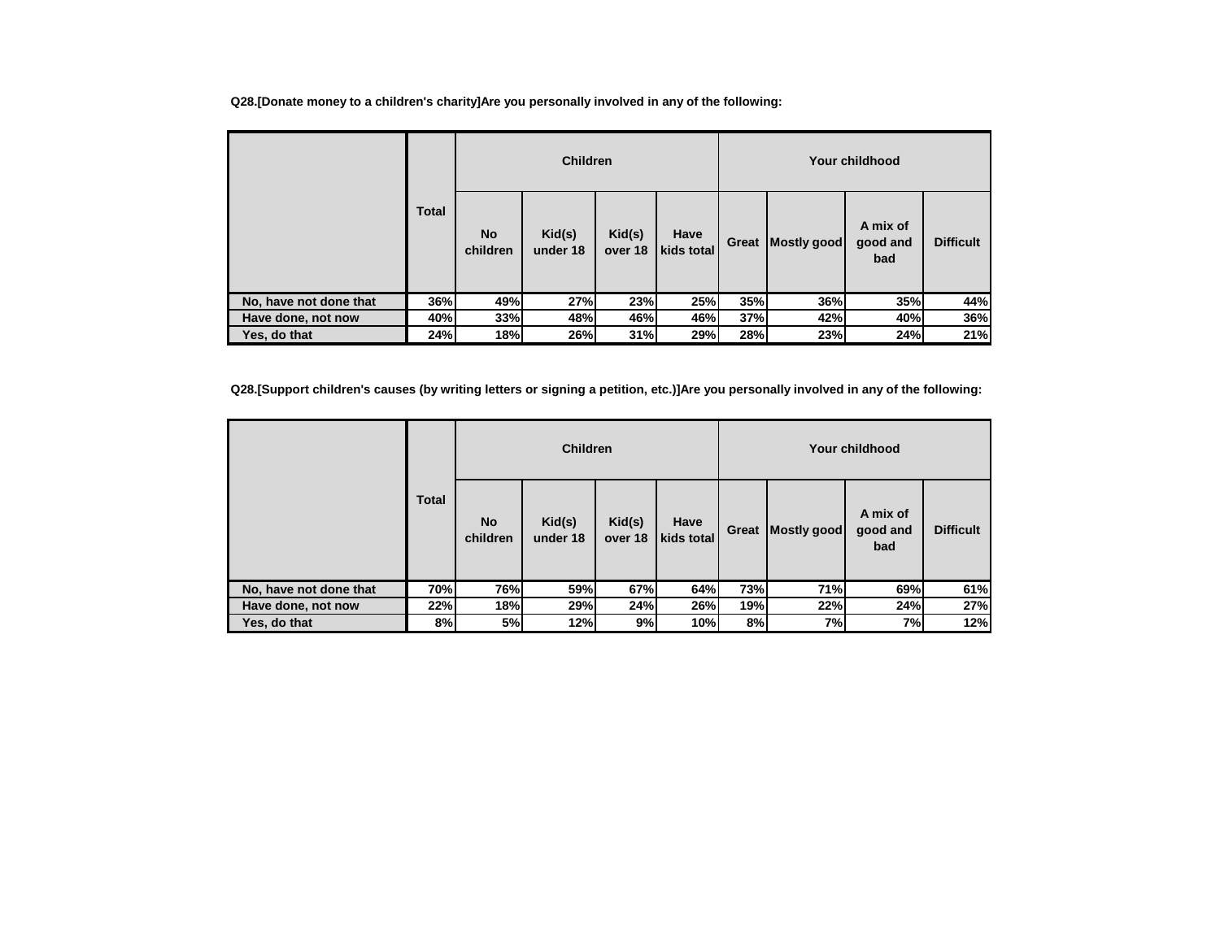**Q28.[Donate money to a children's charity]Are you personally involved in any of the following:**

| | Total | Children | | | | Your childhood | | | |
|---|---|---|---|---|---|---|---|---|---|
| | | No children | Kid(s) under 18 | Kid(s) over 18 | Have kids total | Great | Mostly good | A mix of good and bad | Difficult |
| No, have not done that | 36% | 49% | 27% | 23% | 25% | 35% | 36% | 35% | 44% |
| Have done, not now | 40% | 33% | 48% | 46% | 46% | 37% | 42% | 40% | 36% |
| Yes, do that | 24% | 18% | 26% | 31% | 29% | 28% | 23% | 24% | 21% |

**Q28.[Support children's causes (by writing letters or signing a petition, etc.)]Are you personally involved in any of the following:**

| | Total | Children | | | | Your childhood | | | |
|---|---|---|---|---|---|---|---|---|---|
| | | No children | Kid(s) under 18 | Kid(s) over 18 | Have kids total | Great | Mostly good | A mix of good and bad | Difficult |
| No, have not done that | 70% | 76% | 59% | 67% | 64% | 73% | 71% | 69% | 61% |
| Have done, not now | 22% | 18% | 29% | 24% | 26% | 19% | 22% | 24% | 27% |
| Yes, do that | 8% | 5% | 12% | 9% | 10% | 8% | 7% | 7% | 12% |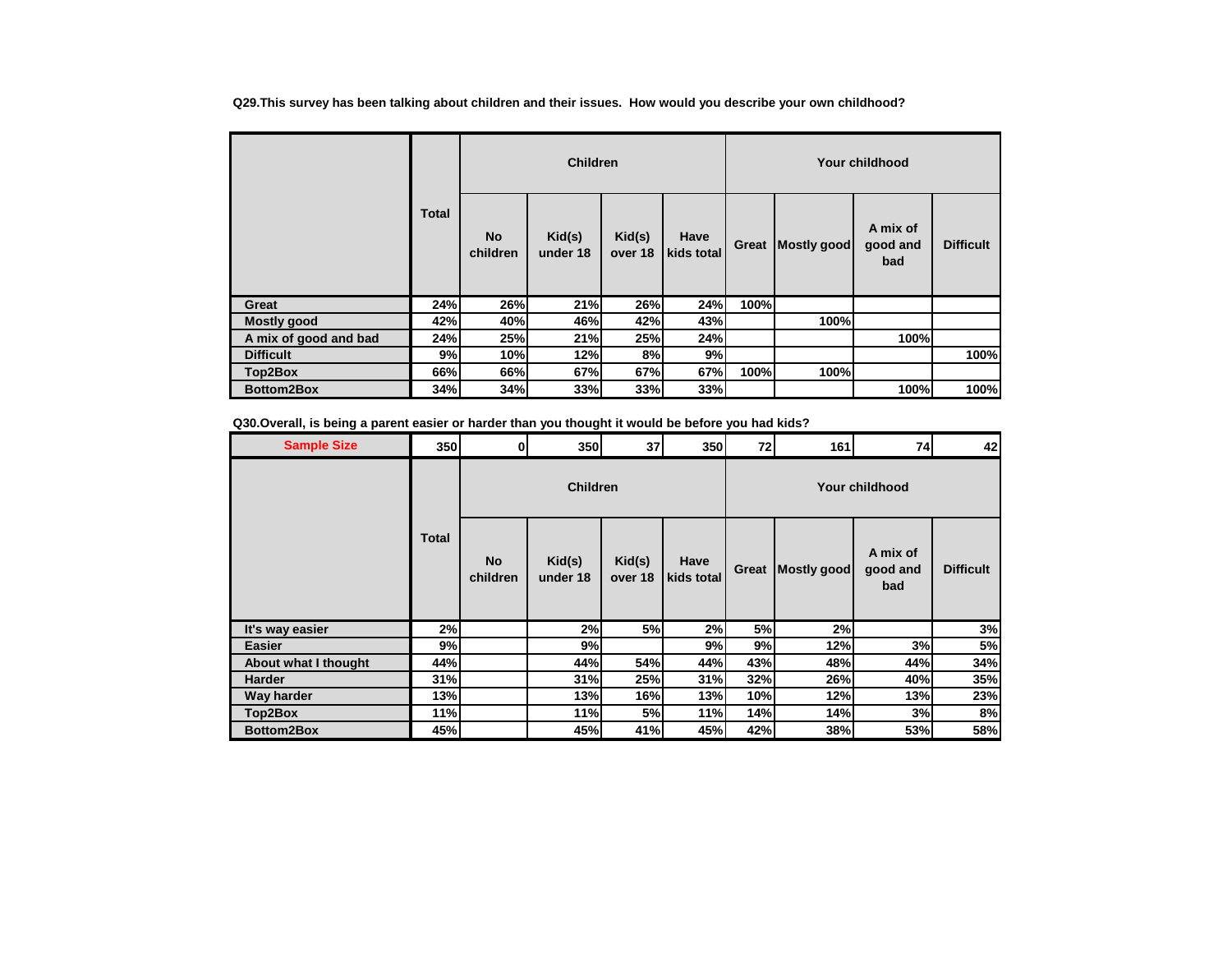Q29.This survey has been talking about children and their issues. How would you describe your own childhood?

| | Total | Children | | | | Your childhood | | | |
|---|---|---|---|---|---|---|---|---|---|
| | | No children | Kid(s) under 18 | Kid(s) over 18 | Have kids total | Great | Mostly good | A mix of good and bad | Difficult |
| **Great** | 24% | 26% | 21% | 26% | 24% | 100% | | | |
| **Mostly good** | 42% | 40% | 46% | 42% | 43% | | 100% | | |
| **A mix of good and bad** | 24% | 25% | 21% | 25% | 24% | | | 100% | |
| **Difficult** | 9% | 10% | 12% | 8% | 9% | | | | 100% |
| **Top2Box** | 66% | 66% | 67% | 67% | 67% | 100% | 100% | | |
| **Bottom2Box** | 34% | 34% | 33% | 33% | 33% | | | 100% | 100% |

Q30.Overall, is being a parent easier or harder than you thought it would be before you had kids?

| **Sample Size** | 350 | 0 | 350 | 37 | 350 | 72 | 161 | 74 | 42 |
|---|---|---|---|---|---|---|---|---|---|
| | Total | Children | | | | Your childhood | | | |
| | | No children | Kid(s) under 18 | Kid(s) over 18 | Have kids total | Great | Mostly good | A mix of good and bad | Difficult |
| **It's way easier** | 2% | | 2% | 5% | 2% | 5% | 2% | | 3% |
| **Easier** | 9% | | 9% | | 9% | 9% | 12% | 3% | 5% |
| **About what I thought** | 44% | | 44% | 54% | 44% | 43% | 48% | 44% | 34% |
| **Harder** | 31% | | 31% | 25% | 31% | 32% | 26% | 40% | 35% |
| **Way harder** | 13% | | 13% | 16% | 13% | 10% | 12% | 13% | 23% |
| **Top2Box** | 11% | | 11% | 5% | 11% | 14% | 14% | 3% | 8% |
| **Bottom2Box** | 45% | | 45% | 41% | 45% | 42% | 38% | 53% | 58% |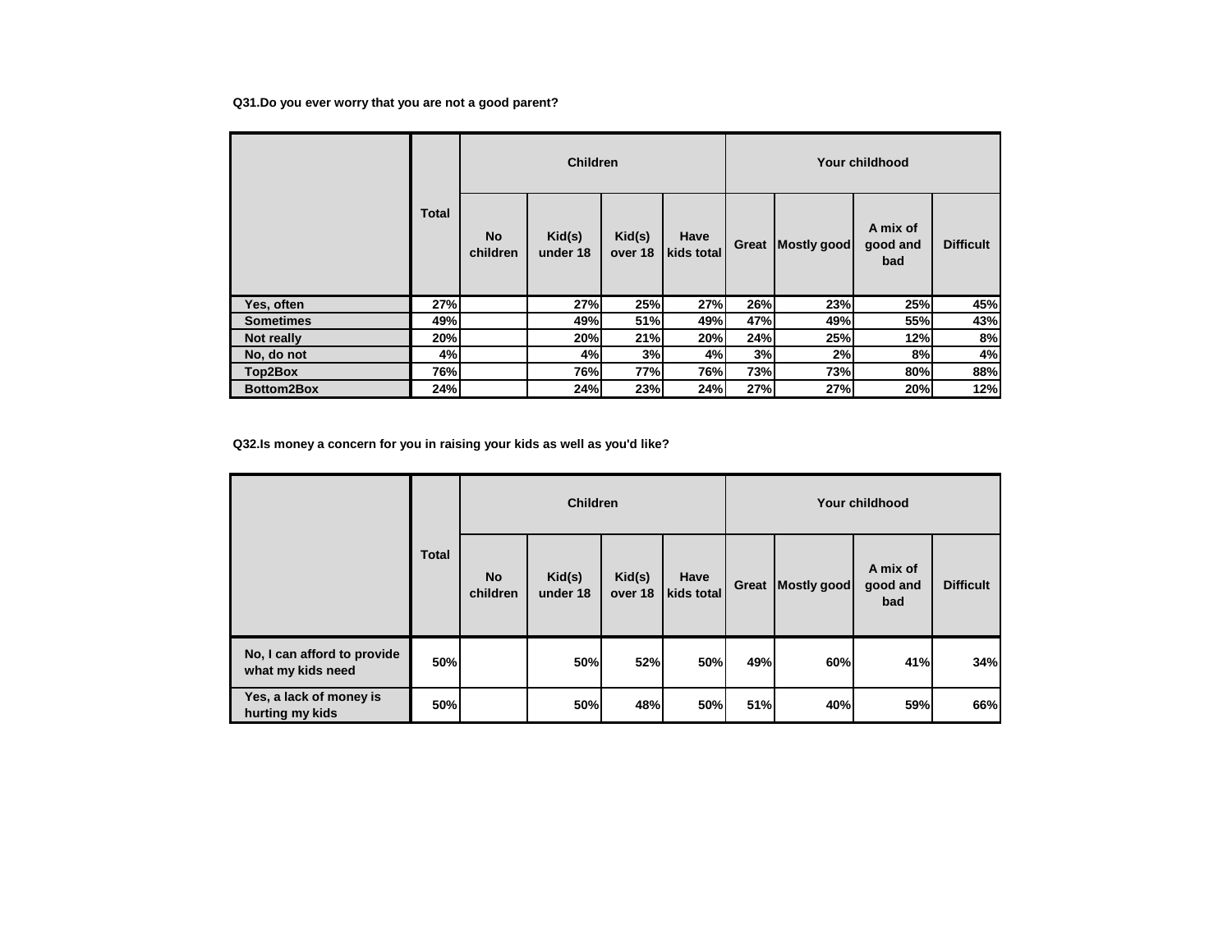**Q31.Do you ever worry that you are not a good parent?**

| | Total | Children | | | | Your childhood | | | |
|---|---|---|---|---|---|---|---|---|---|
| | | No children | Kid(s) under 18 | Kid(s) over 18 | Have kids total | Great | Mostly good | A mix of good and bad | Difficult |
| Yes, often | 27% | | 27% | 25% | 27% | 26% | 23% | 25% | 45% |
| Sometimes | 49% | | 49% | 51% | 49% | 47% | 49% | 55% | 43% |
| Not really | 20% | | 20% | 21% | 20% | 24% | 25% | 12% | 8% |
| No, do not | 4% | | 4% | 3% | 4% | 3% | 2% | 8% | 4% |
| Top2Box | 76% | | 76% | 77% | 76% | 73% | 73% | 80% | 88% |
| Bottom2Box | 24% | | 24% | 23% | 24% | 27% | 27% | 20% | 12% |

**Q32.Is money a concern for you in raising your kids as well as you'd like?**

| | Total | Children | | | | Your childhood | | | |
|---|---|---|---|---|---|---|---|---|---|
| | | No children | Kid(s) under 18 | Kid(s) over 18 | Have kids total | Great | Mostly good | A mix of good and bad | Difficult |
| No, I can afford to provide what my kids need | 50% | | 50% | 52% | 50% | 49% | 60% | 41% | 34% |
| Yes, a lack of money is hurting my kids | 50% | | 50% | 48% | 50% | 51% | 40% | 59% | 66% |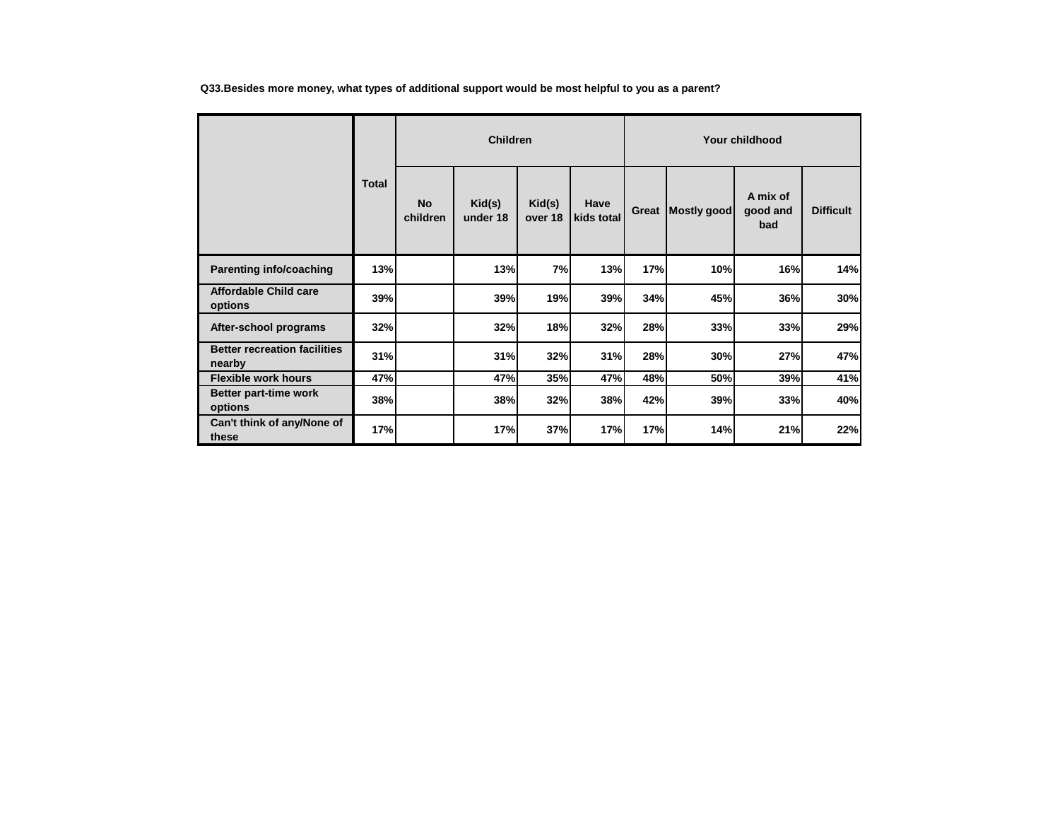**Q33.Besides more money, what types of additional support would be most helpful to you as a parent?**

| | Total | Children | | | | Your childhood | | | |
|---|---|---|---|---|---|---|---|---|---|
| | | No children | Kid(s) under 18 | Kid(s) over 18 | Have kids total | Great | Mostly good | A mix of good and bad | Difficult |
| Parenting info/coaching | 13% | | 13% | 7% | 13% | 17% | 10% | 16% | 14% |
| Affordable Child care options | 39% | | 39% | 19% | 39% | 34% | 45% | 36% | 30% |
| After-school programs | 32% | | 32% | 18% | 32% | 28% | 33% | 33% | 29% |
| Better recreation facilities nearby | 31% | | 31% | 32% | 31% | 28% | 30% | 27% | 47% |
| Flexible work hours | 47% | | 47% | 35% | 47% | 48% | 50% | 39% | 41% |
| Better part-time work options | 38% | | 38% | 32% | 38% | 42% | 39% | 33% | 40% |
| Can't think of any/None of these | 17% | | 17% | 37% | 17% | 17% | 14% | 21% | 22% |